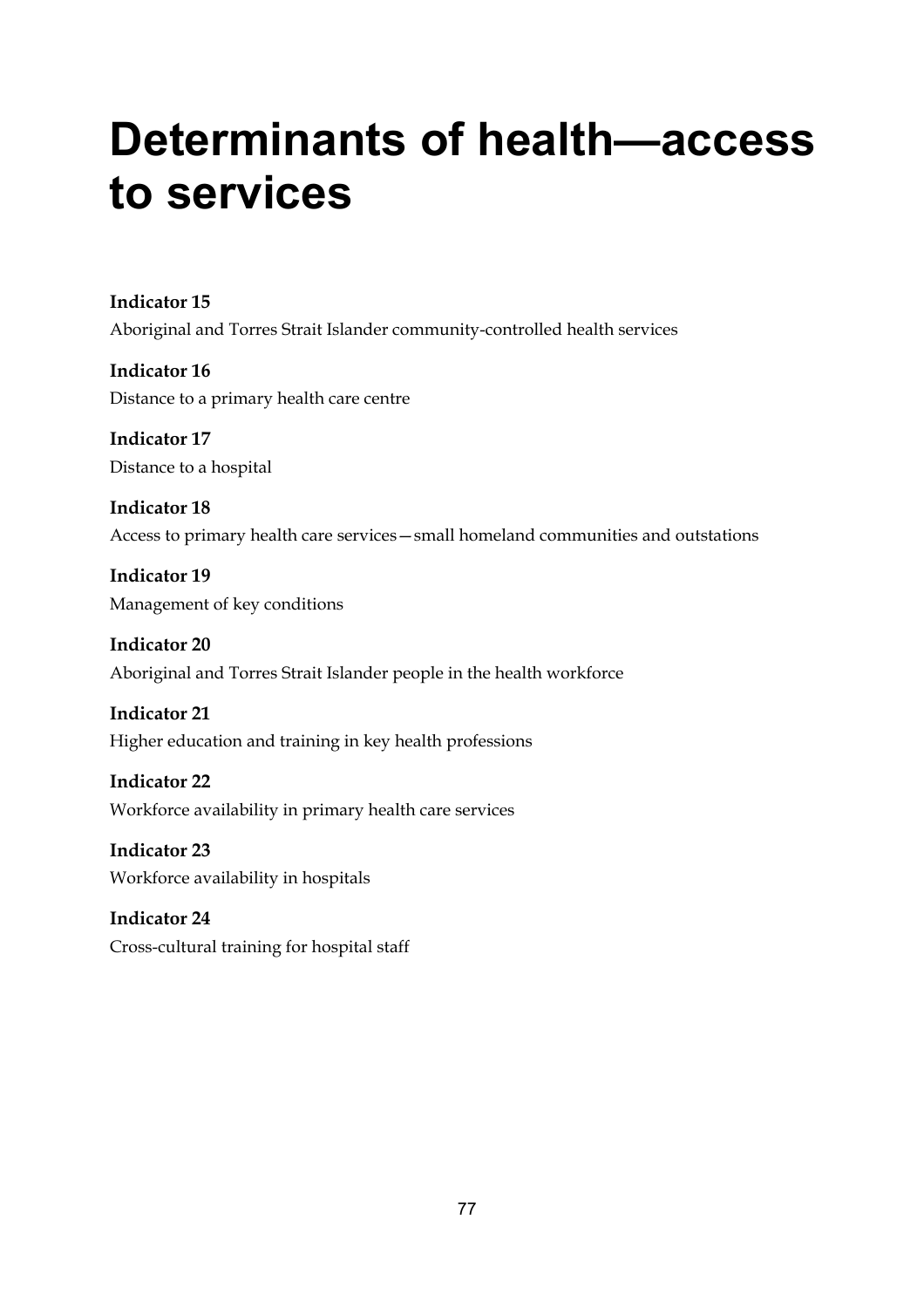# Determinants of health—access to services

**Indicator 15**
Aboriginal and Torres Strait Islander community-controlled health services

**Indicator 16**
Distance to a primary health care centre

**Indicator 17**
Distance to a hospital

**Indicator 18**
Access to primary health care services—small homeland communities and outstations

**Indicator 19**
Management of key conditions

**Indicator 20**
Aboriginal and Torres Strait Islander people in the health workforce

**Indicator 21**
Higher education and training in key health professions

**Indicator 22**
Workforce availability in primary health care services

**Indicator 23**
Workforce availability in hospitals

**Indicator 24**
Cross-cultural training for hospital staff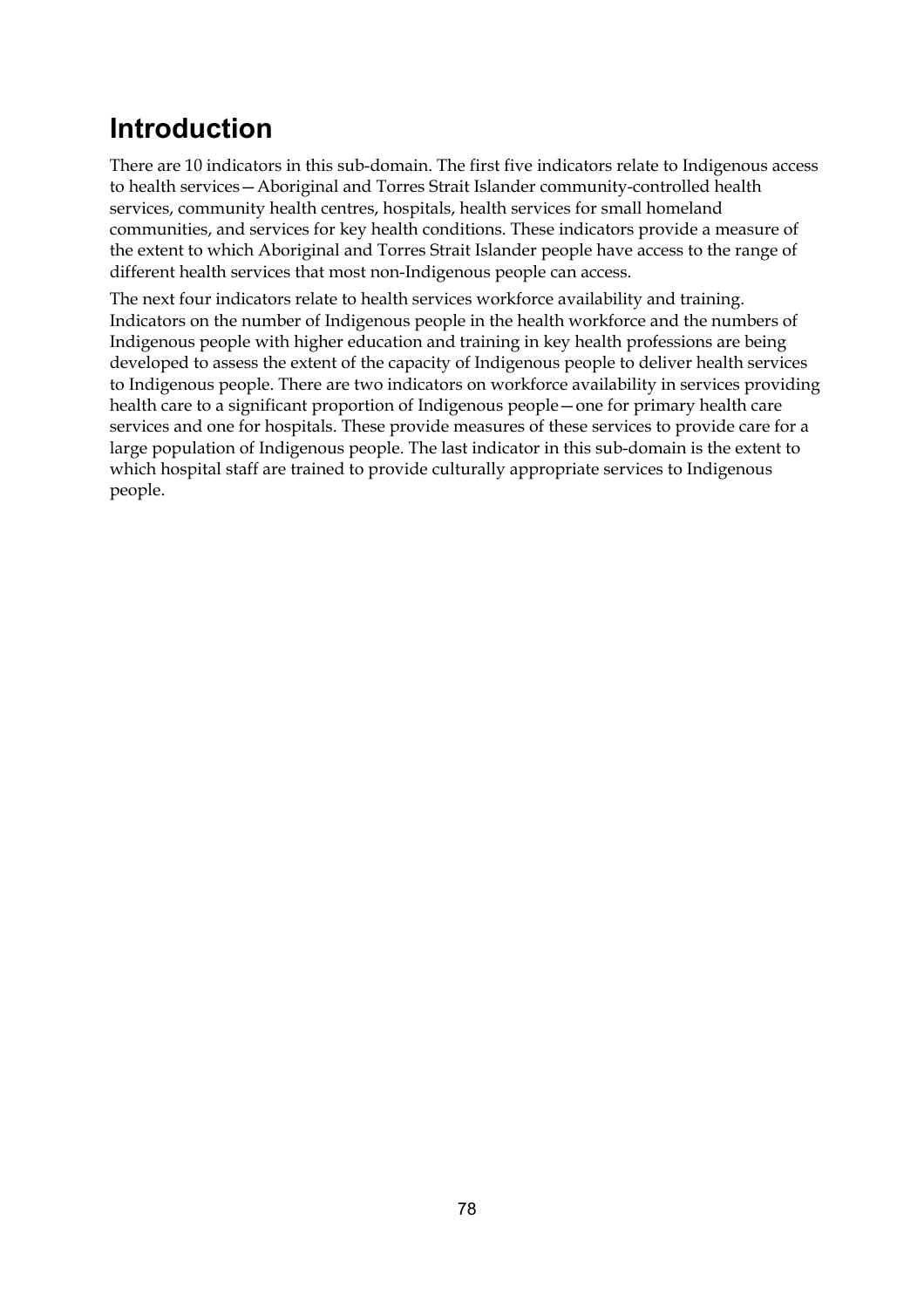# Introduction

There are 10 indicators in this sub-domain. The first five indicators relate to Indigenous access to health services—Aboriginal and Torres Strait Islander community-controlled health services, community health centres, hospitals, health services for small homeland communities, and services for key health conditions. These indicators provide a measure of the extent to which Aboriginal and Torres Strait Islander people have access to the range of different health services that most non-Indigenous people can access.

The next four indicators relate to health services workforce availability and training. Indicators on the number of Indigenous people in the health workforce and the numbers of Indigenous people with higher education and training in key health professions are being developed to assess the extent of the capacity of Indigenous people to deliver health services to Indigenous people. There are two indicators on workforce availability in services providing health care to a significant proportion of Indigenous people—one for primary health care services and one for hospitals. These provide measures of these services to provide care for a large population of Indigenous people. The last indicator in this sub-domain is the extent to which hospital staff are trained to provide culturally appropriate services to Indigenous people.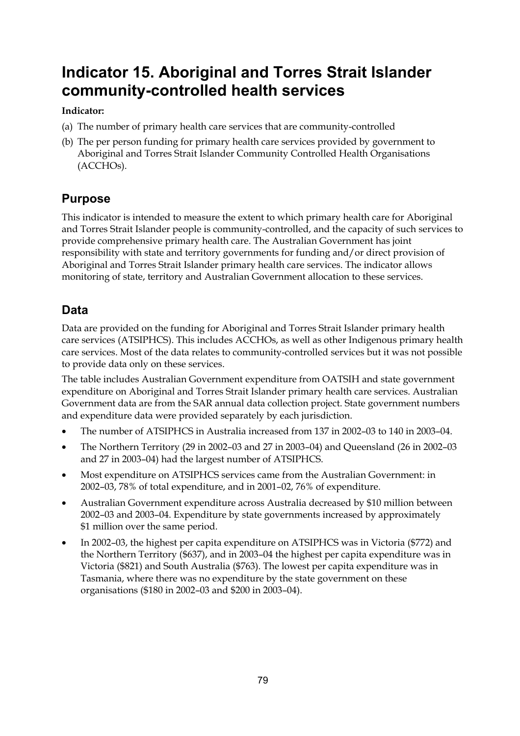# Indicator 15. Aboriginal and Torres Strait Islander community-controlled health services

**Indicator:**

(a) The number of primary health care services that are community-controlled

(b) The per person funding for primary health care services provided by government to Aboriginal and Torres Strait Islander Community Controlled Health Organisations (ACCHOs).

## Purpose

This indicator is intended to measure the extent to which primary health care for Aboriginal and Torres Strait Islander people is community-controlled, and the capacity of such services to provide comprehensive primary health care. The Australian Government has joint responsibility with state and territory governments for funding and/or direct provision of Aboriginal and Torres Strait Islander primary health care services. The indicator allows monitoring of state, territory and Australian Government allocation to these services.

## Data

Data are provided on the funding for Aboriginal and Torres Strait Islander primary health care services (ATSIPHCS). This includes ACCHOs, as well as other Indigenous primary health care services. Most of the data relates to community-controlled services but it was not possible to provide data only on these services.

The table includes Australian Government expenditure from OATSIH and state government expenditure on Aboriginal and Torres Strait Islander primary health care services. Australian Government data are from the SAR annual data collection project. State government numbers and expenditure data were provided separately by each jurisdiction.

- The number of ATSIPHCS in Australia increased from 137 in 2002–03 to 140 in 2003–04.
- The Northern Territory (29 in 2002–03 and 27 in 2003–04) and Queensland (26 in 2002–03 and 27 in 2003–04) had the largest number of ATSIPHCS.
- Most expenditure on ATSIPHCS services came from the Australian Government: in 2002–03, 78% of total expenditure, and in 2001–02, 76% of expenditure.
- Australian Government expenditure across Australia decreased by $10 million between 2002–03 and 2003–04. Expenditure by state governments increased by approximately $1 million over the same period.
- In 2002–03, the highest per capita expenditure on ATSIPHCS was in Victoria ($772) and the Northern Territory ($637), and in 2003–04 the highest per capita expenditure was in Victoria ($821) and South Australia ($763). The lowest per capita expenditure was in Tasmania, where there was no expenditure by the state government on these organisations ($180 in 2002–03 and $200 in 2003–04).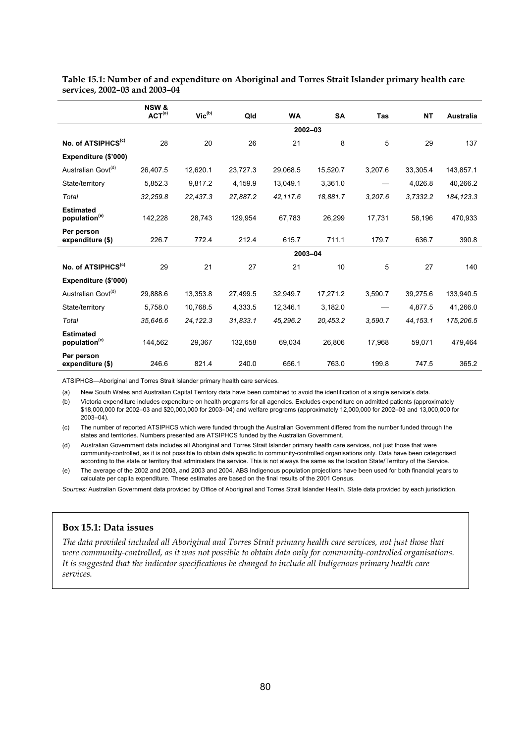**Table 15.1: Number of and expenditure on Aboriginal and Torres Strait Islander primary health care services, 2002–03 and 2003–04**

| | NSW & ACT[(a)] | Vic[(b)] | Qld | WA | SA | Tas | NT | Australia |
|---|---|---|---|---|---|---|---|---|
| | | | | **2002–03** | | | | |
| **No. of ATSIPHCS[(c)]** | 28 | 20 | 26 | 21 | 8 | 5 | 29 | 137 |
| **Expenditure ($'000)** | | | | | | | | |
| Australian Govt[(d)] | 26,407.5 | 12,620.1 | 23,727.3 | 29,068.5 | 15,520.7 | 3,207.6 | 33,305.4 | 143,857.1 |
| State/territory | 5,852.3 | 9,817.2 | 4,159.9 | 13,049.1 | 3,361.0 | — | 4,026.8 | 40,266.2 |
| *Total* | *32,259.8* | *22,437.3* | *27,887.2* | *42,117.6* | *18,881.7* | *3,207.6* | *3,7332.2* | *184,123.3* |
| **Estimated population[(e)]** | 142,228 | 28,743 | 129,954 | 67,783 | 26,299 | 17,731 | 58,196 | 470,933 |
| **Per person expenditure ($)** | 226.7 | 772.4 | 212.4 | 615.7 | 711.1 | 179.7 | 636.7 | 390.8 |
| | | | | **2003–04** | | | | |
| **No. of ATSIPHCS[(c)]** | 29 | 21 | 27 | 21 | 10 | 5 | 27 | 140 |
| **Expenditure ($'000)** | | | | | | | | |
| Australian Govt[(d)] | 29,888.6 | 13,353.8 | 27,499.5 | 32,949.7 | 17,271.2 | 3,590.7 | 39,275.6 | 133,940.5 |
| State/territory | 5,758.0 | 10,768.5 | 4,333.5 | 12,346.1 | 3,182.0 | — | 4,877.5 | 41,266.0 |
| *Total* | *35,646.6* | *24,122.3* | *31,833.1* | *45,296.2* | *20,453.2* | *3,590.7* | *44,153.1* | *175,206.5* |
| **Estimated population[(e)]** | 144,562 | 29,367 | 132,658 | 69,034 | 26,806 | 17,968 | 59,071 | 479,464 |
| **Per person expenditure ($)** | 246.6 | 821.4 | 240.0 | 656.1 | 763.0 | 199.8 | 747.5 | 365.2 |

ATSIPHCS—Aboriginal and Torres Strait Islander primary health care services.

(a) New South Wales and Australian Capital Territory data have been combined to avoid the identification of a single service's data.

(b) Victoria expenditure includes expenditure on health programs for all agencies. Excludes expenditure on admitted patients (approximately $18,000,000 for 2002–03 and $20,000,000 for 2003–04) and welfare programs (approximately 12,000,000 for 2002–03 and 13,000,000 for 2003–04).

(c) The number of reported ATSIPHCS which were funded through the Australian Government differed from the number funded through the states and territories. Numbers presented are ATSIPHCS funded by the Australian Government.

(d) Australian Government data includes all Aboriginal and Torres Strait Islander primary health care services, not just those that were community-controlled, as it is not possible to obtain data specific to community-controlled organisations only. Data have been categorised according to the state or territory that administers the service. This is not always the same as the location State/Territory of the Service.

(e) The average of the 2002 and 2003, and 2003 and 2004, ABS Indigenous population projections have been used for both financial years to calculate per capita expenditure. These estimates are based on the final results of the 2001 Census.

*Sources:* Australian Government data provided by Office of Aboriginal and Torres Strait Islander Health. State data provided by each jurisdiction.

### Box 15.1: Data issues

*The data provided included all Aboriginal and Torres Strait primary health care services, not just those that were community-controlled, as it was not possible to obtain data only for community-controlled organisations. It is suggested that the indicator specifications be changed to include all Indigenous primary health care services.*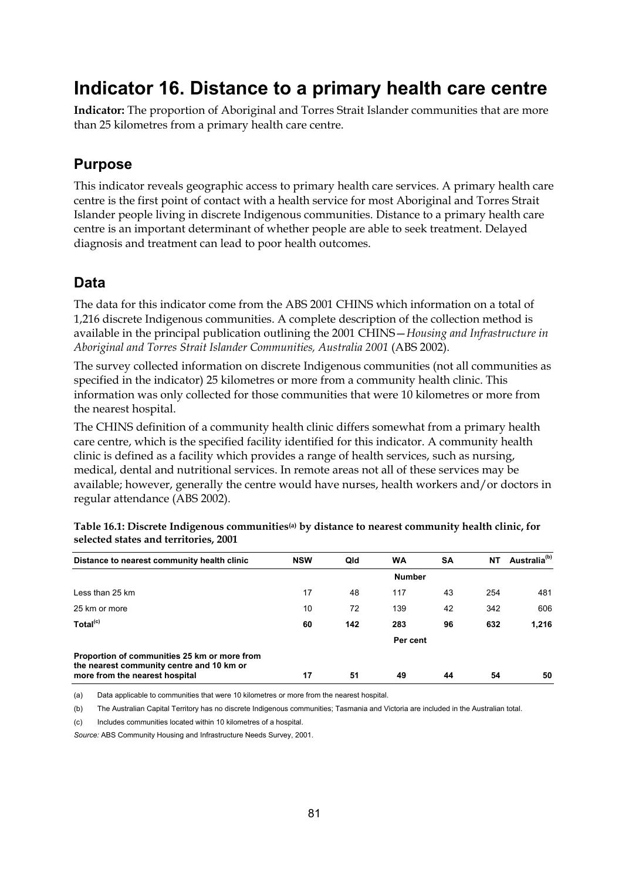# Indicator 16. Distance to a primary health care centre

**Indicator:** The proportion of Aboriginal and Torres Strait Islander communities that are more than 25 kilometres from a primary health care centre.

## Purpose

This indicator reveals geographic access to primary health care services. A primary health care centre is the first point of contact with a health service for most Aboriginal and Torres Strait Islander people living in discrete Indigenous communities. Distance to a primary health care centre is an important determinant of whether people are able to seek treatment. Delayed diagnosis and treatment can lead to poor health outcomes.

## Data

The data for this indicator come from the ABS 2001 CHINS which information on a total of 1,216 discrete Indigenous communities. A complete description of the collection method is available in the principal publication outlining the 2001 CHINS—*Housing and Infrastructure in Aboriginal and Torres Strait Islander Communities, Australia 2001* (ABS 2002).

The survey collected information on discrete Indigenous communities (not all communities as specified in the indicator) 25 kilometres or more from a community health clinic. This information was only collected for those communities that were 10 kilometres or more from the nearest hospital.

The CHINS definition of a community health clinic differs somewhat from a primary health care centre, which is the specified facility identified for this indicator. A community health clinic is defined as a facility which provides a range of health services, such as nursing, medical, dental and nutritional services. In remote areas not all of these services may be available; however, generally the centre would have nurses, health workers and/or doctors in regular attendance (ABS 2002).

**Table 16.1: Discrete Indigenous communities[(a)] by distance to nearest community health clinic, for selected states and territories, 2001**

| Distance to nearest community health clinic | NSW | Qld | WA | SA | NT | Australia[(b)] |
|---|---|---|---|---|---|---|
| | | | Number | | | |
| Less than 25 km | 17 | 48 | 117 | 43 | 254 | 481 |
| 25 km or more | 10 | 72 | 139 | 42 | 342 | 606 |
| **Total[(c)]** | **60** | **142** | **283** | **96** | **632** | **1,216** |
| | | | Per cent | | | |
| **Proportion of communities 25 km or more from the nearest community centre and 10 km or more from the nearest hospital** | **17** | **51** | **49** | **44** | **54** | **50** |

(a) Data applicable to communities that were 10 kilometres or more from the nearest hospital.

(b) The Australian Capital Territory has no discrete Indigenous communities; Tasmania and Victoria are included in the Australian total.

(c) Includes communities located within 10 kilometres of a hospital.

*Source:* ABS Community Housing and Infrastructure Needs Survey, 2001.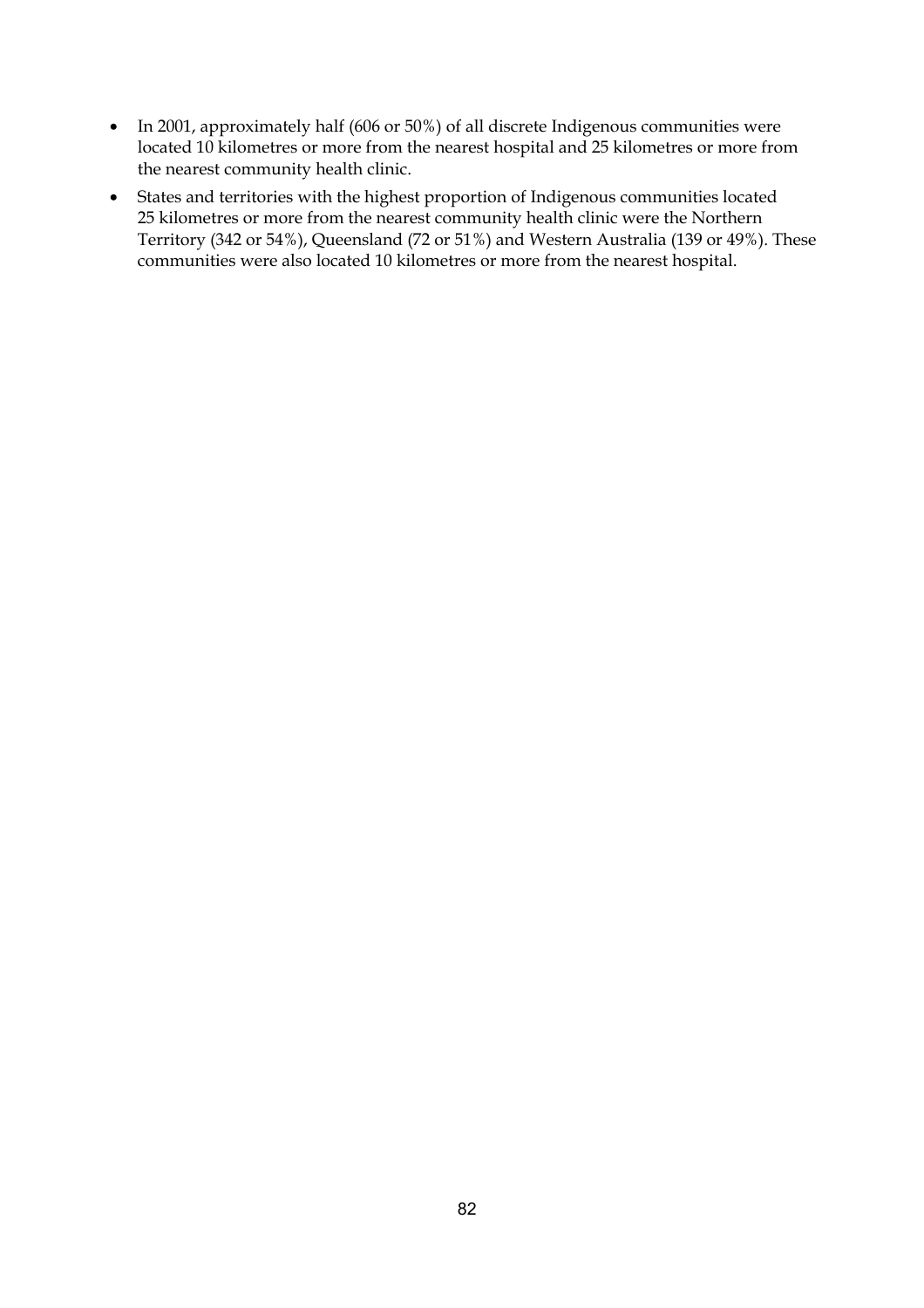- In 2001, approximately half (606 or 50%) of all discrete Indigenous communities were located 10 kilometres or more from the nearest hospital and 25 kilometres or more from the nearest community health clinic.
- States and territories with the highest proportion of Indigenous communities located 25 kilometres or more from the nearest community health clinic were the Northern Territory (342 or 54%), Queensland (72 or 51%) and Western Australia (139 or 49%). These communities were also located 10 kilometres or more from the nearest hospital.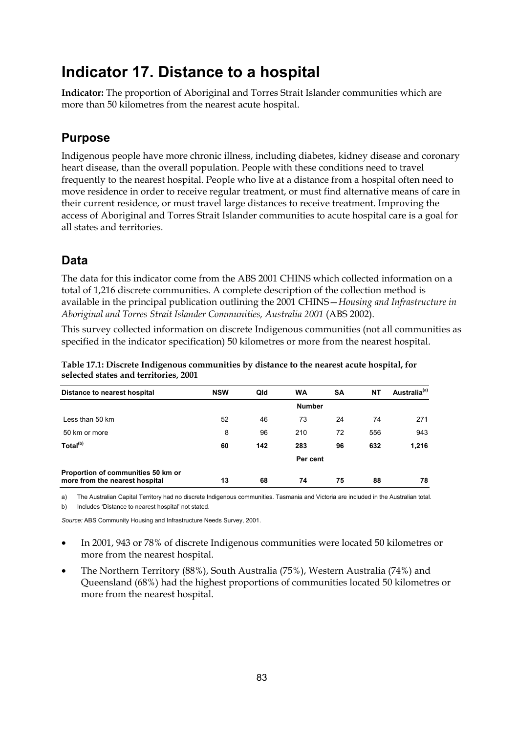# Indicator 17. Distance to a hospital

**Indicator:** The proportion of Aboriginal and Torres Strait Islander communities which are more than 50 kilometres from the nearest acute hospital.

## Purpose

Indigenous people have more chronic illness, including diabetes, kidney disease and coronary heart disease, than the overall population. People with these conditions need to travel frequently to the nearest hospital. People who live at a distance from a hospital often need to move residence in order to receive regular treatment, or must find alternative means of care in their current residence, or must travel large distances to receive treatment. Improving the access of Aboriginal and Torres Strait Islander communities to acute hospital care is a goal for all states and territories.

## Data

The data for this indicator come from the ABS 2001 CHINS which collected information on a total of 1,216 discrete communities. A complete description of the collection method is available in the principal publication outlining the 2001 CHINS—*Housing and Infrastructure in Aboriginal and Torres Strait Islander Communities, Australia 2001* (ABS 2002).

This survey collected information on discrete Indigenous communities (not all communities as specified in the indicator specification) 50 kilometres or more from the nearest hospital.

**Table 17.1: Discrete Indigenous communities by distance to the nearest acute hospital, for selected states and territories, 2001**

| Distance to nearest hospital | NSW | Qld | WA | SA | NT | Australia[(a)] |
|---|---|---|---|---|---|---|
| | | | Number | | | |
| Less than 50 km | 52 | 46 | 73 | 24 | 74 | 271 |
| 50 km or more | 8 | 96 | 210 | 72 | 556 | 943 |
| **Total[(b)]** | **60** | **142** | **283** | **96** | **632** | **1,216** |
| | | | Per cent | | | |
| **Proportion of communities 50 km or more from the nearest hospital** | **13** | **68** | **74** | **75** | **88** | **78** |

a) The Australian Capital Territory had no discrete Indigenous communities. Tasmania and Victoria are included in the Australian total.

b) Includes 'Distance to nearest hospital' not stated.

*Source:* ABS Community Housing and Infrastructure Needs Survey, 2001.

- In 2001, 943 or 78% of discrete Indigenous communities were located 50 kilometres or more from the nearest hospital.
- The Northern Territory (88%), South Australia (75%), Western Australia (74%) and Queensland (68%) had the highest proportions of communities located 50 kilometres or more from the nearest hospital.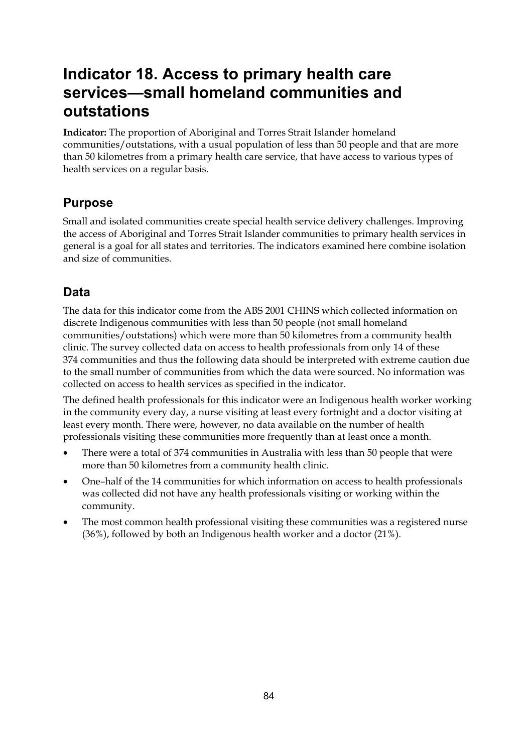# Indicator 18. Access to primary health care services—small homeland communities and outstations

**Indicator:** The proportion of Aboriginal and Torres Strait Islander homeland communities/outstations, with a usual population of less than 50 people and that are more than 50 kilometres from a primary health care service, that have access to various types of health services on a regular basis.

## Purpose

Small and isolated communities create special health service delivery challenges. Improving the access of Aboriginal and Torres Strait Islander communities to primary health services in general is a goal for all states and territories. The indicators examined here combine isolation and size of communities.

## Data

The data for this indicator come from the ABS 2001 CHINS which collected information on discrete Indigenous communities with less than 50 people (not small homeland communities/outstations) which were more than 50 kilometres from a community health clinic. The survey collected data on access to health professionals from only 14 of these 374 communities and thus the following data should be interpreted with extreme caution due to the small number of communities from which the data were sourced. No information was collected on access to health services as specified in the indicator.

The defined health professionals for this indicator were an Indigenous health worker working in the community every day, a nurse visiting at least every fortnight and a doctor visiting at least every month. There were, however, no data available on the number of health professionals visiting these communities more frequently than at least once a month.

- There were a total of 374 communities in Australia with less than 50 people that were more than 50 kilometres from a community health clinic.
- One–half of the 14 communities for which information on access to health professionals was collected did not have any health professionals visiting or working within the community.
- The most common health professional visiting these communities was a registered nurse (36%), followed by both an Indigenous health worker and a doctor (21%).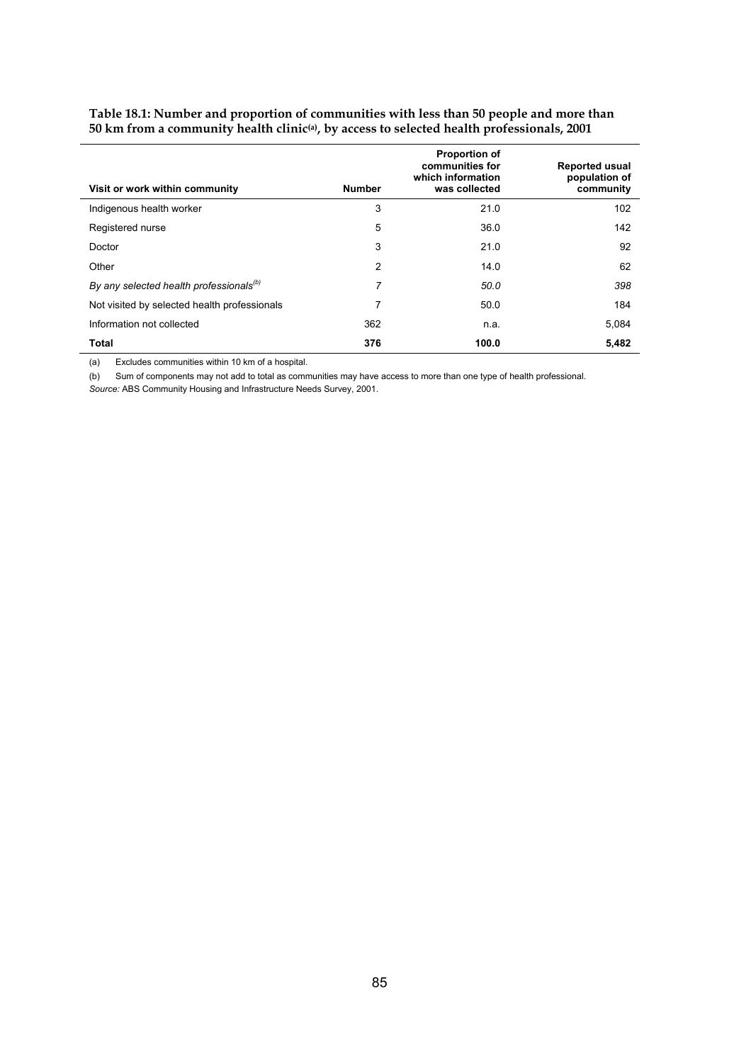**Table 18.1: Number and proportion of communities with less than 50 people and more than 50 km from a community health clinic[(a)], by access to selected health professionals, 2001**

| Visit or work within community | Number | Proportion of communities for which information was collected | Reported usual population of community |
|---|---|---|---|
| Indigenous health worker | 3 | 21.0 | 102 |
| Registered nurse | 5 | 36.0 | 142 |
| Doctor | 3 | 21.0 | 92 |
| Other | 2 | 14.0 | 62 |
| *By any selected health professionals[(b)]* | *7* | *50.0* | *398* |
| Not visited by selected health professionals | 7 | 50.0 | 184 |
| Information not collected | 362 | n.a. | 5,084 |
| **Total** | **376** | **100.0** | **5,482** |

(a) Excludes communities within 10 km of a hospital.

(b) Sum of components may not add to total as communities may have access to more than one type of health professional.

*Source:* ABS Community Housing and Infrastructure Needs Survey, 2001.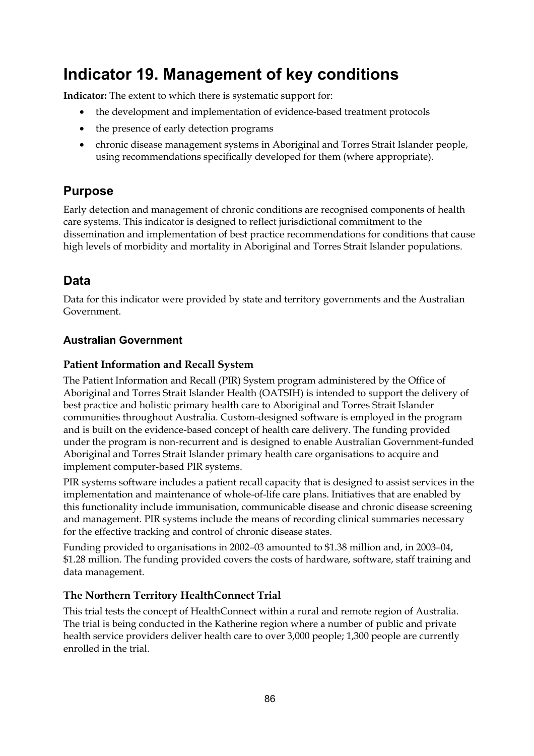# Indicator 19. Management of key conditions

**Indicator:** The extent to which there is systematic support for:

- the development and implementation of evidence-based treatment protocols
- the presence of early detection programs
- chronic disease management systems in Aboriginal and Torres Strait Islander people, using recommendations specifically developed for them (where appropriate).

## Purpose

Early detection and management of chronic conditions are recognised components of health care systems. This indicator is designed to reflect jurisdictional commitment to the dissemination and implementation of best practice recommendations for conditions that cause high levels of morbidity and mortality in Aboriginal and Torres Strait Islander populations.

## Data

Data for this indicator were provided by state and territory governments and the Australian Government.

### Australian Government

#### Patient Information and Recall System

The Patient Information and Recall (PIR) System program administered by the Office of Aboriginal and Torres Strait Islander Health (OATSIH) is intended to support the delivery of best practice and holistic primary health care to Aboriginal and Torres Strait Islander communities throughout Australia. Custom-designed software is employed in the program and is built on the evidence-based concept of health care delivery. The funding provided under the program is non-recurrent and is designed to enable Australian Government-funded Aboriginal and Torres Strait Islander primary health care organisations to acquire and implement computer-based PIR systems.

PIR systems software includes a patient recall capacity that is designed to assist services in the implementation and maintenance of whole-of-life care plans. Initiatives that are enabled by this functionality include immunisation, communicable disease and chronic disease screening and management. PIR systems include the means of recording clinical summaries necessary for the effective tracking and control of chronic disease states.

Funding provided to organisations in 2002–03 amounted to $1.38 million and, in 2003–04, $1.28 million. The funding provided covers the costs of hardware, software, staff training and data management.

#### The Northern Territory HealthConnect Trial

This trial tests the concept of HealthConnect within a rural and remote region of Australia. The trial is being conducted in the Katherine region where a number of public and private health service providers deliver health care to over 3,000 people; 1,300 people are currently enrolled in the trial.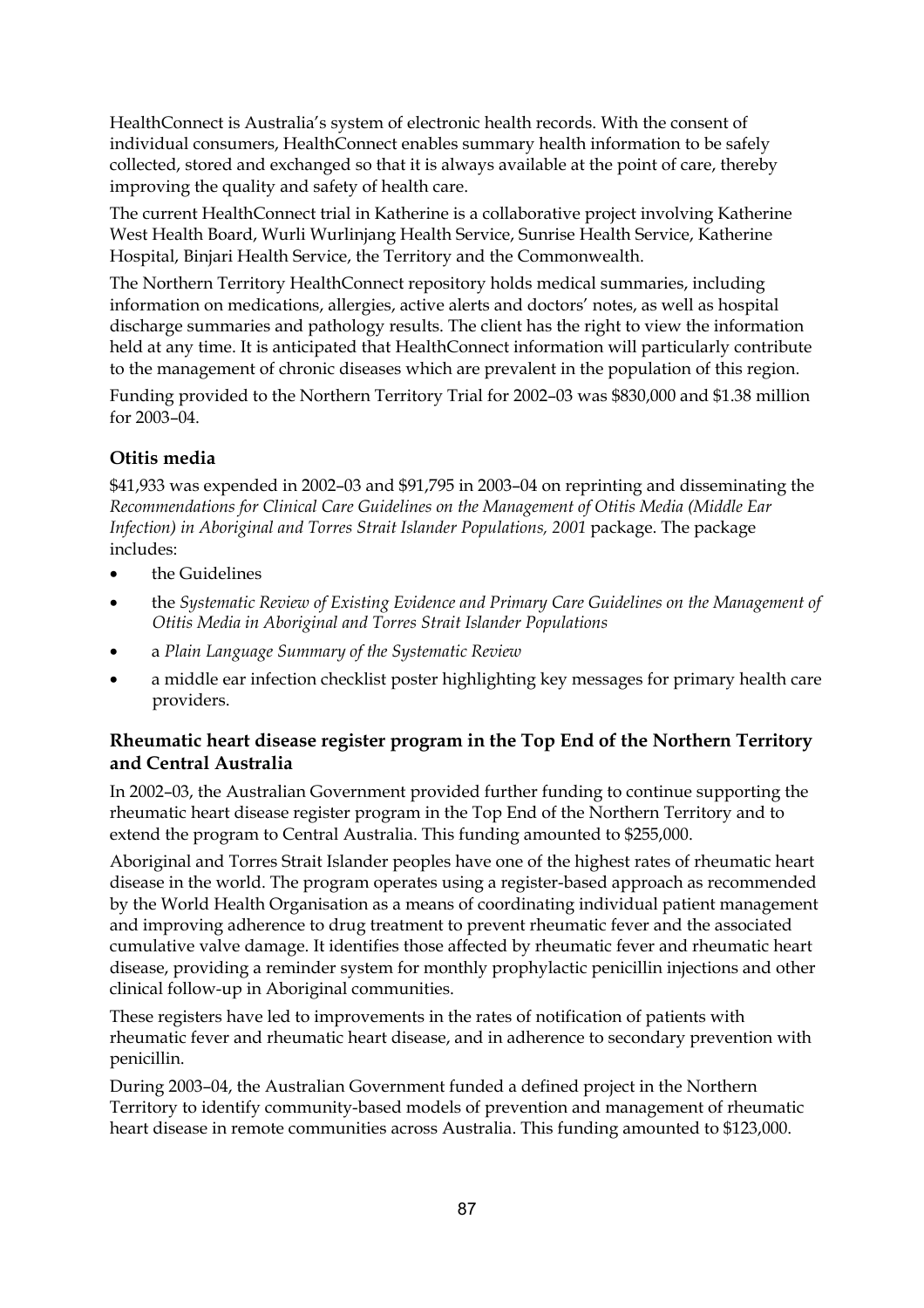HealthConnect is Australia's system of electronic health records. With the consent of individual consumers, HealthConnect enables summary health information to be safely collected, stored and exchanged so that it is always available at the point of care, thereby improving the quality and safety of health care.

The current HealthConnect trial in Katherine is a collaborative project involving Katherine West Health Board, Wurli Wurlinjang Health Service, Sunrise Health Service, Katherine Hospital, Binjari Health Service, the Territory and the Commonwealth.

The Northern Territory HealthConnect repository holds medical summaries, including information on medications, allergies, active alerts and doctors' notes, as well as hospital discharge summaries and pathology results. The client has the right to view the information held at any time. It is anticipated that HealthConnect information will particularly contribute to the management of chronic diseases which are prevalent in the population of this region.

Funding provided to the Northern Territory Trial for 2002–03 was $830,000 and $1.38 million for 2003–04.

### Otitis media

$41,933 was expended in 2002–03 and $91,795 in 2003–04 on reprinting and disseminating the *Recommendations for Clinical Care Guidelines on the Management of Otitis Media (Middle Ear Infection) in Aboriginal and Torres Strait Islander Populations, 2001* package. The package includes:

- the Guidelines
- the *Systematic Review of Existing Evidence and Primary Care Guidelines on the Management of Otitis Media in Aboriginal and Torres Strait Islander Populations*
- a *Plain Language Summary of the Systematic Review*
- a middle ear infection checklist poster highlighting key messages for primary health care providers.

### Rheumatic heart disease register program in the Top End of the Northern Territory and Central Australia

In 2002–03, the Australian Government provided further funding to continue supporting the rheumatic heart disease register program in the Top End of the Northern Territory and to extend the program to Central Australia. This funding amounted to $255,000.

Aboriginal and Torres Strait Islander peoples have one of the highest rates of rheumatic heart disease in the world. The program operates using a register-based approach as recommended by the World Health Organisation as a means of coordinating individual patient management and improving adherence to drug treatment to prevent rheumatic fever and the associated cumulative valve damage. It identifies those affected by rheumatic fever and rheumatic heart disease, providing a reminder system for monthly prophylactic penicillin injections and other clinical follow-up in Aboriginal communities.

These registers have led to improvements in the rates of notification of patients with rheumatic fever and rheumatic heart disease, and in adherence to secondary prevention with penicillin.

During 2003–04, the Australian Government funded a defined project in the Northern Territory to identify community-based models of prevention and management of rheumatic heart disease in remote communities across Australia. This funding amounted to $123,000.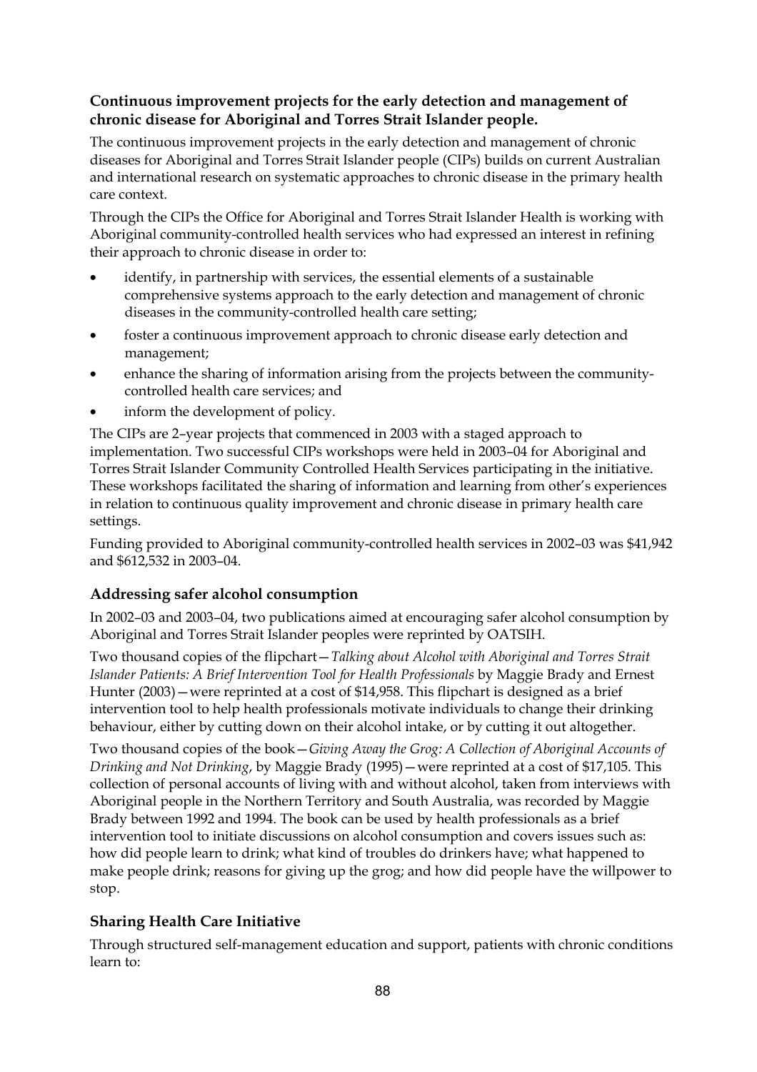### Continuous improvement projects for the early detection and management of chronic disease for Aboriginal and Torres Strait Islander people.

The continuous improvement projects in the early detection and management of chronic diseases for Aboriginal and Torres Strait Islander people (CIPs) builds on current Australian and international research on systematic approaches to chronic disease in the primary health care context.

Through the CIPs the Office for Aboriginal and Torres Strait Islander Health is working with Aboriginal community-controlled health services who had expressed an interest in refining their approach to chronic disease in order to:

- identify, in partnership with services, the essential elements of a sustainable comprehensive systems approach to the early detection and management of chronic diseases in the community-controlled health care setting;
- foster a continuous improvement approach to chronic disease early detection and management;
- enhance the sharing of information arising from the projects between the community-controlled health care services; and
- inform the development of policy.

The CIPs are 2–year projects that commenced in 2003 with a staged approach to implementation. Two successful CIPs workshops were held in 2003–04 for Aboriginal and Torres Strait Islander Community Controlled Health Services participating in the initiative. These workshops facilitated the sharing of information and learning from other's experiences in relation to continuous quality improvement and chronic disease in primary health care settings.

Funding provided to Aboriginal community-controlled health services in 2002–03 was $41,942 and $612,532 in 2003–04.

### Addressing safer alcohol consumption

In 2002–03 and 2003–04, two publications aimed at encouraging safer alcohol consumption by Aboriginal and Torres Strait Islander peoples were reprinted by OATSIH.

Two thousand copies of the flipchart—*Talking about Alcohol with Aboriginal and Torres Strait Islander Patients: A Brief Intervention Tool for Health Professionals* by Maggie Brady and Ernest Hunter (2003)—were reprinted at a cost of $14,958. This flipchart is designed as a brief intervention tool to help health professionals motivate individuals to change their drinking behaviour, either by cutting down on their alcohol intake, or by cutting it out altogether.

Two thousand copies of the book—*Giving Away the Grog: A Collection of Aboriginal Accounts of Drinking and Not Drinking*, by Maggie Brady (1995)—were reprinted at a cost of $17,105. This collection of personal accounts of living with and without alcohol, taken from interviews with Aboriginal people in the Northern Territory and South Australia, was recorded by Maggie Brady between 1992 and 1994. The book can be used by health professionals as a brief intervention tool to initiate discussions on alcohol consumption and covers issues such as: how did people learn to drink; what kind of troubles do drinkers have; what happened to make people drink; reasons for giving up the grog; and how did people have the willpower to stop.

### Sharing Health Care Initiative

Through structured self-management education and support, patients with chronic conditions learn to: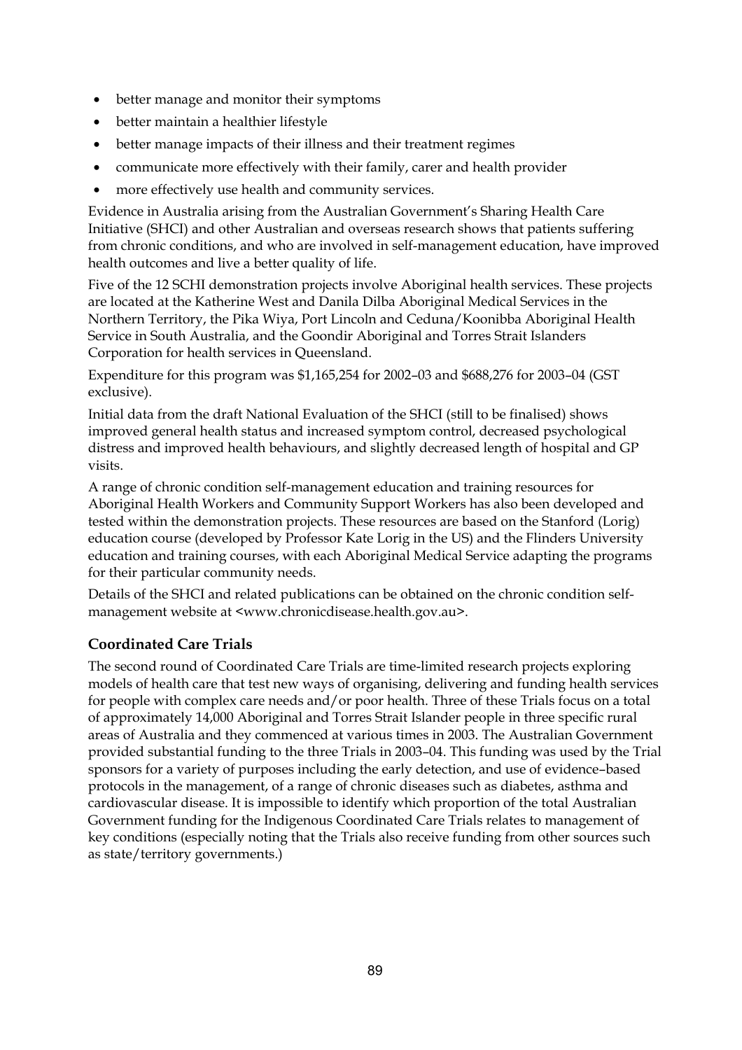- better manage and monitor their symptoms
- better maintain a healthier lifestyle
- better manage impacts of their illness and their treatment regimes
- communicate more effectively with their family, carer and health provider
- more effectively use health and community services.

Evidence in Australia arising from the Australian Government's Sharing Health Care Initiative (SHCI) and other Australian and overseas research shows that patients suffering from chronic conditions, and who are involved in self-management education, have improved health outcomes and live a better quality of life.

Five of the 12 SCHI demonstration projects involve Aboriginal health services. These projects are located at the Katherine West and Danila Dilba Aboriginal Medical Services in the Northern Territory, the Pika Wiya, Port Lincoln and Ceduna/Koonibba Aboriginal Health Service in South Australia, and the Goondir Aboriginal and Torres Strait Islanders Corporation for health services in Queensland.

Expenditure for this program was $1,165,254 for 2002–03 and $688,276 for 2003–04 (GST exclusive).

Initial data from the draft National Evaluation of the SHCI (still to be finalised) shows improved general health status and increased symptom control, decreased psychological distress and improved health behaviours, and slightly decreased length of hospital and GP visits.

A range of chronic condition self-management education and training resources for Aboriginal Health Workers and Community Support Workers has also been developed and tested within the demonstration projects. These resources are based on the Stanford (Lorig) education course (developed by Professor Kate Lorig in the US) and the Flinders University education and training courses, with each Aboriginal Medical Service adapting the programs for their particular community needs.

Details of the SHCI and related publications can be obtained on the chronic condition self-management website at <www.chronicdisease.health.gov.au>.

### Coordinated Care Trials

The second round of Coordinated Care Trials are time-limited research projects exploring models of health care that test new ways of organising, delivering and funding health services for people with complex care needs and/or poor health. Three of these Trials focus on a total of approximately 14,000 Aboriginal and Torres Strait Islander people in three specific rural areas of Australia and they commenced at various times in 2003. The Australian Government provided substantial funding to the three Trials in 2003–04. This funding was used by the Trial sponsors for a variety of purposes including the early detection, and use of evidence–based protocols in the management, of a range of chronic diseases such as diabetes, asthma and cardiovascular disease. It is impossible to identify which proportion of the total Australian Government funding for the Indigenous Coordinated Care Trials relates to management of key conditions (especially noting that the Trials also receive funding from other sources such as state/territory governments.)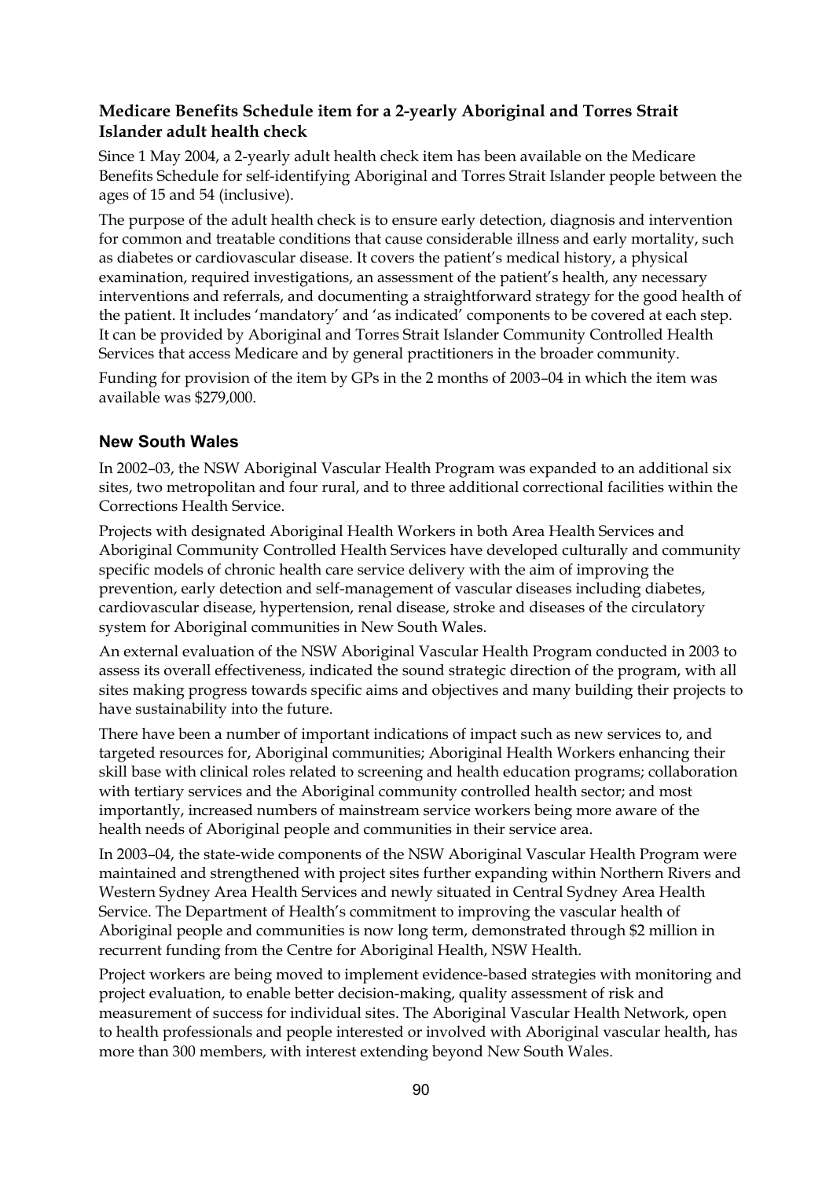### Medicare Benefits Schedule item for a 2-yearly Aboriginal and Torres Strait Islander adult health check

Since 1 May 2004, a 2-yearly adult health check item has been available on the Medicare Benefits Schedule for self-identifying Aboriginal and Torres Strait Islander people between the ages of 15 and 54 (inclusive).

The purpose of the adult health check is to ensure early detection, diagnosis and intervention for common and treatable conditions that cause considerable illness and early mortality, such as diabetes or cardiovascular disease. It covers the patient's medical history, a physical examination, required investigations, an assessment of the patient's health, any necessary interventions and referrals, and documenting a straightforward strategy for the good health of the patient. It includes 'mandatory' and 'as indicated' components to be covered at each step. It can be provided by Aboriginal and Torres Strait Islander Community Controlled Health Services that access Medicare and by general practitioners in the broader community.

Funding for provision of the item by GPs in the 2 months of 2003–04 in which the item was available was $279,000.

## New South Wales

In 2002–03, the NSW Aboriginal Vascular Health Program was expanded to an additional six sites, two metropolitan and four rural, and to three additional correctional facilities within the Corrections Health Service.

Projects with designated Aboriginal Health Workers in both Area Health Services and Aboriginal Community Controlled Health Services have developed culturally and community specific models of chronic health care service delivery with the aim of improving the prevention, early detection and self-management of vascular diseases including diabetes, cardiovascular disease, hypertension, renal disease, stroke and diseases of the circulatory system for Aboriginal communities in New South Wales.

An external evaluation of the NSW Aboriginal Vascular Health Program conducted in 2003 to assess its overall effectiveness, indicated the sound strategic direction of the program, with all sites making progress towards specific aims and objectives and many building their projects to have sustainability into the future.

There have been a number of important indications of impact such as new services to, and targeted resources for, Aboriginal communities; Aboriginal Health Workers enhancing their skill base with clinical roles related to screening and health education programs; collaboration with tertiary services and the Aboriginal community controlled health sector; and most importantly, increased numbers of mainstream service workers being more aware of the health needs of Aboriginal people and communities in their service area.

In 2003–04, the state-wide components of the NSW Aboriginal Vascular Health Program were maintained and strengthened with project sites further expanding within Northern Rivers and Western Sydney Area Health Services and newly situated in Central Sydney Area Health Service. The Department of Health's commitment to improving the vascular health of Aboriginal people and communities is now long term, demonstrated through $2 million in recurrent funding from the Centre for Aboriginal Health, NSW Health.

Project workers are being moved to implement evidence-based strategies with monitoring and project evaluation, to enable better decision-making, quality assessment of risk and measurement of success for individual sites. The Aboriginal Vascular Health Network, open to health professionals and people interested or involved with Aboriginal vascular health, has more than 300 members, with interest extending beyond New South Wales.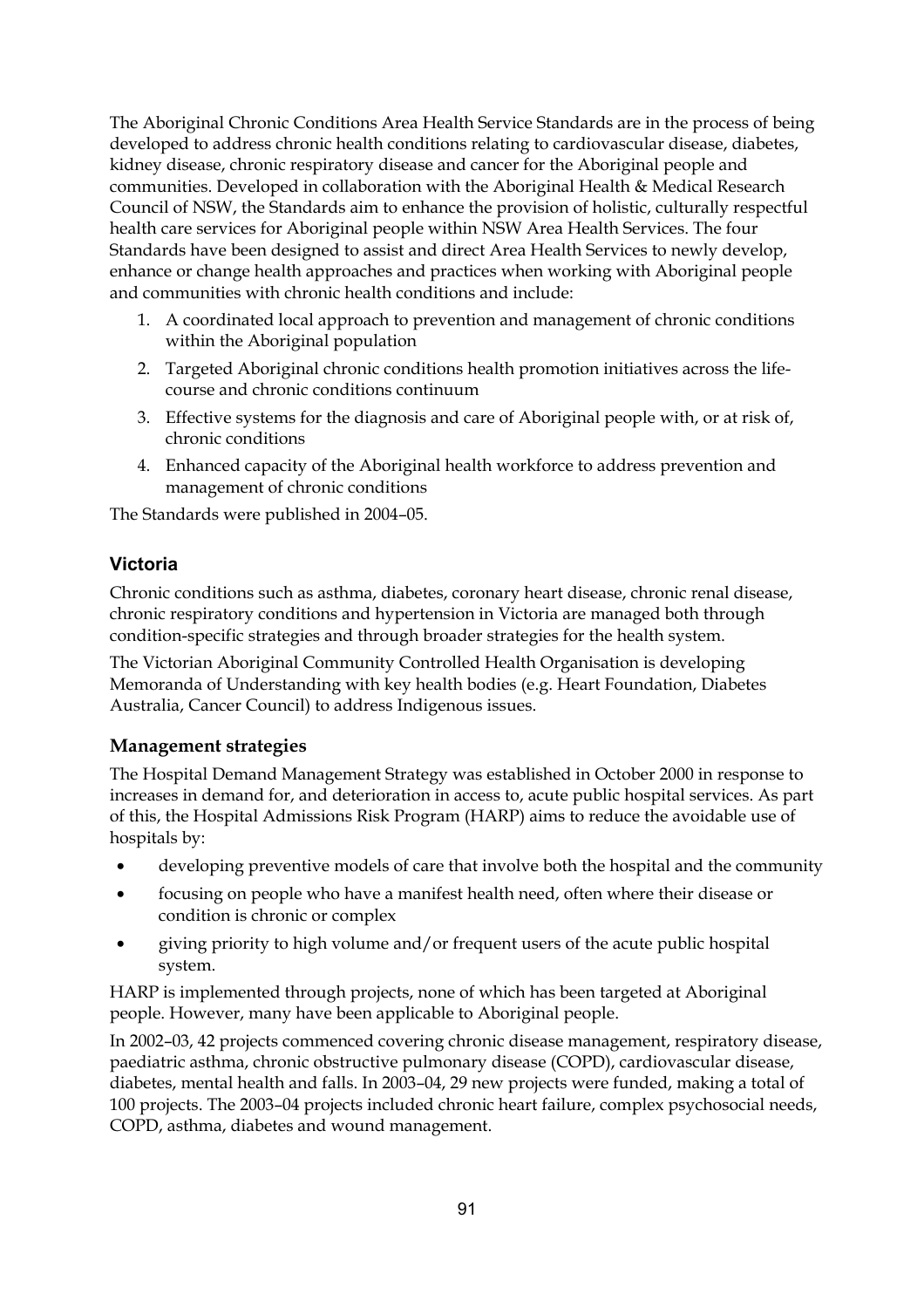The Aboriginal Chronic Conditions Area Health Service Standards are in the process of being developed to address chronic health conditions relating to cardiovascular disease, diabetes, kidney disease, chronic respiratory disease and cancer for the Aboriginal people and communities. Developed in collaboration with the Aboriginal Health & Medical Research Council of NSW, the Standards aim to enhance the provision of holistic, culturally respectful health care services for Aboriginal people within NSW Area Health Services. The four Standards have been designed to assist and direct Area Health Services to newly develop, enhance or change health approaches and practices when working with Aboriginal people and communities with chronic health conditions and include:

1. A coordinated local approach to prevention and management of chronic conditions within the Aboriginal population
2. Targeted Aboriginal chronic conditions health promotion initiatives across the life-course and chronic conditions continuum
3. Effective systems for the diagnosis and care of Aboriginal people with, or at risk of, chronic conditions
4. Enhanced capacity of the Aboriginal health workforce to address prevention and management of chronic conditions

The Standards were published in 2004–05.

## Victoria

Chronic conditions such as asthma, diabetes, coronary heart disease, chronic renal disease, chronic respiratory conditions and hypertension in Victoria are managed both through condition-specific strategies and through broader strategies for the health system.

The Victorian Aboriginal Community Controlled Health Organisation is developing Memoranda of Understanding with key health bodies (e.g. Heart Foundation, Diabetes Australia, Cancer Council) to address Indigenous issues.

### Management strategies

The Hospital Demand Management Strategy was established in October 2000 in response to increases in demand for, and deterioration in access to, acute public hospital services. As part of this, the Hospital Admissions Risk Program (HARP) aims to reduce the avoidable use of hospitals by:

- developing preventive models of care that involve both the hospital and the community
- focusing on people who have a manifest health need, often where their disease or condition is chronic or complex
- giving priority to high volume and/or frequent users of the acute public hospital system.

HARP is implemented through projects, none of which has been targeted at Aboriginal people. However, many have been applicable to Aboriginal people.

In 2002–03, 42 projects commenced covering chronic disease management, respiratory disease, paediatric asthma, chronic obstructive pulmonary disease (COPD), cardiovascular disease, diabetes, mental health and falls. In 2003–04, 29 new projects were funded, making a total of 100 projects. The 2003–04 projects included chronic heart failure, complex psychosocial needs, COPD, asthma, diabetes and wound management.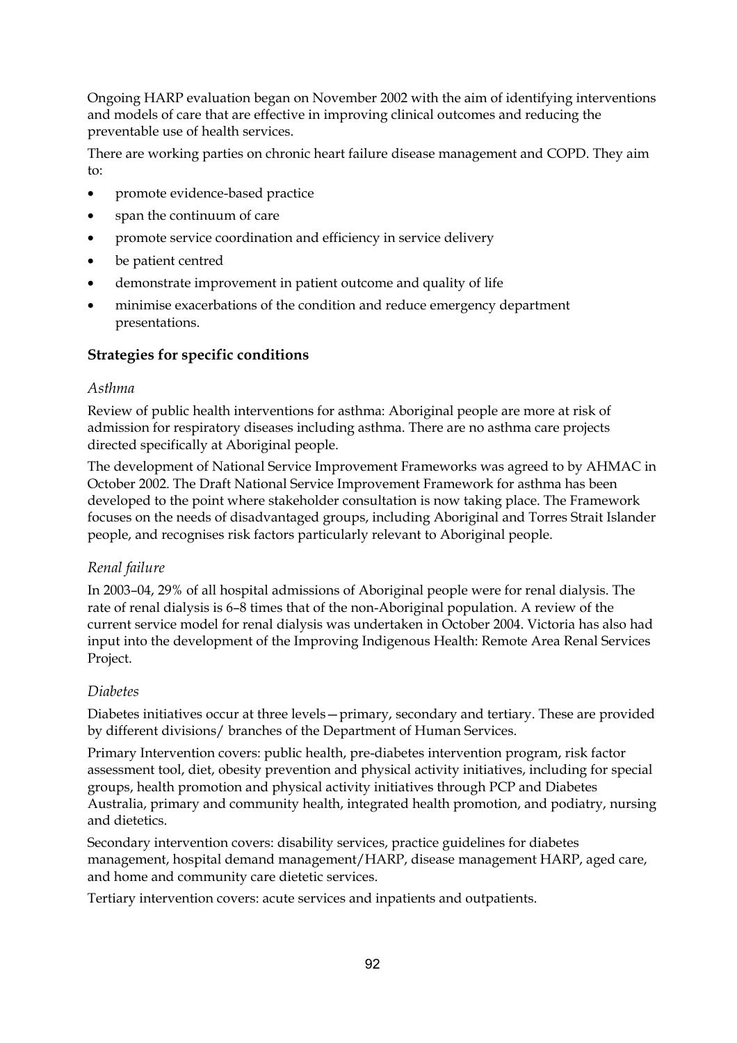Ongoing HARP evaluation began on November 2002 with the aim of identifying interventions and models of care that are effective in improving clinical outcomes and reducing the preventable use of health services.

There are working parties on chronic heart failure disease management and COPD. They aim to:

- promote evidence-based practice
- span the continuum of care
- promote service coordination and efficiency in service delivery
- be patient centred
- demonstrate improvement in patient outcome and quality of life
- minimise exacerbations of the condition and reduce emergency department presentations.

### Strategies for specific conditions

*Asthma*

Review of public health interventions for asthma: Aboriginal people are more at risk of admission for respiratory diseases including asthma. There are no asthma care projects directed specifically at Aboriginal people.

The development of National Service Improvement Frameworks was agreed to by AHMAC in October 2002. The Draft National Service Improvement Framework for asthma has been developed to the point where stakeholder consultation is now taking place. The Framework focuses on the needs of disadvantaged groups, including Aboriginal and Torres Strait Islander people, and recognises risk factors particularly relevant to Aboriginal people.

*Renal failure*

In 2003–04, 29% of all hospital admissions of Aboriginal people were for renal dialysis. The rate of renal dialysis is 6–8 times that of the non-Aboriginal population. A review of the current service model for renal dialysis was undertaken in October 2004. Victoria has also had input into the development of the Improving Indigenous Health: Remote Area Renal Services Project.

*Diabetes*

Diabetes initiatives occur at three levels—primary, secondary and tertiary. These are provided by different divisions/ branches of the Department of Human Services.

Primary Intervention covers: public health, pre-diabetes intervention program, risk factor assessment tool, diet, obesity prevention and physical activity initiatives, including for special groups, health promotion and physical activity initiatives through PCP and Diabetes Australia, primary and community health, integrated health promotion, and podiatry, nursing and dietetics.

Secondary intervention covers: disability services, practice guidelines for diabetes management, hospital demand management/HARP, disease management HARP, aged care, and home and community care dietetic services.

Tertiary intervention covers: acute services and inpatients and outpatients.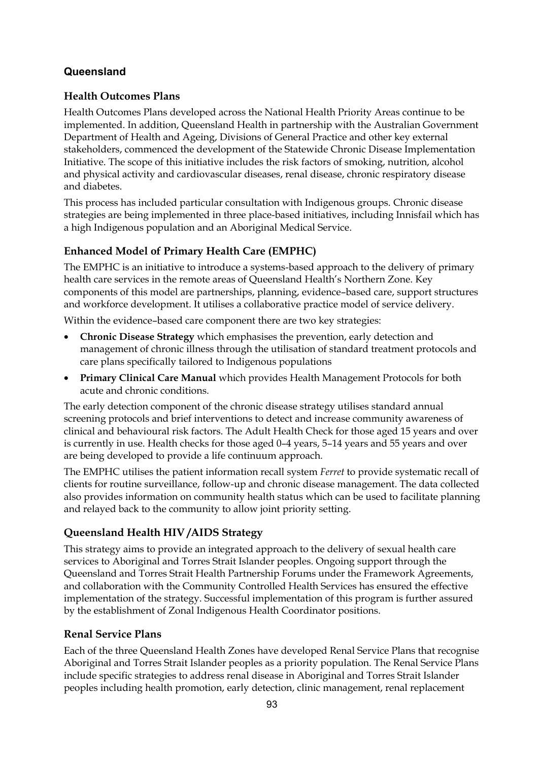## Queensland

### Health Outcomes Plans

Health Outcomes Plans developed across the National Health Priority Areas continue to be implemented. In addition, Queensland Health in partnership with the Australian Government Department of Health and Ageing, Divisions of General Practice and other key external stakeholders, commenced the development of the Statewide Chronic Disease Implementation Initiative. The scope of this initiative includes the risk factors of smoking, nutrition, alcohol and physical activity and cardiovascular diseases, renal disease, chronic respiratory disease and diabetes.

This process has included particular consultation with Indigenous groups. Chronic disease strategies are being implemented in three place-based initiatives, including Innisfail which has a high Indigenous population and an Aboriginal Medical Service.

### Enhanced Model of Primary Health Care (EMPHC)

The EMPHC is an initiative to introduce a systems-based approach to the delivery of primary health care services in the remote areas of Queensland Health's Northern Zone. Key components of this model are partnerships, planning, evidence–based care, support structures and workforce development. It utilises a collaborative practice model of service delivery.

Within the evidence–based care component there are two key strategies:

- **Chronic Disease Strategy** which emphasises the prevention, early detection and management of chronic illness through the utilisation of standard treatment protocols and care plans specifically tailored to Indigenous populations
- **Primary Clinical Care Manual** which provides Health Management Protocols for both acute and chronic conditions.

The early detection component of the chronic disease strategy utilises standard annual screening protocols and brief interventions to detect and increase community awareness of clinical and behavioural risk factors. The Adult Health Check for those aged 15 years and over is currently in use. Health checks for those aged 0–4 years, 5–14 years and 55 years and over are being developed to provide a life continuum approach.

The EMPHC utilises the patient information recall system *Ferret* to provide systematic recall of clients for routine surveillance, follow-up and chronic disease management. The data collected also provides information on community health status which can be used to facilitate planning and relayed back to the community to allow joint priority setting.

### Queensland Health HIV /AIDS Strategy

This strategy aims to provide an integrated approach to the delivery of sexual health care services to Aboriginal and Torres Strait Islander peoples. Ongoing support through the Queensland and Torres Strait Health Partnership Forums under the Framework Agreements, and collaboration with the Community Controlled Health Services has ensured the effective implementation of the strategy. Successful implementation of this program is further assured by the establishment of Zonal Indigenous Health Coordinator positions.

### Renal Service Plans

Each of the three Queensland Health Zones have developed Renal Service Plans that recognise Aboriginal and Torres Strait Islander peoples as a priority population. The Renal Service Plans include specific strategies to address renal disease in Aboriginal and Torres Strait Islander peoples including health promotion, early detection, clinic management, renal replacement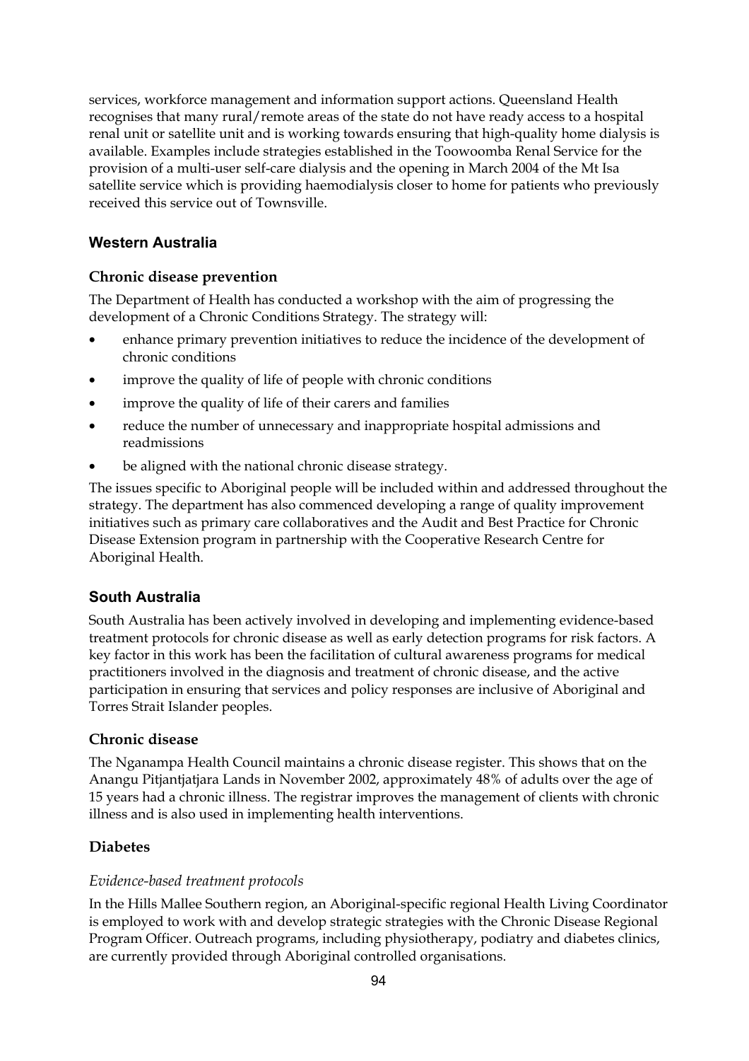services, workforce management and information support actions. Queensland Health recognises that many rural/remote areas of the state do not have ready access to a hospital renal unit or satellite unit and is working towards ensuring that high-quality home dialysis is available. Examples include strategies established in the Toowoomba Renal Service for the provision of a multi-user self-care dialysis and the opening in March 2004 of the Mt Isa satellite service which is providing haemodialysis closer to home for patients who previously received this service out of Townsville.

## Western Australia

### Chronic disease prevention

The Department of Health has conducted a workshop with the aim of progressing the development of a Chronic Conditions Strategy. The strategy will:

- enhance primary prevention initiatives to reduce the incidence of the development of chronic conditions
- improve the quality of life of people with chronic conditions
- improve the quality of life of their carers and families
- reduce the number of unnecessary and inappropriate hospital admissions and readmissions
- be aligned with the national chronic disease strategy.

The issues specific to Aboriginal people will be included within and addressed throughout the strategy. The department has also commenced developing a range of quality improvement initiatives such as primary care collaboratives and the Audit and Best Practice for Chronic Disease Extension program in partnership with the Cooperative Research Centre for Aboriginal Health.

## South Australia

South Australia has been actively involved in developing and implementing evidence-based treatment protocols for chronic disease as well as early detection programs for risk factors. A key factor in this work has been the facilitation of cultural awareness programs for medical practitioners involved in the diagnosis and treatment of chronic disease, and the active participation in ensuring that services and policy responses are inclusive of Aboriginal and Torres Strait Islander peoples.

### Chronic disease

The Nganampa Health Council maintains a chronic disease register. This shows that on the Anangu Pitjantjatjara Lands in November 2002, approximately 48% of adults over the age of 15 years had a chronic illness. The registrar improves the management of clients with chronic illness and is also used in implementing health interventions.

### Diabetes

#### *Evidence-based treatment protocols*

In the Hills Mallee Southern region, an Aboriginal-specific regional Health Living Coordinator is employed to work with and develop strategic strategies with the Chronic Disease Regional Program Officer. Outreach programs, including physiotherapy, podiatry and diabetes clinics, are currently provided through Aboriginal controlled organisations.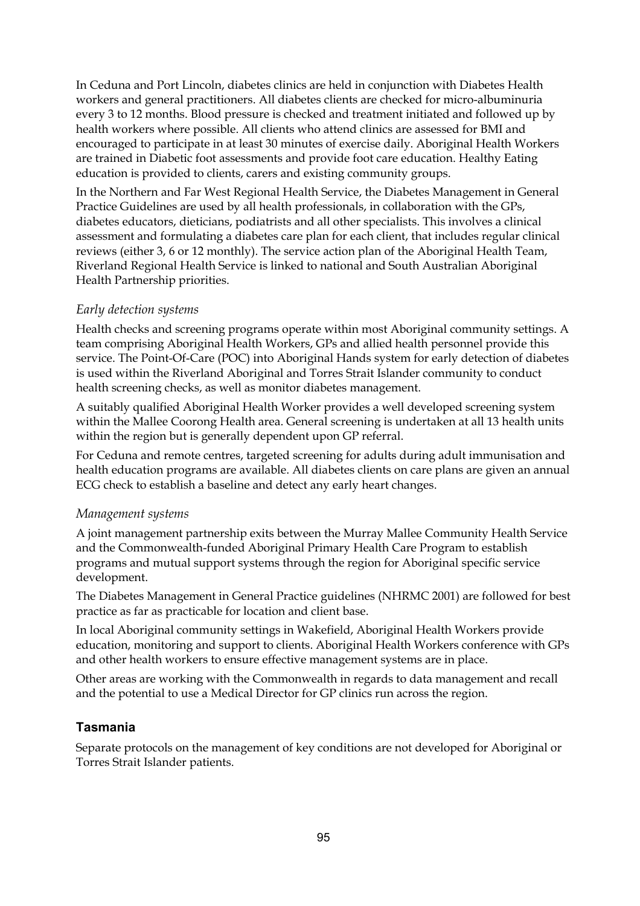In Ceduna and Port Lincoln, diabetes clinics are held in conjunction with Diabetes Health workers and general practitioners. All diabetes clients are checked for micro-albuminuria every 3 to 12 months. Blood pressure is checked and treatment initiated and followed up by health workers where possible. All clients who attend clinics are assessed for BMI and encouraged to participate in at least 30 minutes of exercise daily. Aboriginal Health Workers are trained in Diabetic foot assessments and provide foot care education. Healthy Eating education is provided to clients, carers and existing community groups.

In the Northern and Far West Regional Health Service, the Diabetes Management in General Practice Guidelines are used by all health professionals, in collaboration with the GPs, diabetes educators, dieticians, podiatrists and all other specialists. This involves a clinical assessment and formulating a diabetes care plan for each client, that includes regular clinical reviews (either 3, 6 or 12 monthly). The service action plan of the Aboriginal Health Team, Riverland Regional Health Service is linked to national and South Australian Aboriginal Health Partnership priorities.

*Early detection systems*

Health checks and screening programs operate within most Aboriginal community settings. A team comprising Aboriginal Health Workers, GPs and allied health personnel provide this service. The Point-Of-Care (POC) into Aboriginal Hands system for early detection of diabetes is used within the Riverland Aboriginal and Torres Strait Islander community to conduct health screening checks, as well as monitor diabetes management.

A suitably qualified Aboriginal Health Worker provides a well developed screening system within the Mallee Coorong Health area. General screening is undertaken at all 13 health units within the region but is generally dependent upon GP referral.

For Ceduna and remote centres, targeted screening for adults during adult immunisation and health education programs are available. All diabetes clients on care plans are given an annual ECG check to establish a baseline and detect any early heart changes.

*Management systems*

A joint management partnership exits between the Murray Mallee Community Health Service and the Commonwealth-funded Aboriginal Primary Health Care Program to establish programs and mutual support systems through the region for Aboriginal specific service development.

The Diabetes Management in General Practice guidelines (NHRMC 2001) are followed for best practice as far as practicable for location and client base.

In local Aboriginal community settings in Wakefield, Aboriginal Health Workers provide education, monitoring and support to clients. Aboriginal Health Workers conference with GPs and other health workers to ensure effective management systems are in place.

Other areas are working with the Commonwealth in regards to data management and recall and the potential to use a Medical Director for GP clinics run across the region.

## Tasmania

Separate protocols on the management of key conditions are not developed for Aboriginal or Torres Strait Islander patients.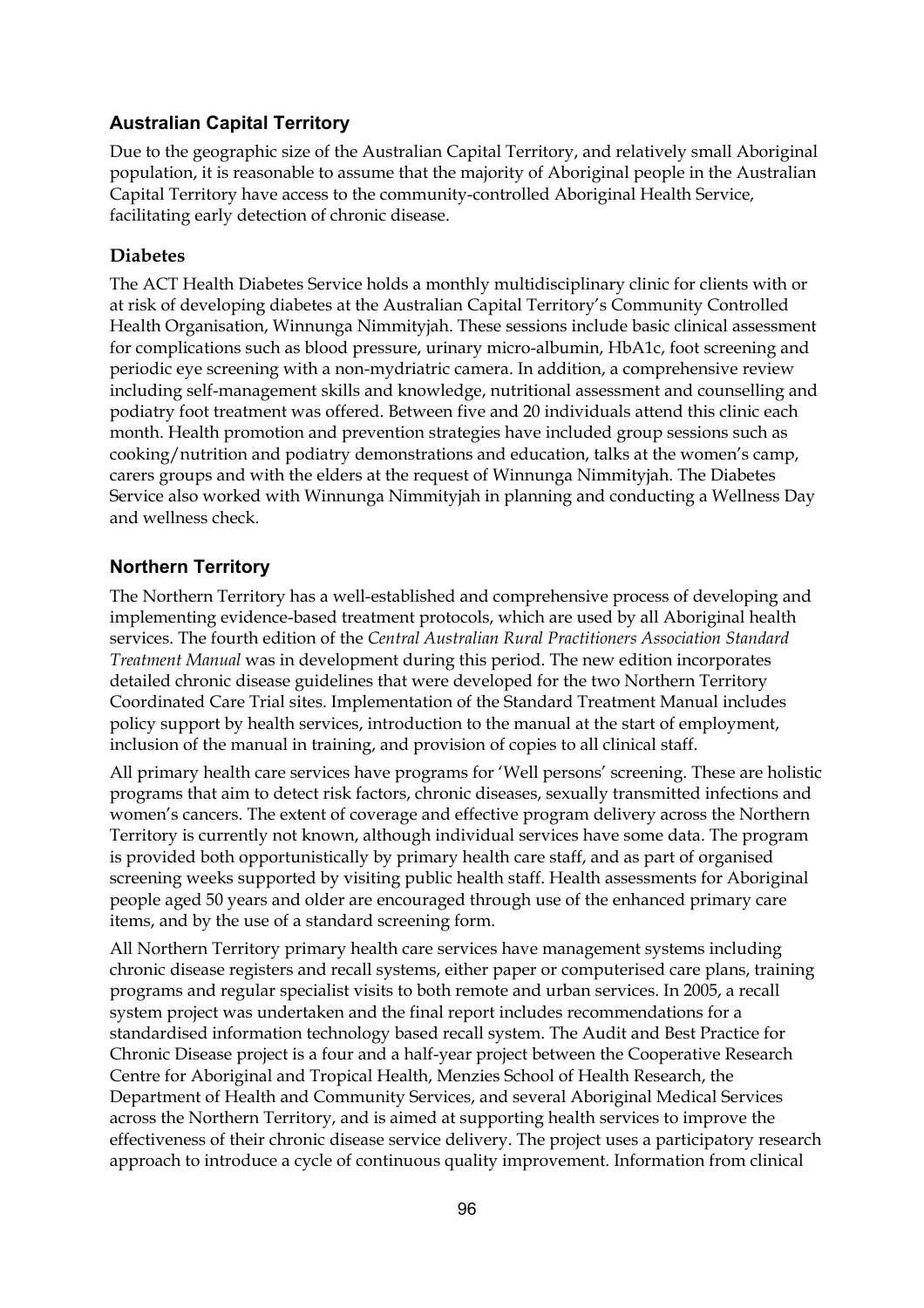### Australian Capital Territory

Due to the geographic size of the Australian Capital Territory, and relatively small Aboriginal population, it is reasonable to assume that the majority of Aboriginal people in the Australian Capital Territory have access to the community-controlled Aboriginal Health Service, facilitating early detection of chronic disease.

#### Diabetes

The ACT Health Diabetes Service holds a monthly multidisciplinary clinic for clients with or at risk of developing diabetes at the Australian Capital Territory's Community Controlled Health Organisation, Winnunga Nimmityjah. These sessions include basic clinical assessment for complications such as blood pressure, urinary micro-albumin, HbA1c, foot screening and periodic eye screening with a non-mydriatric camera. In addition, a comprehensive review including self-management skills and knowledge, nutritional assessment and counselling and podiatry foot treatment was offered. Between five and 20 individuals attend this clinic each month. Health promotion and prevention strategies have included group sessions such as cooking/nutrition and podiatry demonstrations and education, talks at the women's camp, carers groups and with the elders at the request of Winnunga Nimmityjah. The Diabetes Service also worked with Winnunga Nimmityjah in planning and conducting a Wellness Day and wellness check.

### Northern Territory

The Northern Territory has a well-established and comprehensive process of developing and implementing evidence-based treatment protocols, which are used by all Aboriginal health services. The fourth edition of the *Central Australian Rural Practitioners Association Standard Treatment Manual* was in development during this period. The new edition incorporates detailed chronic disease guidelines that were developed for the two Northern Territory Coordinated Care Trial sites. Implementation of the Standard Treatment Manual includes policy support by health services, introduction to the manual at the start of employment, inclusion of the manual in training, and provision of copies to all clinical staff.

All primary health care services have programs for 'Well persons' screening. These are holistic programs that aim to detect risk factors, chronic diseases, sexually transmitted infections and women's cancers. The extent of coverage and effective program delivery across the Northern Territory is currently not known, although individual services have some data. The program is provided both opportunistically by primary health care staff, and as part of organised screening weeks supported by visiting public health staff. Health assessments for Aboriginal people aged 50 years and older are encouraged through use of the enhanced primary care items, and by the use of a standard screening form.

All Northern Territory primary health care services have management systems including chronic disease registers and recall systems, either paper or computerised care plans, training programs and regular specialist visits to both remote and urban services. In 2005, a recall system project was undertaken and the final report includes recommendations for a standardised information technology based recall system. The Audit and Best Practice for Chronic Disease project is a four and a half-year project between the Cooperative Research Centre for Aboriginal and Tropical Health, Menzies School of Health Research, the Department of Health and Community Services, and several Aboriginal Medical Services across the Northern Territory, and is aimed at supporting health services to improve the effectiveness of their chronic disease service delivery. The project uses a participatory research approach to introduce a cycle of continuous quality improvement. Information from clinical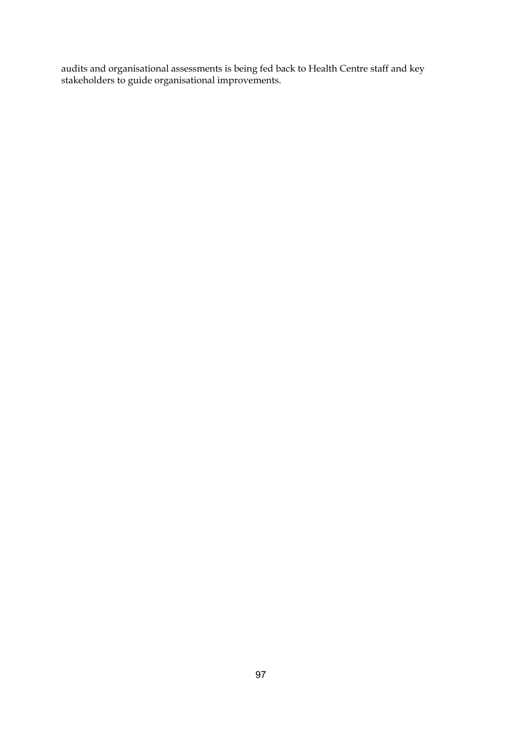audits and organisational assessments is being fed back to Health Centre staff and key stakeholders to guide organisational improvements.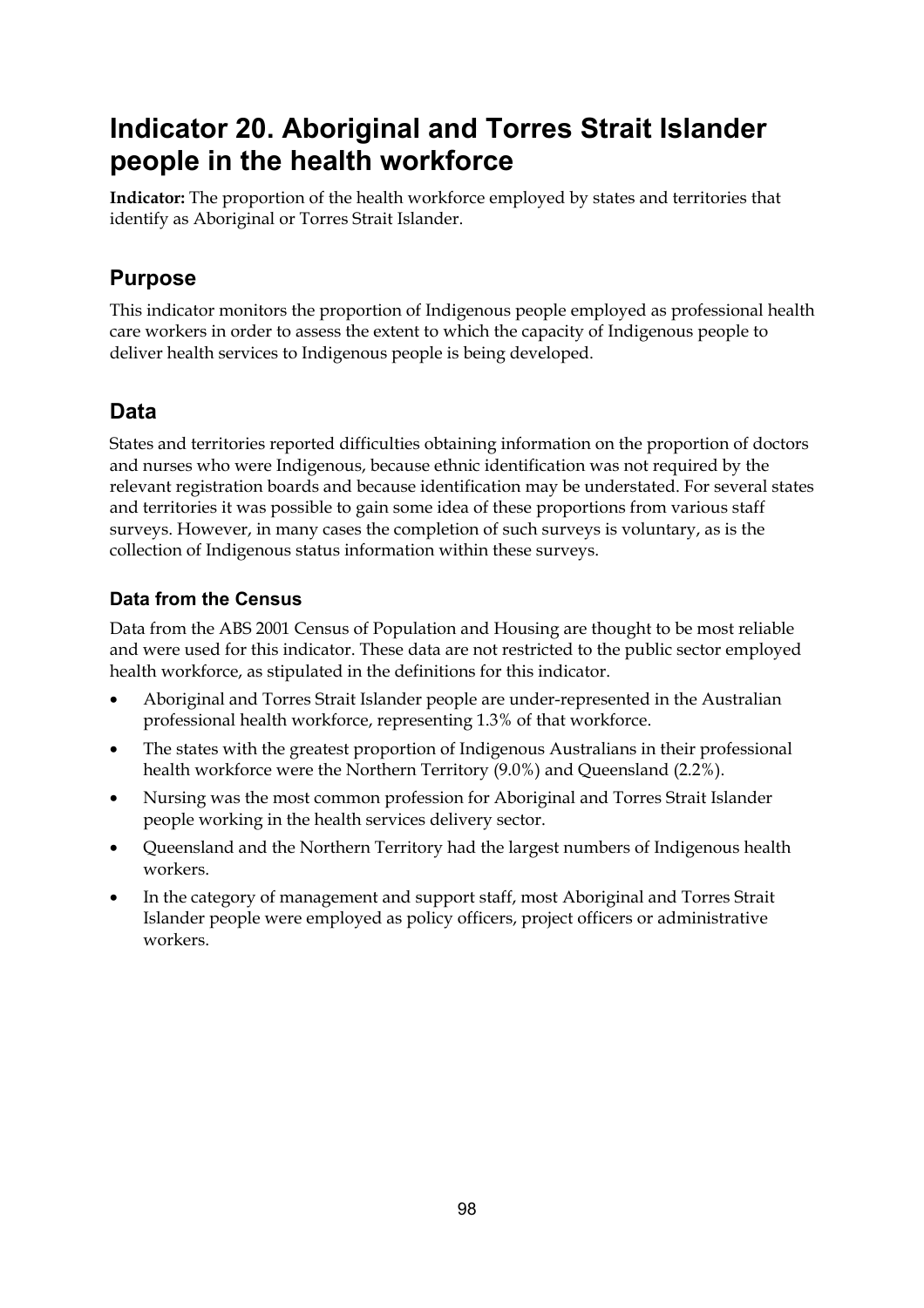# Indicator 20. Aboriginal and Torres Strait Islander people in the health workforce

**Indicator:** The proportion of the health workforce employed by states and territories that identify as Aboriginal or Torres Strait Islander.

## Purpose

This indicator monitors the proportion of Indigenous people employed as professional health care workers in order to assess the extent to which the capacity of Indigenous people to deliver health services to Indigenous people is being developed.

## Data

States and territories reported difficulties obtaining information on the proportion of doctors and nurses who were Indigenous, because ethnic identification was not required by the relevant registration boards and because identification may be understated. For several states and territories it was possible to gain some idea of these proportions from various staff surveys. However, in many cases the completion of such surveys is voluntary, as is the collection of Indigenous status information within these surveys.

### Data from the Census

Data from the ABS 2001 Census of Population and Housing are thought to be most reliable and were used for this indicator. These data are not restricted to the public sector employed health workforce, as stipulated in the definitions for this indicator.

- Aboriginal and Torres Strait Islander people are under-represented in the Australian professional health workforce, representing 1.3% of that workforce.
- The states with the greatest proportion of Indigenous Australians in their professional health workforce were the Northern Territory (9.0%) and Queensland (2.2%).
- Nursing was the most common profession for Aboriginal and Torres Strait Islander people working in the health services delivery sector.
- Queensland and the Northern Territory had the largest numbers of Indigenous health workers.
- In the category of management and support staff, most Aboriginal and Torres Strait Islander people were employed as policy officers, project officers or administrative workers.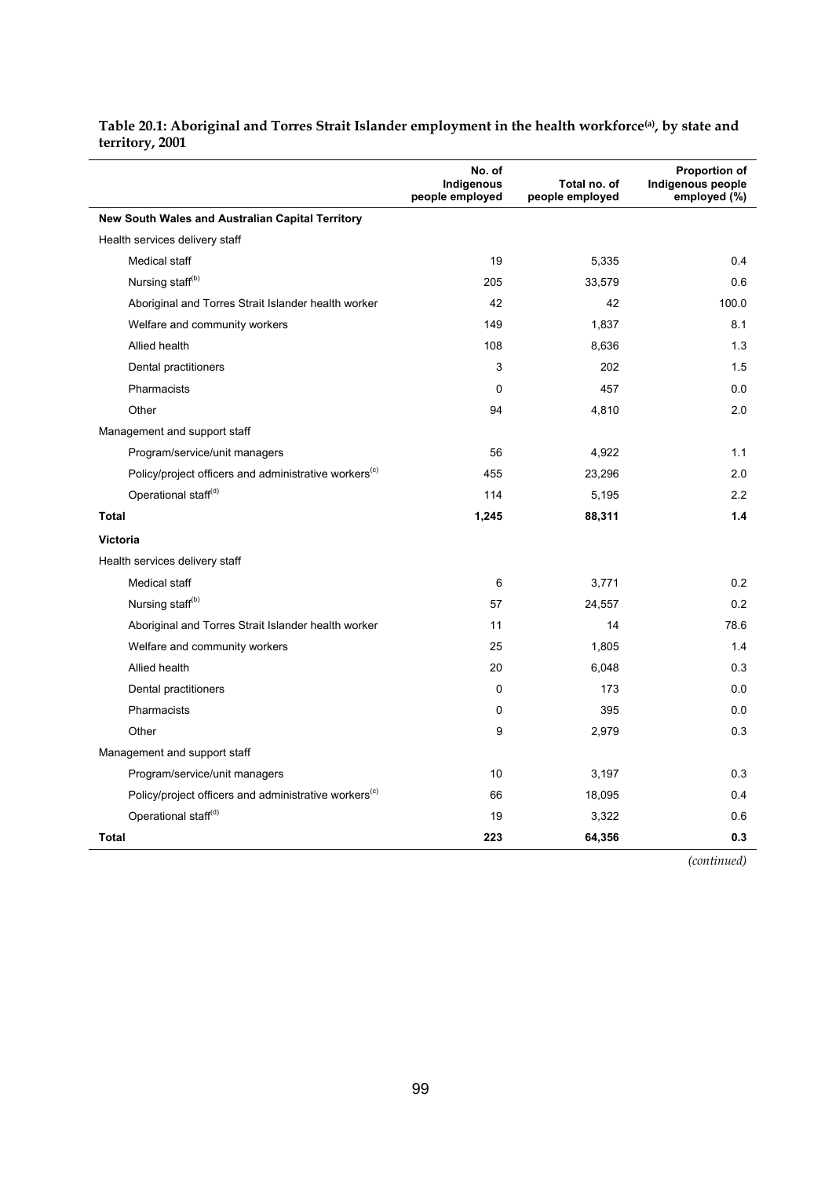**Table 20.1: Aboriginal and Torres Strait Islander employment in the health workforce[(a)], by state and territory, 2001**

| | No. of Indigenous people employed | Total no. of people employed | Proportion of Indigenous people employed (%) |
|---|---|---|---|
| **New South Wales and Australian Capital Territory** | | | |
| Health services delivery staff | | | |
| Medical staff | 19 | 5,335 | 0.4 |
| Nursing staff[(b)] | 205 | 33,579 | 0.6 |
| Aboriginal and Torres Strait Islander health worker | 42 | 42 | 100.0 |
| Welfare and community workers | 149 | 1,837 | 8.1 |
| Allied health | 108 | 8,636 | 1.3 |
| Dental practitioners | 3 | 202 | 1.5 |
| Pharmacists | 0 | 457 | 0.0 |
| Other | 94 | 4,810 | 2.0 |
| Management and support staff | | | |
| Program/service/unit managers | 56 | 4,922 | 1.1 |
| Policy/project officers and administrative workers[(c)] | 455 | 23,296 | 2.0 |
| Operational staff[(d)] | 114 | 5,195 | 2.2 |
| **Total** | **1,245** | **88,311** | **1.4** |
| **Victoria** | | | |
| Health services delivery staff | | | |
| Medical staff | 6 | 3,771 | 0.2 |
| Nursing staff[(b)] | 57 | 24,557 | 0.2 |
| Aboriginal and Torres Strait Islander health worker | 11 | 14 | 78.6 |
| Welfare and community workers | 25 | 1,805 | 1.4 |
| Allied health | 20 | 6,048 | 0.3 |
| Dental practitioners | 0 | 173 | 0.0 |
| Pharmacists | 0 | 395 | 0.0 |
| Other | 9 | 2,979 | 0.3 |
| Management and support staff | | | |
| Program/service/unit managers | 10 | 3,197 | 0.3 |
| Policy/project officers and administrative workers[(c)] | 66 | 18,095 | 0.4 |
| Operational staff[(d)] | 19 | 3,322 | 0.6 |
| **Total** | **223** | **64,356** | **0.3** |

*(continued)*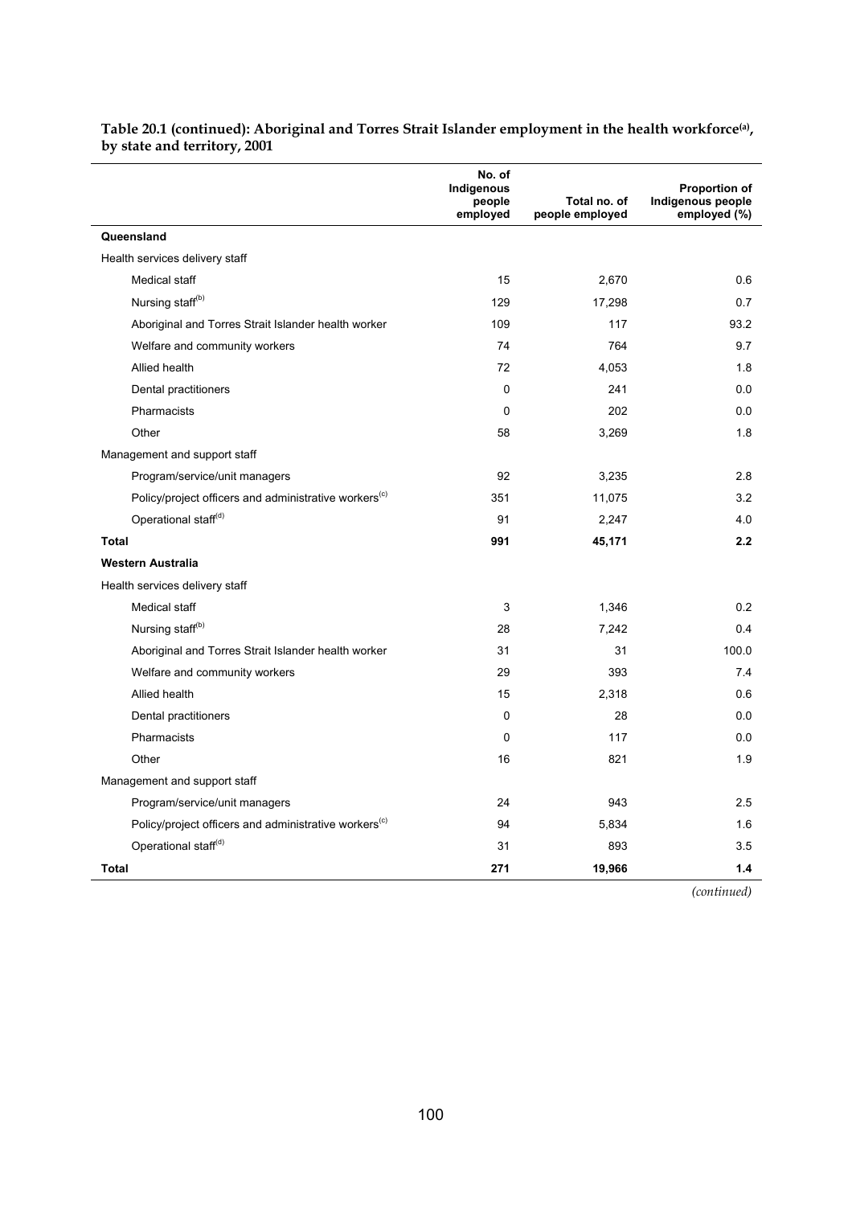**Table 20.1 (continued): Aboriginal and Torres Strait Islander employment in the health workforce[(a)], by state and territory, 2001**

| | No. of Indigenous people employed | Total no. of people employed | Proportion of Indigenous people employed (%) |
|---|---|---|---|
| **Queensland** | | | |
| Health services delivery staff | | | |
| Medical staff | 15 | 2,670 | 0.6 |
| Nursing staff[(b)] | 129 | 17,298 | 0.7 |
| Aboriginal and Torres Strait Islander health worker | 109 | 117 | 93.2 |
| Welfare and community workers | 74 | 764 | 9.7 |
| Allied health | 72 | 4,053 | 1.8 |
| Dental practitioners | 0 | 241 | 0.0 |
| Pharmacists | 0 | 202 | 0.0 |
| Other | 58 | 3,269 | 1.8 |
| Management and support staff | | | |
| Program/service/unit managers | 92 | 3,235 | 2.8 |
| Policy/project officers and administrative workers[(c)] | 351 | 11,075 | 3.2 |
| Operational staff[(d)] | 91 | 2,247 | 4.0 |
| **Total** | **991** | **45,171** | **2.2** |
| **Western Australia** | | | |
| Health services delivery staff | | | |
| Medical staff | 3 | 1,346 | 0.2 |
| Nursing staff[(b)] | 28 | 7,242 | 0.4 |
| Aboriginal and Torres Strait Islander health worker | 31 | 31 | 100.0 |
| Welfare and community workers | 29 | 393 | 7.4 |
| Allied health | 15 | 2,318 | 0.6 |
| Dental practitioners | 0 | 28 | 0.0 |
| Pharmacists | 0 | 117 | 0.0 |
| Other | 16 | 821 | 1.9 |
| Management and support staff | | | |
| Program/service/unit managers | 24 | 943 | 2.5 |
| Policy/project officers and administrative workers[(c)] | 94 | 5,834 | 1.6 |
| Operational staff[(d)] | 31 | 893 | 3.5 |
| **Total** | **271** | **19,966** | **1.4** |

*(continued)*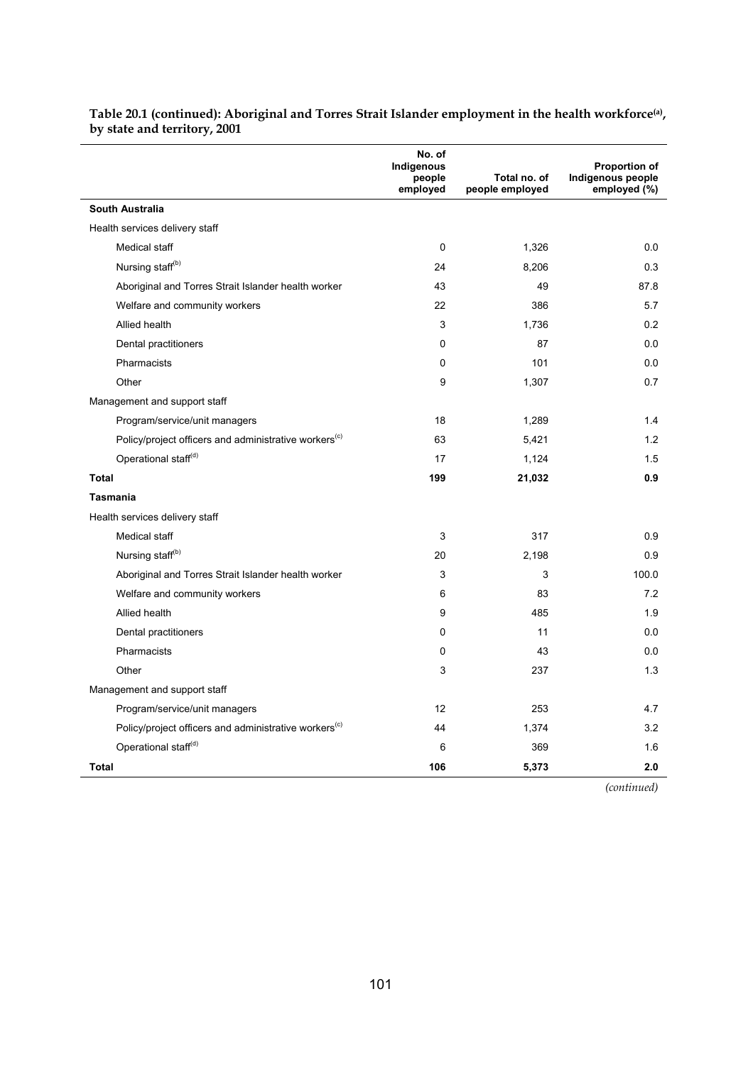**Table 20.1 (continued): Aboriginal and Torres Strait Islander employment in the health workforce[(a)], by state and territory, 2001**

| | No. of Indigenous people employed | Total no. of people employed | Proportion of Indigenous people employed (%) |
|---|---|---|---|
| **South Australia** | | | |
| Health services delivery staff | | | |
| Medical staff | 0 | 1,326 | 0.0 |
| Nursing staff[(b)] | 24 | 8,206 | 0.3 |
| Aboriginal and Torres Strait Islander health worker | 43 | 49 | 87.8 |
| Welfare and community workers | 22 | 386 | 5.7 |
| Allied health | 3 | 1,736 | 0.2 |
| Dental practitioners | 0 | 87 | 0.0 |
| Pharmacists | 0 | 101 | 0.0 |
| Other | 9 | 1,307 | 0.7 |
| Management and support staff | | | |
| Program/service/unit managers | 18 | 1,289 | 1.4 |
| Policy/project officers and administrative workers[(c)] | 63 | 5,421 | 1.2 |
| Operational staff[(d)] | 17 | 1,124 | 1.5 |
| **Total** | **199** | **21,032** | **0.9** |
| **Tasmania** | | | |
| Health services delivery staff | | | |
| Medical staff | 3 | 317 | 0.9 |
| Nursing staff[(b)] | 20 | 2,198 | 0.9 |
| Aboriginal and Torres Strait Islander health worker | 3 | 3 | 100.0 |
| Welfare and community workers | 6 | 83 | 7.2 |
| Allied health | 9 | 485 | 1.9 |
| Dental practitioners | 0 | 11 | 0.0 |
| Pharmacists | 0 | 43 | 0.0 |
| Other | 3 | 237 | 1.3 |
| Management and support staff | | | |
| Program/service/unit managers | 12 | 253 | 4.7 |
| Policy/project officers and administrative workers[(c)] | 44 | 1,374 | 3.2 |
| Operational staff[(d)] | 6 | 369 | 1.6 |
| **Total** | **106** | **5,373** | **2.0** |

*(continued)*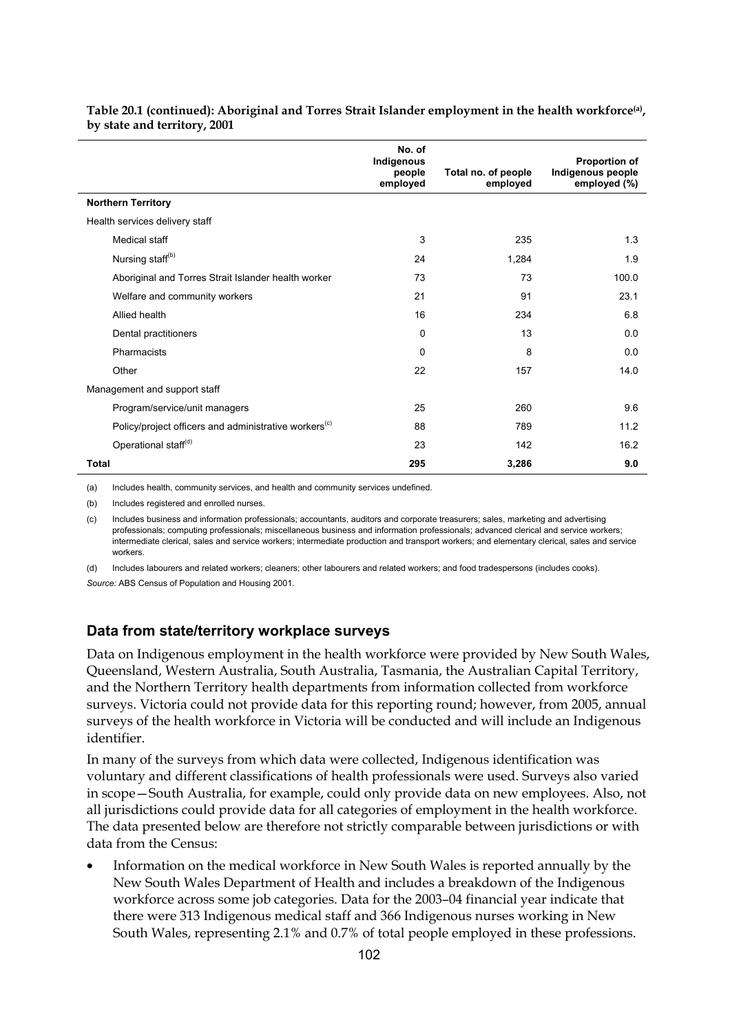**Table 20.1 (continued): Aboriginal and Torres Strait Islander employment in the health workforce[(a)], by state and territory, 2001**

| | No. of Indigenous people employed | Total no. of people employed | Proportion of Indigenous people employed (%) |
|---|---|---|---|
| **Northern Territory** | | | |
| Health services delivery staff | | | |
| Medical staff | 3 | 235 | 1.3 |
| Nursing staff[(b)] | 24 | 1,284 | 1.9 |
| Aboriginal and Torres Strait Islander health worker | 73 | 73 | 100.0 |
| Welfare and community workers | 21 | 91 | 23.1 |
| Allied health | 16 | 234 | 6.8 |
| Dental practitioners | 0 | 13 | 0.0 |
| Pharmacists | 0 | 8 | 0.0 |
| Other | 22 | 157 | 14.0 |
| Management and support staff | | | |
| Program/service/unit managers | 25 | 260 | 9.6 |
| Policy/project officers and administrative workers[(c)] | 88 | 789 | 11.2 |
| Operational staff[(d)] | 23 | 142 | 16.2 |
| **Total** | **295** | **3,286** | **9.0** |

(a) Includes health, community services, and health and community services undefined.

(b) Includes registered and enrolled nurses.

(c) Includes business and information professionals; accountants, auditors and corporate treasurers; sales, marketing and advertising professionals; computing professionals; miscellaneous business and information professionals; advanced clerical and service workers; intermediate clerical, sales and service workers; intermediate production and transport workers; and elementary clerical, sales and service workers.

(d) Includes labourers and related workers; cleaners; other labourers and related workers; and food tradespersons (includes cooks).

*Source:* ABS Census of Population and Housing 2001.

## Data from state/territory workplace surveys

Data on Indigenous employment in the health workforce were provided by New South Wales, Queensland, Western Australia, South Australia, Tasmania, the Australian Capital Territory, and the Northern Territory health departments from information collected from workforce surveys. Victoria could not provide data for this reporting round; however, from 2005, annual surveys of the health workforce in Victoria will be conducted and will include an Indigenous identifier.

In many of the surveys from which data were collected, Indigenous identification was voluntary and different classifications of health professionals were used. Surveys also varied in scope—South Australia, for example, could only provide data on new employees. Also, not all jurisdictions could provide data for all categories of employment in the health workforce. The data presented below are therefore not strictly comparable between jurisdictions or with data from the Census:

- Information on the medical workforce in New South Wales is reported annually by the New South Wales Department of Health and includes a breakdown of the Indigenous workforce across some job categories. Data for the 2003–04 financial year indicate that there were 313 Indigenous medical staff and 366 Indigenous nurses working in New South Wales, representing 2.1% and 0.7% of total people employed in these professions.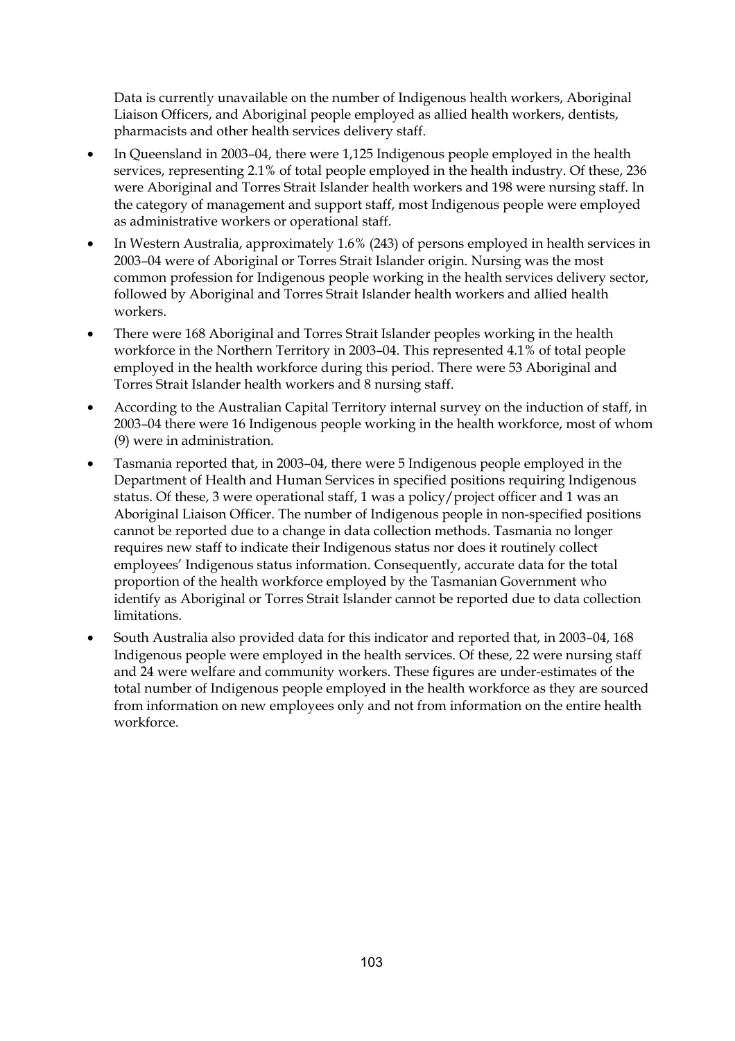Data is currently unavailable on the number of Indigenous health workers, Aboriginal Liaison Officers, and Aboriginal people employed as allied health workers, dentists, pharmacists and other health services delivery staff.

- In Queensland in 2003–04, there were 1,125 Indigenous people employed in the health services, representing 2.1% of total people employed in the health industry. Of these, 236 were Aboriginal and Torres Strait Islander health workers and 198 were nursing staff. In the category of management and support staff, most Indigenous people were employed as administrative workers or operational staff.
- In Western Australia, approximately 1.6% (243) of persons employed in health services in 2003–04 were of Aboriginal or Torres Strait Islander origin. Nursing was the most common profession for Indigenous people working in the health services delivery sector, followed by Aboriginal and Torres Strait Islander health workers and allied health workers.
- There were 168 Aboriginal and Torres Strait Islander peoples working in the health workforce in the Northern Territory in 2003–04. This represented 4.1% of total people employed in the health workforce during this period. There were 53 Aboriginal and Torres Strait Islander health workers and 8 nursing staff.
- According to the Australian Capital Territory internal survey on the induction of staff, in 2003–04 there were 16 Indigenous people working in the health workforce, most of whom (9) were in administration.
- Tasmania reported that, in 2003–04, there were 5 Indigenous people employed in the Department of Health and Human Services in specified positions requiring Indigenous status. Of these, 3 were operational staff, 1 was a policy/project officer and 1 was an Aboriginal Liaison Officer. The number of Indigenous people in non-specified positions cannot be reported due to a change in data collection methods. Tasmania no longer requires new staff to indicate their Indigenous status nor does it routinely collect employees' Indigenous status information. Consequently, accurate data for the total proportion of the health workforce employed by the Tasmanian Government who identify as Aboriginal or Torres Strait Islander cannot be reported due to data collection limitations.
- South Australia also provided data for this indicator and reported that, in 2003–04, 168 Indigenous people were employed in the health services. Of these, 22 were nursing staff and 24 were welfare and community workers. These figures are under-estimates of the total number of Indigenous people employed in the health workforce as they are sourced from information on new employees only and not from information on the entire health workforce.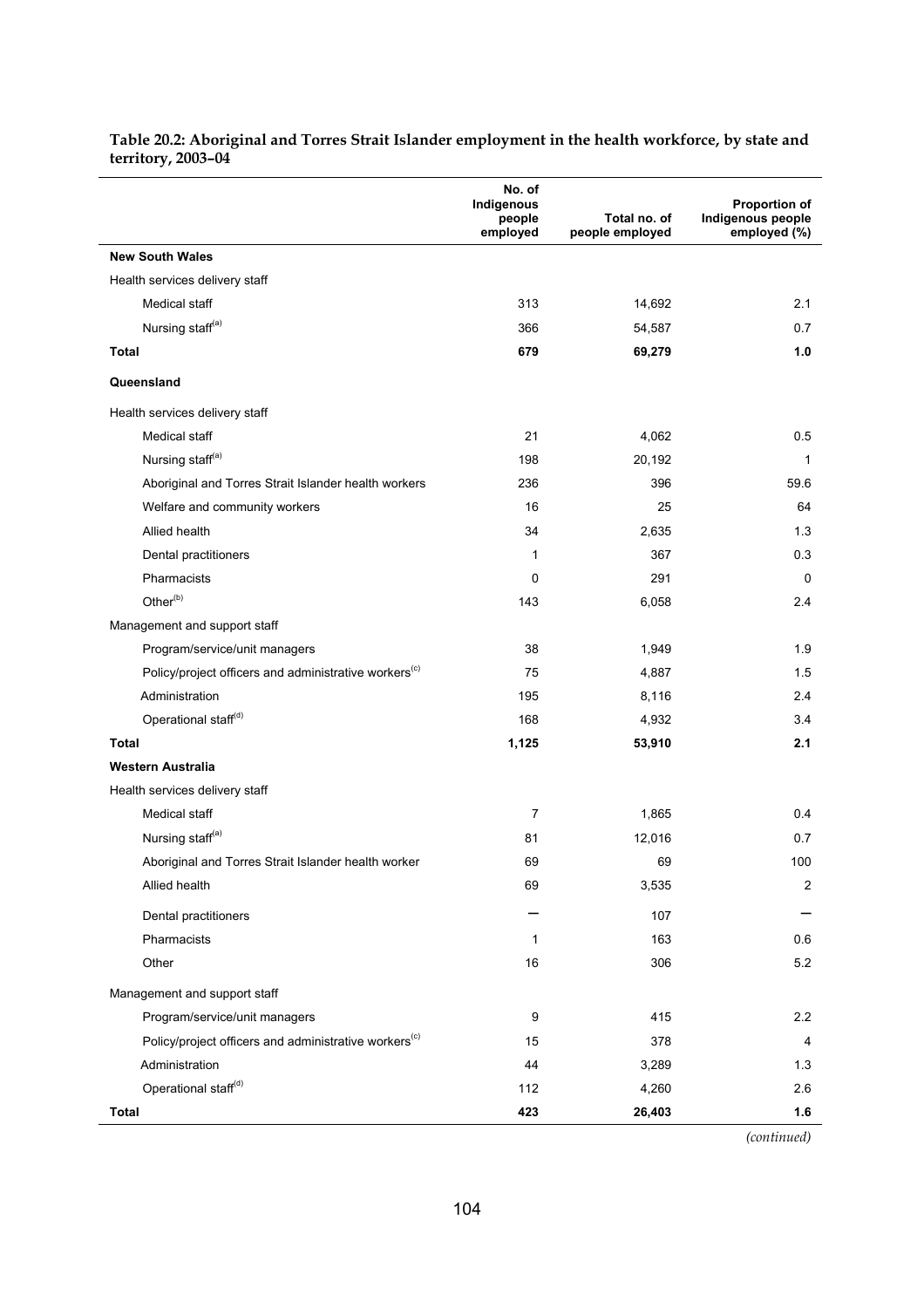**Table 20.2: Aboriginal and Torres Strait Islander employment in the health workforce, by state and territory, 2003–04**

| | No. of Indigenous people employed | Total no. of people employed | Proportion of Indigenous people employed (%) |
|---|---|---|---|
| **New South Wales** | | | |
| Health services delivery staff | | | |
| Medical staff | 313 | 14,692 | 2.1 |
| Nursing staff[(a)] | 366 | 54,587 | 0.7 |
| **Total** | **679** | **69,279** | **1.0** |
| **Queensland** | | | |
| Health services delivery staff | | | |
| Medical staff | 21 | 4,062 | 0.5 |
| Nursing staff[(a)] | 198 | 20,192 | 1 |
| Aboriginal and Torres Strait Islander health workers | 236 | 396 | 59.6 |
| Welfare and community workers | 16 | 25 | 64 |
| Allied health | 34 | 2,635 | 1.3 |
| Dental practitioners | 1 | 367 | 0.3 |
| Pharmacists | 0 | 291 | 0 |
| Other[(b)] | 143 | 6,058 | 2.4 |
| Management and support staff | | | |
| Program/service/unit managers | 38 | 1,949 | 1.9 |
| Policy/project officers and administrative workers[(c)] | 75 | 4,887 | 1.5 |
| Administration | 195 | 8,116 | 2.4 |
| Operational staff[(d)] | 168 | 4,932 | 3.4 |
| **Total** | **1,125** | **53,910** | **2.1** |
| **Western Australia** | | | |
| Health services delivery staff | | | |
| Medical staff | 7 | 1,865 | 0.4 |
| Nursing staff[(a)] | 81 | 12,016 | 0.7 |
| Aboriginal and Torres Strait Islander health worker | 69 | 69 | 100 |
| Allied health | 69 | 3,535 | 2 |
| Dental practitioners | — | 107 | — |
| Pharmacists | 1 | 163 | 0.6 |
| Other | 16 | 306 | 5.2 |
| Management and support staff | | | |
| Program/service/unit managers | 9 | 415 | 2.2 |
| Policy/project officers and administrative workers[(c)] | 15 | 378 | 4 |
| Administration | 44 | 3,289 | 1.3 |
| Operational staff[(d)] | 112 | 4,260 | 2.6 |
| **Total** | **423** | **26,403** | **1.6** |

*(continued)*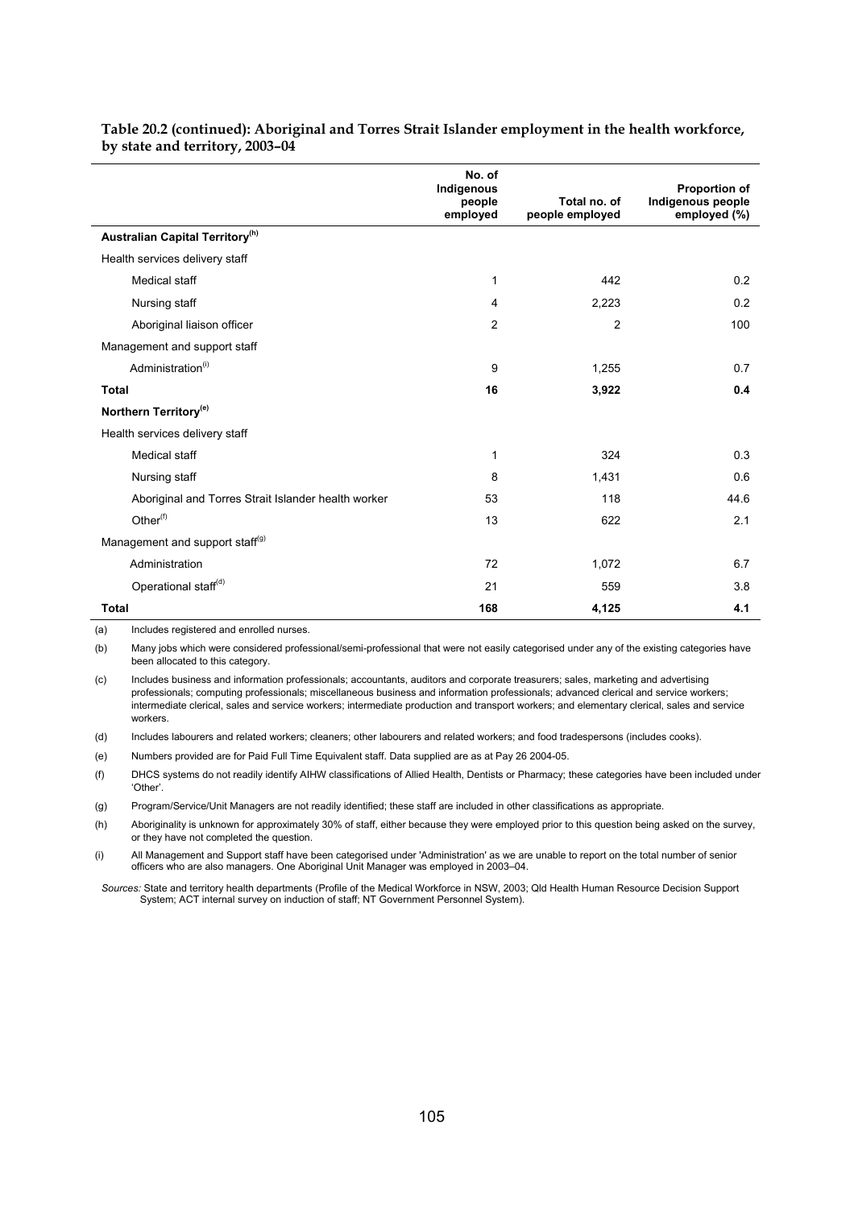**Table 20.2 (continued): Aboriginal and Torres Strait Islander employment in the health workforce, by state and territory, 2003–04**

| | No. of Indigenous people employed | Total no. of people employed | Proportion of Indigenous people employed (%) |
|---|---|---|---|
| **Australian Capital Territory[(h)]** | | | |
| Health services delivery staff | | | |
| Medical staff | 1 | 442 | 0.2 |
| Nursing staff | 4 | 2,223 | 0.2 |
| Aboriginal liaison officer | 2 | 2 | 100 |
| Management and support staff | | | |
| Administration[(i)] | 9 | 1,255 | 0.7 |
| **Total** | **16** | **3,922** | **0.4** |
| **Northern Territory[(e)]** | | | |
| Health services delivery staff | | | |
| Medical staff | 1 | 324 | 0.3 |
| Nursing staff | 8 | 1,431 | 0.6 |
| Aboriginal and Torres Strait Islander health worker | 53 | 118 | 44.6 |
| Other[(f)] | 13 | 622 | 2.1 |
| Management and support staff[(g)] | | | |
| Administration | 72 | 1,072 | 6.7 |
| Operational staff[(d)] | 21 | 559 | 3.8 |
| **Total** | **168** | **4,125** | **4.1** |

(a) Includes registered and enrolled nurses.

(b) Many jobs which were considered professional/semi-professional that were not easily categorised under any of the existing categories have been allocated to this category.

(c) Includes business and information professionals; accountants, auditors and corporate treasurers; sales, marketing and advertising professionals; computing professionals; miscellaneous business and information professionals; advanced clerical and service workers; intermediate clerical, sales and service workers; intermediate production and transport workers; and elementary clerical, sales and service workers.

(d) Includes labourers and related workers; cleaners; other labourers and related workers; and food tradespersons (includes cooks).

(e) Numbers provided are for Paid Full Time Equivalent staff. Data supplied are as at Pay 26 2004-05.

(f) DHCS systems do not readily identify AIHW classifications of Allied Health, Dentists or Pharmacy; these categories have been included under 'Other'.

(g) Program/Service/Unit Managers are not readily identified; these staff are included in other classifications as appropriate.

(h) Aboriginality is unknown for approximately 30% of staff, either because they were employed prior to this question being asked on the survey, or they have not completed the question.

(i) All Management and Support staff have been categorised under 'Administration' as we are unable to report on the total number of senior officers who are also managers. One Aboriginal Unit Manager was employed in 2003–04.

*Sources:* State and territory health departments (Profile of the Medical Workforce in NSW, 2003; Qld Health Human Resource Decision Support System; ACT internal survey on induction of staff; NT Government Personnel System).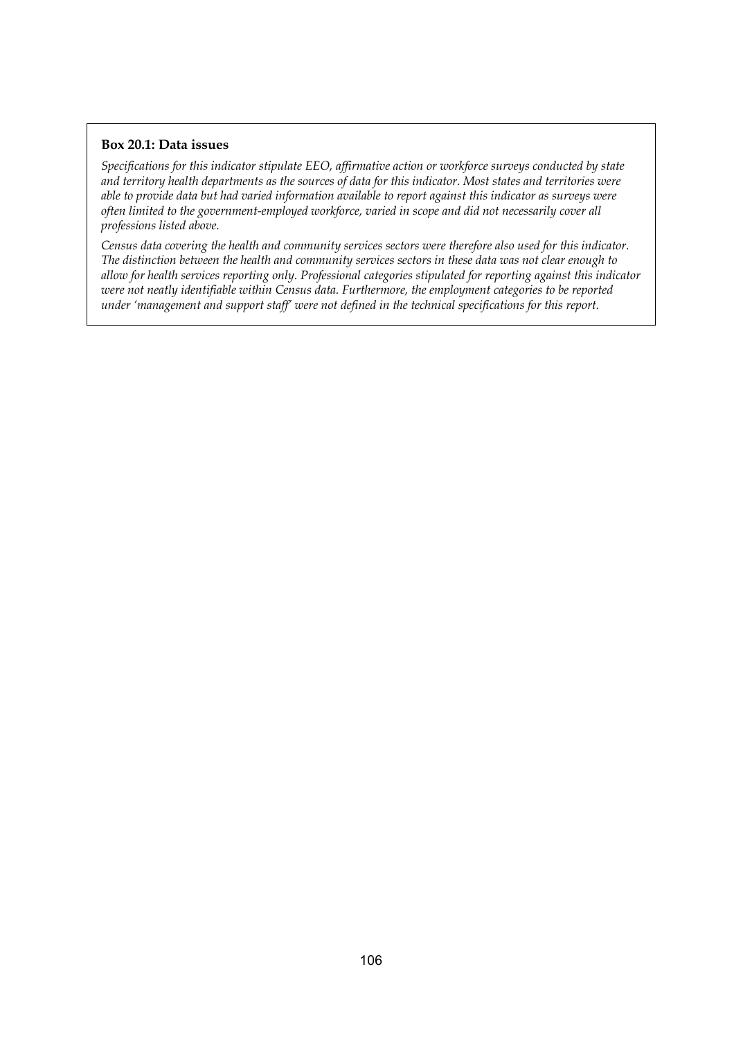**Box 20.1: Data issues**

*Specifications for this indicator stipulate EEO, affirmative action or workforce surveys conducted by state and territory health departments as the sources of data for this indicator. Most states and territories were able to provide data but had varied information available to report against this indicator as surveys were often limited to the government-employed workforce, varied in scope and did not necessarily cover all professions listed above.*

*Census data covering the health and community services sectors were therefore also used for this indicator. The distinction between the health and community services sectors in these data was not clear enough to allow for health services reporting only. Professional categories stipulated for reporting against this indicator were not neatly identifiable within Census data. Furthermore, the employment categories to be reported under 'management and support staff' were not defined in the technical specifications for this report.*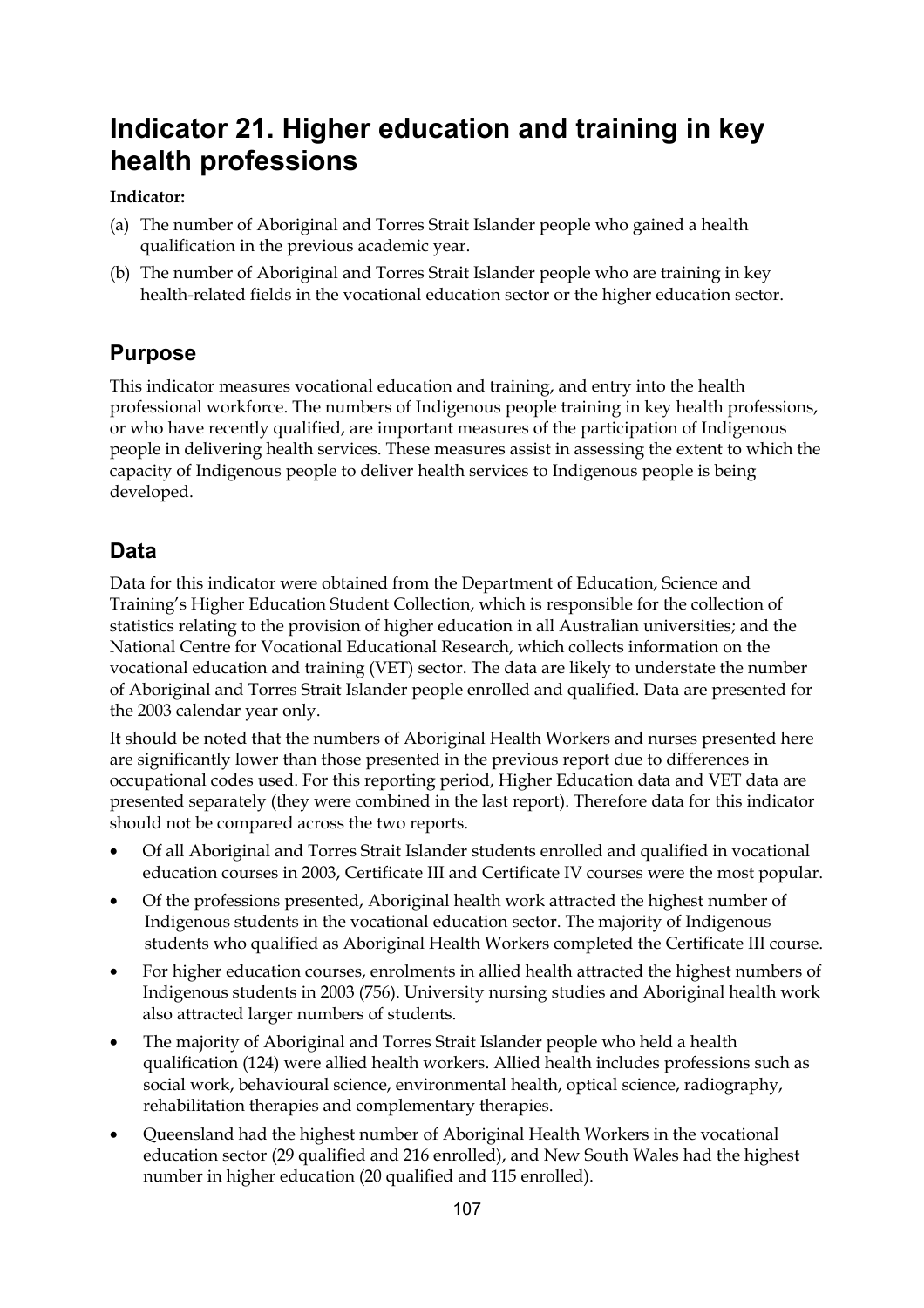# Indicator 21. Higher education and training in key health professions

**Indicator:**

(a) The number of Aboriginal and Torres Strait Islander people who gained a health qualification in the previous academic year.

(b) The number of Aboriginal and Torres Strait Islander people who are training in key health-related fields in the vocational education sector or the higher education sector.

## Purpose

This indicator measures vocational education and training, and entry into the health professional workforce. The numbers of Indigenous people training in key health professions, or who have recently qualified, are important measures of the participation of Indigenous people in delivering health services. These measures assist in assessing the extent to which the capacity of Indigenous people to deliver health services to Indigenous people is being developed.

## Data

Data for this indicator were obtained from the Department of Education, Science and Training's Higher Education Student Collection, which is responsible for the collection of statistics relating to the provision of higher education in all Australian universities; and the National Centre for Vocational Educational Research, which collects information on the vocational education and training (VET) sector. The data are likely to understate the number of Aboriginal and Torres Strait Islander people enrolled and qualified. Data are presented for the 2003 calendar year only.

It should be noted that the numbers of Aboriginal Health Workers and nurses presented here are significantly lower than those presented in the previous report due to differences in occupational codes used. For this reporting period, Higher Education data and VET data are presented separately (they were combined in the last report). Therefore data for this indicator should not be compared across the two reports.

- Of all Aboriginal and Torres Strait Islander students enrolled and qualified in vocational education courses in 2003, Certificate III and Certificate IV courses were the most popular.
- Of the professions presented, Aboriginal health work attracted the highest number of Indigenous students in the vocational education sector. The majority of Indigenous students who qualified as Aboriginal Health Workers completed the Certificate III course.
- For higher education courses, enrolments in allied health attracted the highest numbers of Indigenous students in 2003 (756). University nursing studies and Aboriginal health work also attracted larger numbers of students.
- The majority of Aboriginal and Torres Strait Islander people who held a health qualification (124) were allied health workers. Allied health includes professions such as social work, behavioural science, environmental health, optical science, radiography, rehabilitation therapies and complementary therapies.
- Queensland had the highest number of Aboriginal Health Workers in the vocational education sector (29 qualified and 216 enrolled), and New South Wales had the highest number in higher education (20 qualified and 115 enrolled).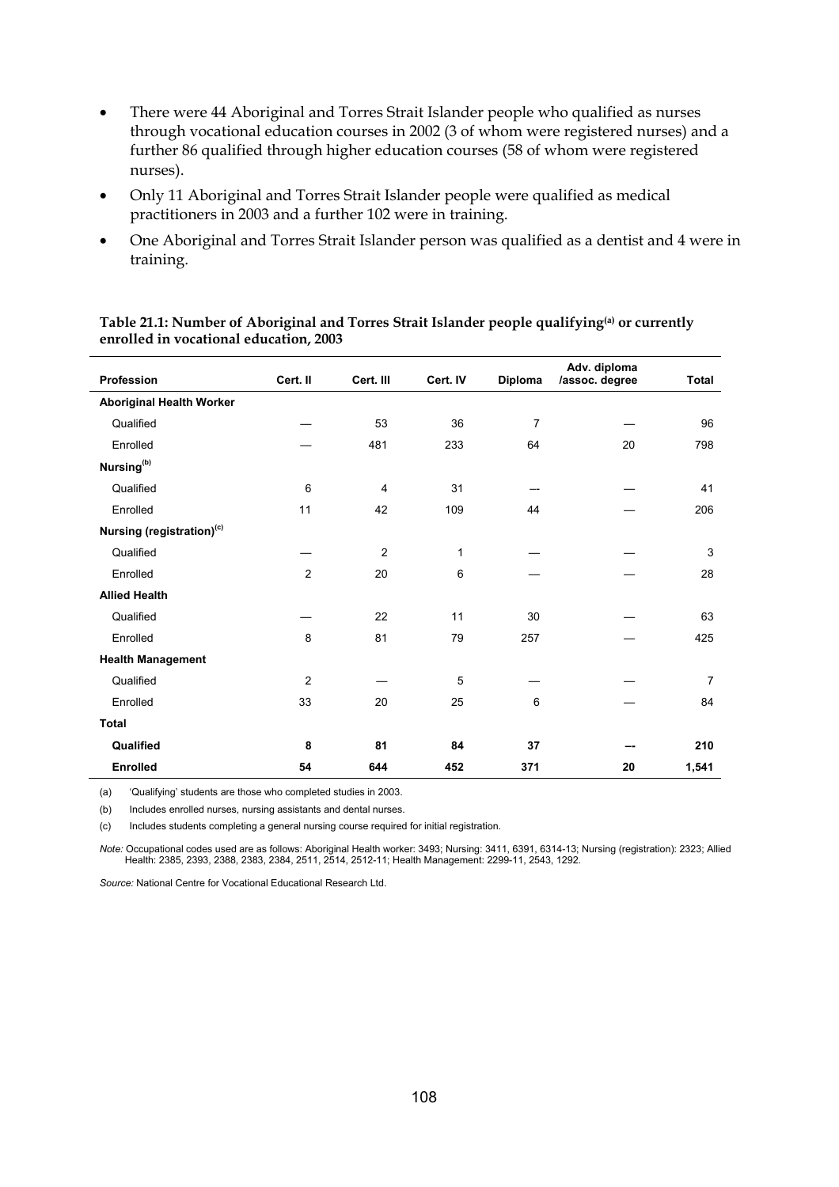- There were 44 Aboriginal and Torres Strait Islander people who qualified as nurses through vocational education courses in 2002 (3 of whom were registered nurses) and a further 86 qualified through higher education courses (58 of whom were registered nurses).
- Only 11 Aboriginal and Torres Strait Islander people were qualified as medical practitioners in 2003 and a further 102 were in training.
- One Aboriginal and Torres Strait Islander person was qualified as a dentist and 4 were in training.

**Table 21.1: Number of Aboriginal and Torres Strait Islander people qualifying[(a)] or currently enrolled in vocational education, 2003**

| Profession | Cert. II | Cert. III | Cert. IV | Diploma | Adv. diploma /assoc. degree | Total |
|---|---|---|---|---|---|---|
| **Aboriginal Health Worker** | | | | | | |
| Qualified | — | 53 | 36 | 7 | — | 96 |
| Enrolled | — | 481 | 233 | 64 | 20 | 798 |
| **Nursing[(b)]** | | | | | | |
| Qualified | 6 | 4 | 31 | — | — | 41 |
| Enrolled | 11 | 42 | 109 | 44 | — | 206 |
| **Nursing (registration)[(c)]** | | | | | | |
| Qualified | — | 2 | 1 | — | — | 3 |
| Enrolled | 2 | 20 | 6 | — | — | 28 |
| **Allied Health** | | | | | | |
| Qualified | — | 22 | 11 | 30 | — | 63 |
| Enrolled | 8 | 81 | 79 | 257 | — | 425 |
| **Health Management** | | | | | | |
| Qualified | 2 | — | 5 | — | — | 7 |
| Enrolled | 33 | 20 | 25 | 6 | — | 84 |
| **Total** | | | | | | |
| **Qualified** | **8** | **81** | **84** | **37** | **—** | **210** |
| **Enrolled** | **54** | **644** | **452** | **371** | **20** | **1,541** |

(a) 'Qualifying' students are those who completed studies in 2003.

(b) Includes enrolled nurses, nursing assistants and dental nurses.

(c) Includes students completing a general nursing course required for initial registration.

*Note:* Occupational codes used are as follows: Aboriginal Health worker: 3493; Nursing: 3411, 6391, 6314-13; Nursing (registration): 2323; Allied Health: 2385, 2393, 2388, 2383, 2384, 2511, 2514, 2512-11; Health Management: 2299-11, 2543, 1292.

*Source:* National Centre for Vocational Educational Research Ltd.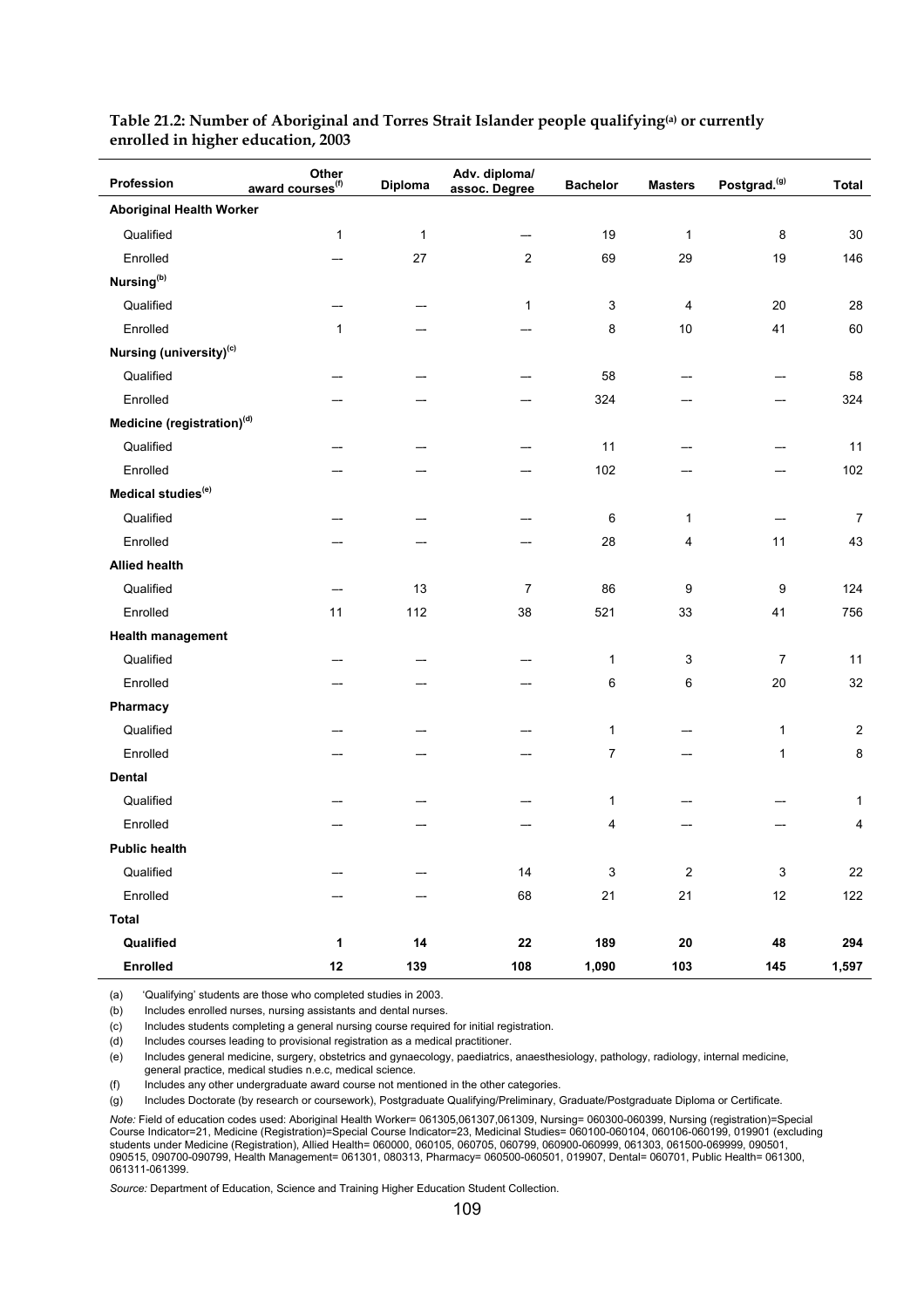**Table 21.2: Number of Aboriginal and Torres Strait Islander people qualifying[(a)] or currently enrolled in higher education, 2003**

| Profession | Other award courses[(f)] | Diploma | Adv. diploma/ assoc. Degree | Bachelor | Masters | Postgrad.[(g)] | Total |
|---|---|---|---|---|---|---|---|
| **Aboriginal Health Worker** | | | | | | | |
| Qualified | 1 | 1 | — | 19 | 1 | 8 | 30 |
| Enrolled | — | 27 | 2 | 69 | 29 | 19 | 146 |
| **Nursing[(b)]** | | | | | | | |
| Qualified | — | — | 1 | 3 | 4 | 20 | 28 |
| Enrolled | 1 | — | — | 8 | 10 | 41 | 60 |
| **Nursing (university)[(c)]** | | | | | | | |
| Qualified | — | — | — | 58 | — | — | 58 |
| Enrolled | — | — | — | 324 | — | — | 324 |
| **Medicine (registration)[(d)]** | | | | | | | |
| Qualified | — | — | — | 11 | — | — | 11 |
| Enrolled | — | — | — | 102 | — | — | 102 |
| **Medical studies[(e)]** | | | | | | | |
| Qualified | — | — | — | 6 | 1 | — | 7 |
| Enrolled | — | — | — | 28 | 4 | 11 | 43 |
| **Allied health** | | | | | | | |
| Qualified | — | 13 | 7 | 86 | 9 | 9 | 124 |
| Enrolled | 11 | 112 | 38 | 521 | 33 | 41 | 756 |
| **Health management** | | | | | | | |
| Qualified | — | — | — | 1 | 3 | 7 | 11 |
| Enrolled | — | — | — | 6 | 6 | 20 | 32 |
| **Pharmacy** | | | | | | | |
| Qualified | — | — | — | 1 | — | 1 | 2 |
| Enrolled | — | — | — | 7 | — | 1 | 8 |
| **Dental** | | | | | | | |
| Qualified | — | — | — | 1 | — | — | 1 |
| Enrolled | — | — | — | 4 | — | — | 4 |
| **Public health** | | | | | | | |
| Qualified | — | — | 14 | 3 | 2 | 3 | 22 |
| Enrolled | — | — | 68 | 21 | 21 | 12 | 122 |
| **Total** | | | | | | | |
| **Qualified** | **1** | **14** | **22** | **189** | **20** | **48** | **294** |
| **Enrolled** | **12** | **139** | **108** | **1,090** | **103** | **145** | **1,597** |

(a) 'Qualifying' students are those who completed studies in 2003.

(b) Includes enrolled nurses, nursing assistants and dental nurses.

(c) Includes students completing a general nursing course required for initial registration.

(d) Includes courses leading to provisional registration as a medical practitioner.

(e) Includes general medicine, surgery, obstetrics and gynaecology, paediatrics, anaesthesiology, pathology, radiology, internal medicine, general practice, medical studies n.e.c, medical science.

(f) Includes any other undergraduate award course not mentioned in the other categories.

(g) Includes Doctorate (by research or coursework), Postgraduate Qualifying/Preliminary, Graduate/Postgraduate Diploma or Certificate.

*Note:* Field of education codes used: Aboriginal Health Worker= 061305,061307,061309, Nursing= 060300-060399, Nursing (registration)=Special Course Indicator=21, Medicine (Registration)=Special Course Indicator=23, Medicinal Studies= 060100-060104, 060106-060199, 019901 (excluding students under Medicine (Registration), Allied Health= 060000, 060105, 060705, 060799, 060900-060999, 061303, 061500-069999, 090501, 090515, 090700-090799, Health Management= 061301, 080313, Pharmacy= 060500-060501, 019907, Dental= 060701, Public Health= 061300, 061311-061399.

*Source:* Department of Education, Science and Training Higher Education Student Collection.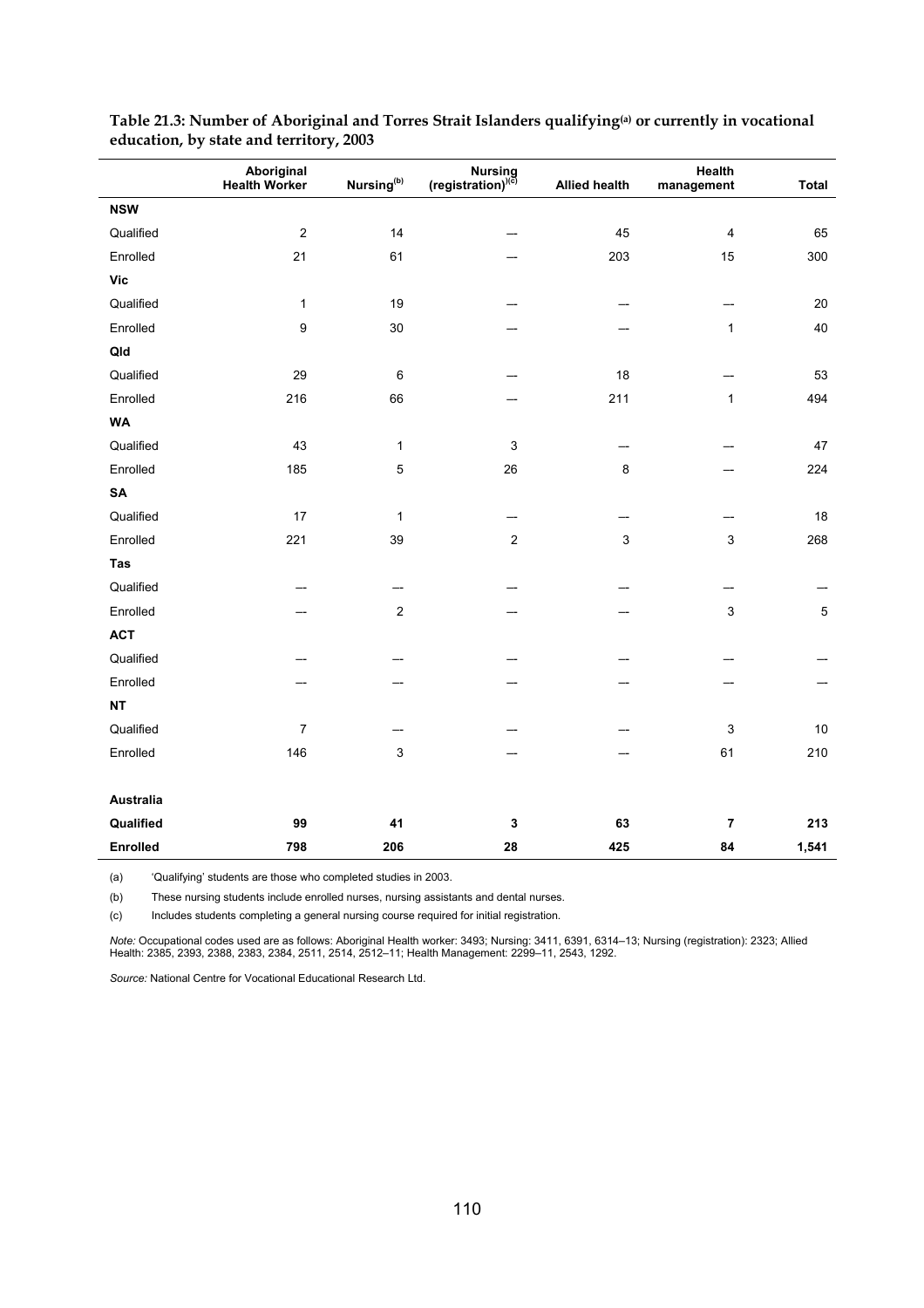**Table 21.3: Number of Aboriginal and Torres Strait Islanders qualifying[(a)] or currently in vocational education, by state and territory, 2003**

| | Aboriginal Health Worker | Nursing[(b)] | Nursing (registration)[(c)] | Allied health | Health management | Total |
|---|---|---|---|---|---|---|
| **NSW** | | | | | | |
| Qualified | 2 | 14 | — | 45 | 4 | 65 |
| Enrolled | 21 | 61 | — | 203 | 15 | 300 |
| **Vic** | | | | | | |
| Qualified | 1 | 19 | — | — | — | 20 |
| Enrolled | 9 | 30 | — | — | 1 | 40 |
| **Qld** | | | | | | |
| Qualified | 29 | 6 | — | 18 | — | 53 |
| Enrolled | 216 | 66 | — | 211 | 1 | 494 |
| **WA** | | | | | | |
| Qualified | 43 | 1 | 3 | — | — | 47 |
| Enrolled | 185 | 5 | 26 | 8 | — | 224 |
| **SA** | | | | | | |
| Qualified | 17 | 1 | — | — | — | 18 |
| Enrolled | 221 | 39 | 2 | 3 | 3 | 268 |
| **Tas** | | | | | | |
| Qualified | — | — | — | — | — | — |
| Enrolled | — | 2 | — | — | 3 | 5 |
| **ACT** | | | | | | |
| Qualified | — | — | — | — | — | — |
| Enrolled | — | — | — | — | — | — |
| **NT** | | | | | | |
| Qualified | 7 | — | — | — | 3 | 10 |
| Enrolled | 146 | 3 | — | — | 61 | 210 |
| **Australia** | | | | | | |
| **Qualified** | **99** | **41** | **3** | **63** | **7** | **213** |
| **Enrolled** | **798** | **206** | **28** | **425** | **84** | **1,541** |

(a) 'Qualifying' students are those who completed studies in 2003.

(b) These nursing students include enrolled nurses, nursing assistants and dental nurses.

(c) Includes students completing a general nursing course required for initial registration.

*Note:* Occupational codes used are as follows: Aboriginal Health worker: 3493; Nursing: 3411, 6391, 6314–13; Nursing (registration): 2323; Allied Health: 2385, 2393, 2388, 2383, 2384, 2511, 2514, 2512–11; Health Management: 2299–11, 2543, 1292.

*Source:* National Centre for Vocational Educational Research Ltd.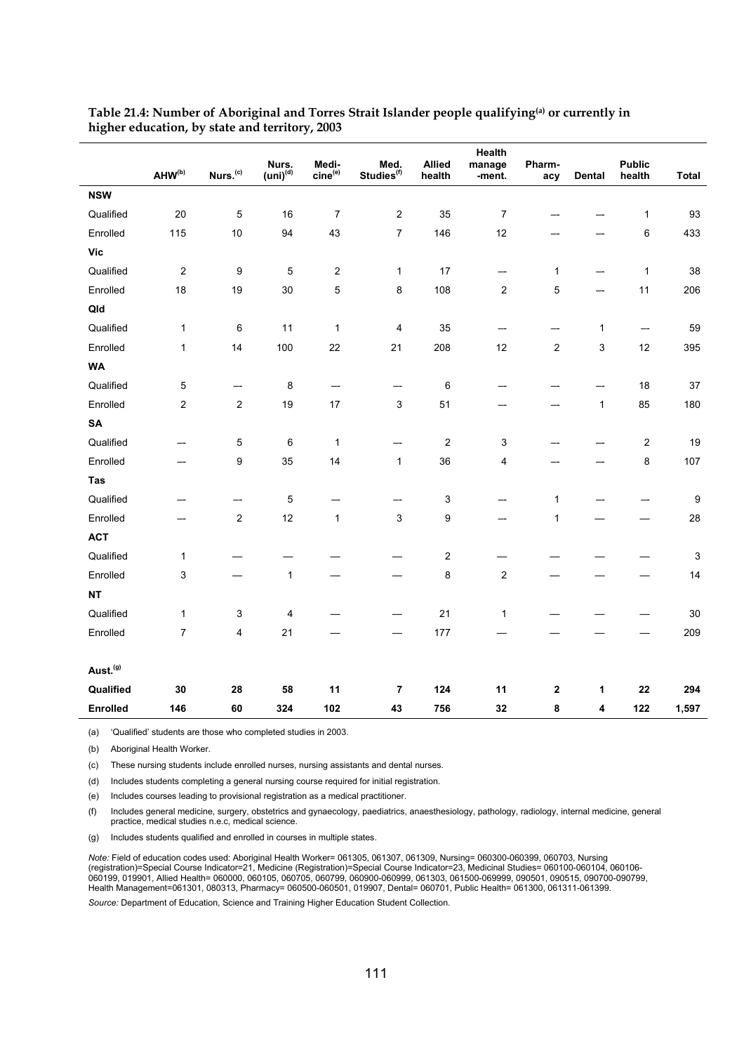**Table 21.4: Number of Aboriginal and Torres Strait Islander people qualifying[a] or currently in higher education, by state and territory, 2003**

| | AHW[b] | Nurs.[c] | Nurs. (uni)[d] | Medi-cine[e] | Med. Studies[f] | Allied health | Health manage-ment. | Pharm-acy | Dental | Public health | Total |
|---|---|---|---|---|---|---|---|---|---|---|---|
| **NSW** | | | | | | | | | | | |
| Qualified | 20 | 5 | 16 | 7 | 2 | 35 | 7 | — | — | 1 | 93 |
| Enrolled | 115 | 10 | 94 | 43 | 7 | 146 | 12 | — | — | 6 | 433 |
| **Vic** | | | | | | | | | | | |
| Qualified | 2 | 9 | 5 | 2 | 1 | 17 | — | 1 | — | 1 | 38 |
| Enrolled | 18 | 19 | 30 | 5 | 8 | 108 | 2 | 5 | — | 11 | 206 |
| **Qld** | | | | | | | | | | | |
| Qualified | 1 | 6 | 11 | 1 | 4 | 35 | — | — | 1 | — | 59 |
| Enrolled | 1 | 14 | 100 | 22 | 21 | 208 | 12 | 2 | 3 | 12 | 395 |
| **WA** | | | | | | | | | | | |
| Qualified | 5 | — | 8 | — | — | 6 | — | — | — | 18 | 37 |
| Enrolled | 2 | 2 | 19 | 17 | 3 | 51 | — | — | 1 | 85 | 180 |
| **SA** | | | | | | | | | | | |
| Qualified | — | 5 | 6 | 1 | — | 2 | 3 | — | — | 2 | 19 |
| Enrolled | — | 9 | 35 | 14 | 1 | 36 | 4 | — | — | 8 | 107 |
| **Tas** | | | | | | | | | | | |
| Qualified | — | — | 5 | — | — | 3 | — | 1 | — | — | 9 |
| Enrolled | — | 2 | 12 | 1 | 3 | 9 | — | 1 | — | — | 28 |
| **ACT** | | | | | | | | | | | |
| Qualified | 1 | — | — | — | — | 2 | — | — | — | — | 3 |
| Enrolled | 3 | — | 1 | — | — | 8 | 2 | — | — | — | 14 |
| **NT** | | | | | | | | | | | |
| Qualified | 1 | 3 | 4 | — | — | 21 | 1 | — | — | — | 30 |
| Enrolled | 7 | 4 | 21 | — | — | 177 | — | — | — | — | 209 |
| **Aust.[g]** | | | | | | | | | | | |
| **Qualified** | **30** | **28** | **58** | **11** | **7** | **124** | **11** | **2** | **1** | **22** | **294** |
| **Enrolled** | **146** | **60** | **324** | **102** | **43** | **756** | **32** | **8** | **4** | **122** | **1,597** |

(a) 'Qualified' students are those who completed studies in 2003.

(b) Aboriginal Health Worker.

(c) These nursing students include enrolled nurses, nursing assistants and dental nurses.

(d) Includes students completing a general nursing course required for initial registration.

(e) Includes courses leading to provisional registration as a medical practitioner.

(f) Includes general medicine, surgery, obstetrics and gynaecology, paediatrics, anaesthesiology, pathology, radiology, internal medicine, general practice, medical studies n.e.c, medical science.

(g) Includes students qualified and enrolled in courses in multiple states.

*Note:* Field of education codes used: Aboriginal Health Worker= 061305, 061307, 061309, Nursing= 060300-060399, 060703, Nursing (registration)=Special Course Indicator=21, Medicine (Registration)=Special Course Indicator=23, Medicinal Studies= 060100-060104, 060106-060199, 019901, Allied Health= 060000, 060105, 060705, 060799, 060900-060999, 061303, 061500-069999, 090501, 090515, 090700-090799, Health Management=061301, 080313, Pharmacy= 060500-060501, 019907, Dental= 060701, Public Health= 061300, 061311-061399.

*Source:* Department of Education, Science and Training Higher Education Student Collection.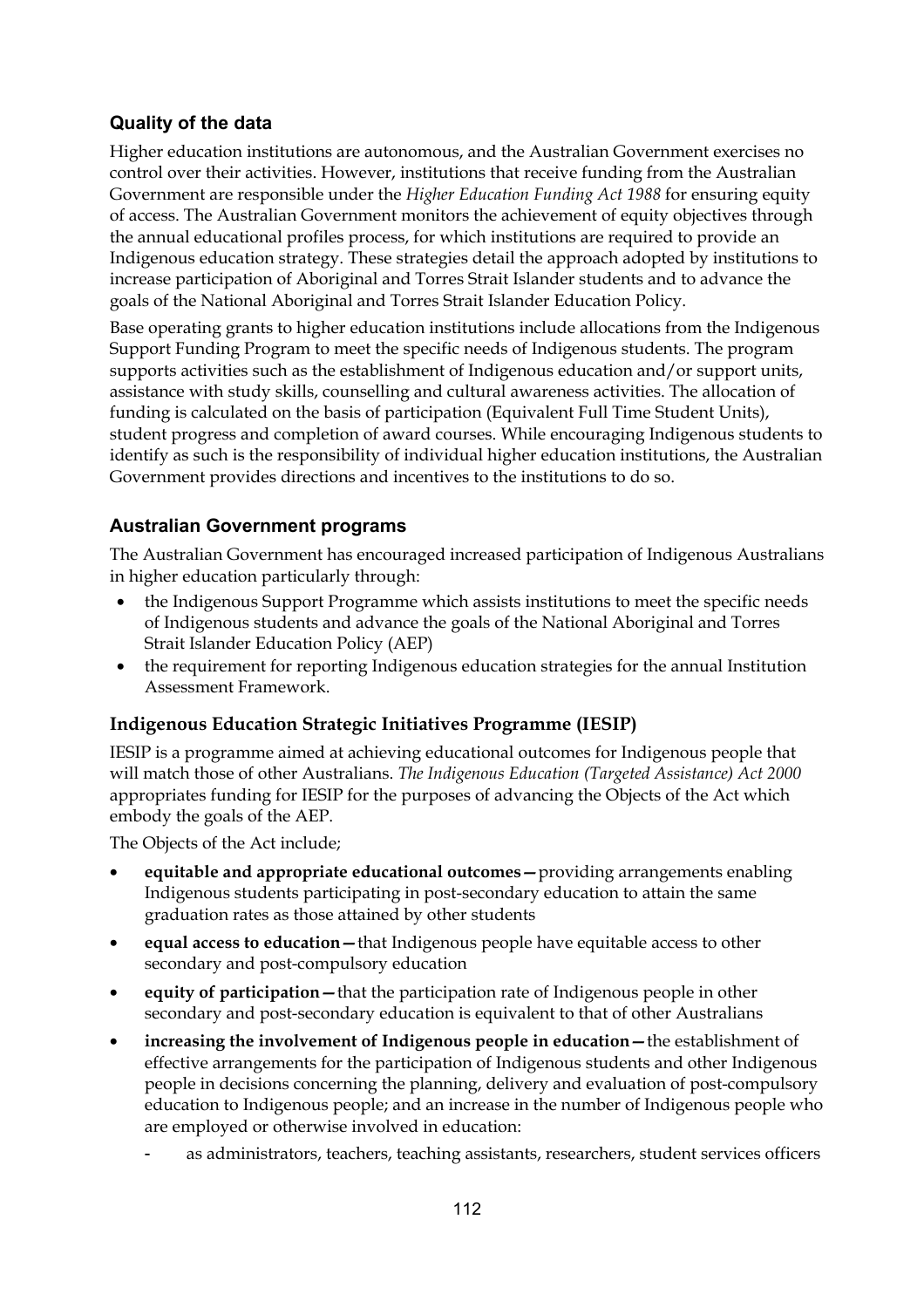### Quality of the data

Higher education institutions are autonomous, and the Australian Government exercises no control over their activities. However, institutions that receive funding from the Australian Government are responsible under the *Higher Education Funding Act 1988* for ensuring equity of access. The Australian Government monitors the achievement of equity objectives through the annual educational profiles process, for which institutions are required to provide an Indigenous education strategy. These strategies detail the approach adopted by institutions to increase participation of Aboriginal and Torres Strait Islander students and to advance the goals of the National Aboriginal and Torres Strait Islander Education Policy.

Base operating grants to higher education institutions include allocations from the Indigenous Support Funding Program to meet the specific needs of Indigenous students. The program supports activities such as the establishment of Indigenous education and/or support units, assistance with study skills, counselling and cultural awareness activities. The allocation of funding is calculated on the basis of participation (Equivalent Full Time Student Units), student progress and completion of award courses. While encouraging Indigenous students to identify as such is the responsibility of individual higher education institutions, the Australian Government provides directions and incentives to the institutions to do so.

### Australian Government programs

The Australian Government has encouraged increased participation of Indigenous Australians in higher education particularly through:

- the Indigenous Support Programme which assists institutions to meet the specific needs of Indigenous students and advance the goals of the National Aboriginal and Torres Strait Islander Education Policy (AEP)
- the requirement for reporting Indigenous education strategies for the annual Institution Assessment Framework.

### Indigenous Education Strategic Initiatives Programme (IESIP)

IESIP is a programme aimed at achieving educational outcomes for Indigenous people that will match those of other Australians. *The Indigenous Education (Targeted Assistance) Act 2000* appropriates funding for IESIP for the purposes of advancing the Objects of the Act which embody the goals of the AEP.

The Objects of the Act include;

- **equitable and appropriate educational outcomes—**providing arrangements enabling Indigenous students participating in post-secondary education to attain the same graduation rates as those attained by other students
- **equal access to education—**that Indigenous people have equitable access to other secondary and post-compulsory education
- **equity of participation—**that the participation rate of Indigenous people in other secondary and post-secondary education is equivalent to that of other Australians
- **increasing the involvement of Indigenous people in education—**the establishment of effective arrangements for the participation of Indigenous students and other Indigenous people in decisions concerning the planning, delivery and evaluation of post-compulsory education to Indigenous people; and an increase in the number of Indigenous people who are employed or otherwise involved in education:
  - as administrators, teachers, teaching assistants, researchers, student services officers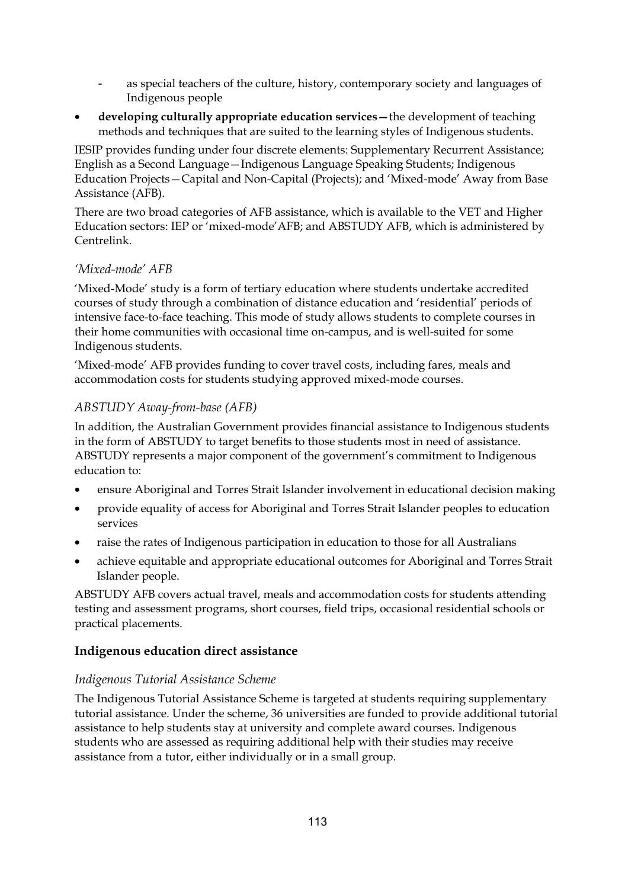- as special teachers of the culture, history, contemporary society and languages of Indigenous people

- **developing culturally appropriate education services—** the development of teaching methods and techniques that are suited to the learning styles of Indigenous students.

IESIP provides funding under four discrete elements: Supplementary Recurrent Assistance; English as a Second Language—Indigenous Language Speaking Students; Indigenous Education Projects—Capital and Non-Capital (Projects); and 'Mixed-mode' Away from Base Assistance (AFB).

There are two broad categories of AFB assistance, which is available to the VET and Higher Education sectors: IEP or 'mixed-mode'AFB; and ABSTUDY AFB, which is administered by Centrelink.

*'Mixed-mode' AFB*

'Mixed-Mode' study is a form of tertiary education where students undertake accredited courses of study through a combination of distance education and 'residential' periods of intensive face-to-face teaching. This mode of study allows students to complete courses in their home communities with occasional time on-campus, and is well-suited for some Indigenous students.

'Mixed-mode' AFB provides funding to cover travel costs, including fares, meals and accommodation costs for students studying approved mixed-mode courses.

*ABSTUDY Away-from-base (AFB)*

In addition, the Australian Government provides financial assistance to Indigenous students in the form of ABSTUDY to target benefits to those students most in need of assistance. ABSTUDY represents a major component of the government's commitment to Indigenous education to:

- ensure Aboriginal and Torres Strait Islander involvement in educational decision making
- provide equality of access for Aboriginal and Torres Strait Islander peoples to education services
- raise the rates of Indigenous participation in education to those for all Australians
- achieve equitable and appropriate educational outcomes for Aboriginal and Torres Strait Islander people.

ABSTUDY AFB covers actual travel, meals and accommodation costs for students attending testing and assessment programs, short courses, field trips, occasional residential schools or practical placements.

**Indigenous education direct assistance**

*Indigenous Tutorial Assistance Scheme*

The Indigenous Tutorial Assistance Scheme is targeted at students requiring supplementary tutorial assistance. Under the scheme, 36 universities are funded to provide additional tutorial assistance to help students stay at university and complete award courses. Indigenous students who are assessed as requiring additional help with their studies may receive assistance from a tutor, either individually or in a small group.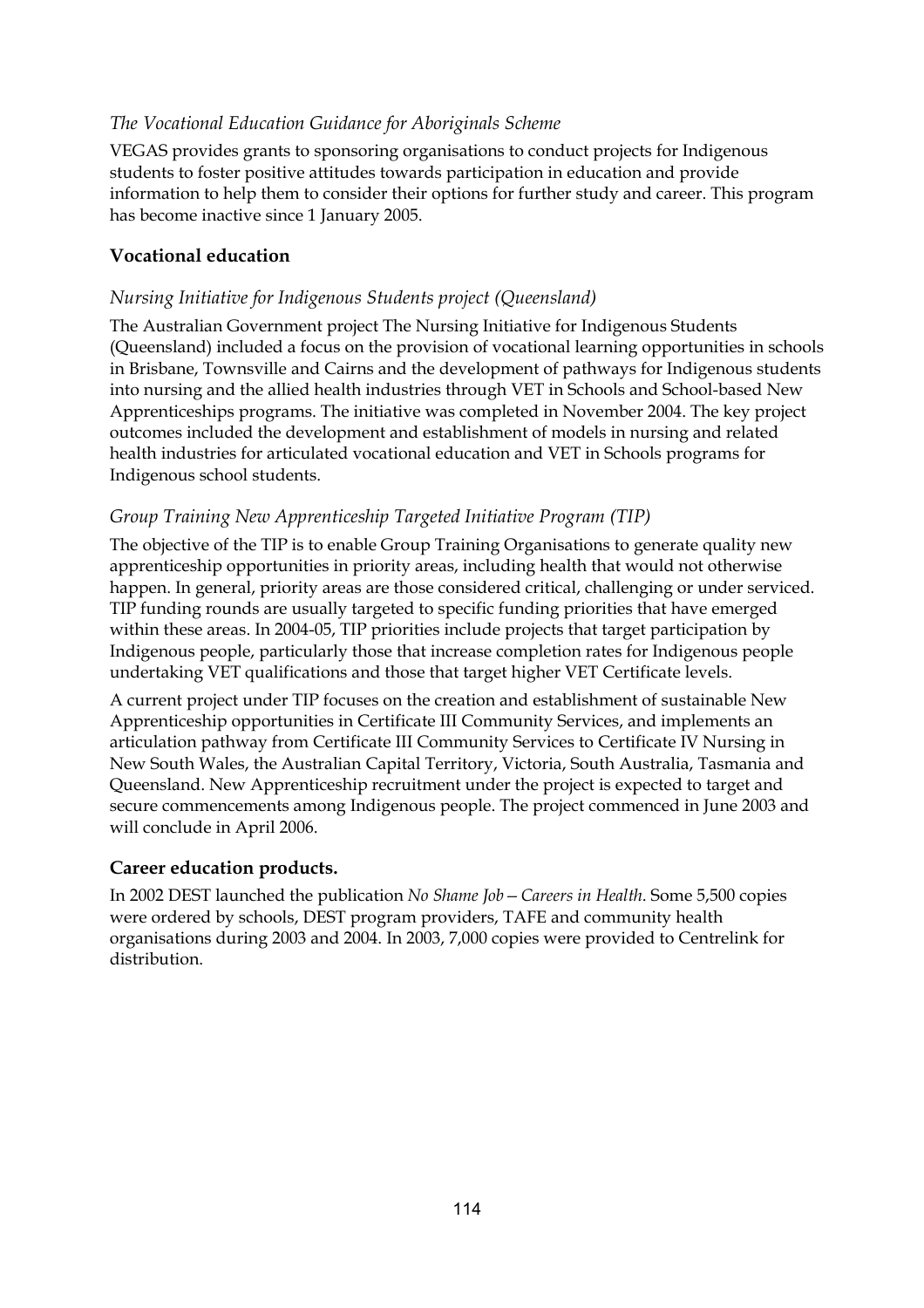*The Vocational Education Guidance for Aboriginals Scheme*

VEGAS provides grants to sponsoring organisations to conduct projects for Indigenous students to foster positive attitudes towards participation in education and provide information to help them to consider their options for further study and career. This program has become inactive since 1 January 2005.

## Vocational education

*Nursing Initiative for Indigenous Students project (Queensland)*

The Australian Government project The Nursing Initiative for Indigenous Students (Queensland) included a focus on the provision of vocational learning opportunities in schools in Brisbane, Townsville and Cairns and the development of pathways for Indigenous students into nursing and the allied health industries through VET in Schools and School-based New Apprenticeships programs. The initiative was completed in November 2004. The key project outcomes included the development and establishment of models in nursing and related health industries for articulated vocational education and VET in Schools programs for Indigenous school students.

*Group Training New Apprenticeship Targeted Initiative Program (TIP)*

The objective of the TIP is to enable Group Training Organisations to generate quality new apprenticeship opportunities in priority areas, including health that would not otherwise happen. In general, priority areas are those considered critical, challenging or under serviced. TIP funding rounds are usually targeted to specific funding priorities that have emerged within these areas. In 2004-05, TIP priorities include projects that target participation by Indigenous people, particularly those that increase completion rates for Indigenous people undertaking VET qualifications and those that target higher VET Certificate levels.

A current project under TIP focuses on the creation and establishment of sustainable New Apprenticeship opportunities in Certificate III Community Services, and implements an articulation pathway from Certificate III Community Services to Certificate IV Nursing in New South Wales, the Australian Capital Territory, Victoria, South Australia, Tasmania and Queensland. New Apprenticeship recruitment under the project is expected to target and secure commencements among Indigenous people. The project commenced in June 2003 and will conclude in April 2006.

## Career education products.

In 2002 DEST launched the publication *No Shame Job—Careers in Health*. Some 5,500 copies were ordered by schools, DEST program providers, TAFE and community health organisations during 2003 and 2004. In 2003, 7,000 copies were provided to Centrelink for distribution.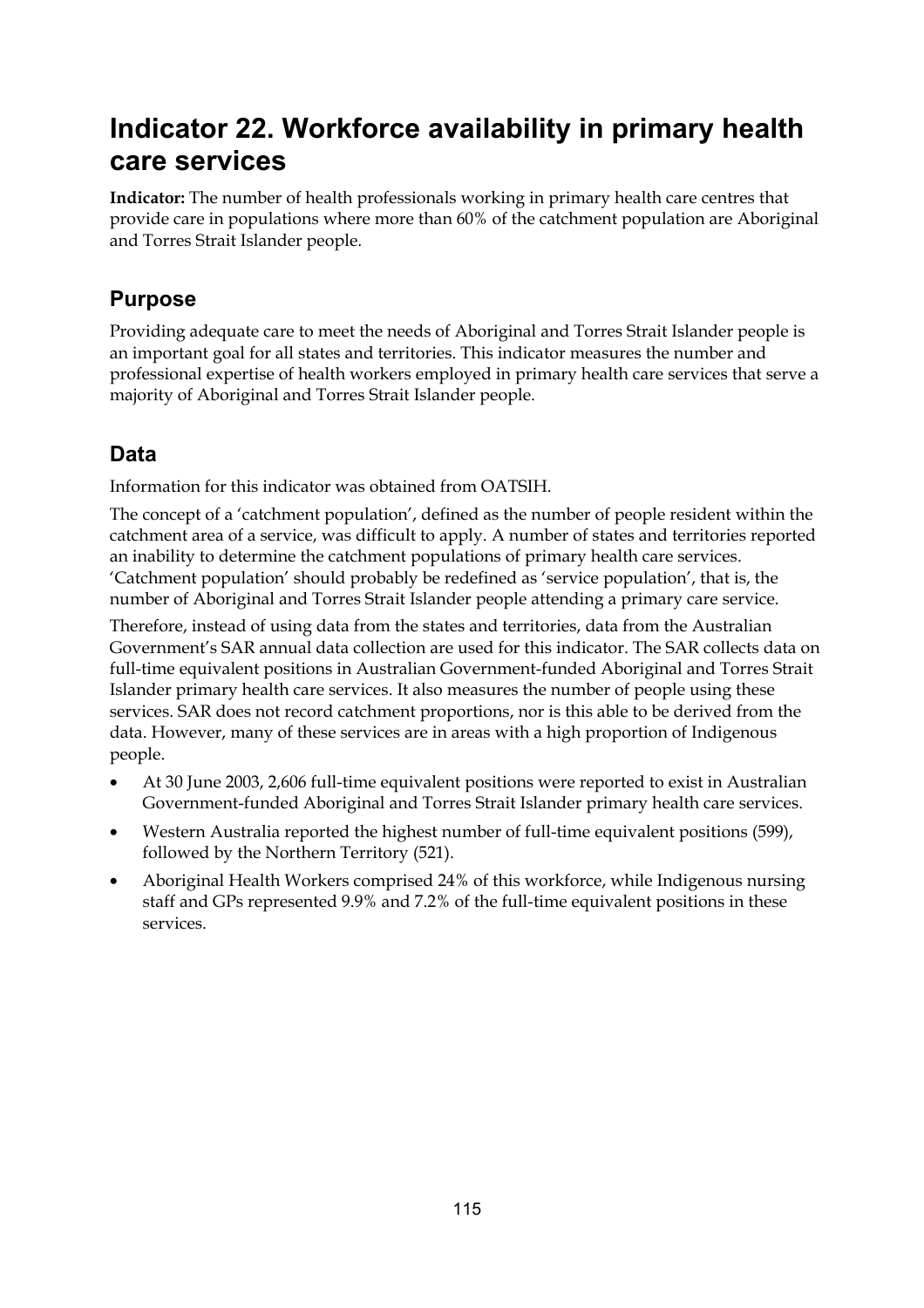# Indicator 22. Workforce availability in primary health care services

**Indicator:** The number of health professionals working in primary health care centres that provide care in populations where more than 60% of the catchment population are Aboriginal and Torres Strait Islander people.

## Purpose

Providing adequate care to meet the needs of Aboriginal and Torres Strait Islander people is an important goal for all states and territories. This indicator measures the number and professional expertise of health workers employed in primary health care services that serve a majority of Aboriginal and Torres Strait Islander people.

## Data

Information for this indicator was obtained from OATSIH.

The concept of a 'catchment population', defined as the number of people resident within the catchment area of a service, was difficult to apply. A number of states and territories reported an inability to determine the catchment populations of primary health care services. 'Catchment population' should probably be redefined as 'service population', that is, the number of Aboriginal and Torres Strait Islander people attending a primary care service.

Therefore, instead of using data from the states and territories, data from the Australian Government's SAR annual data collection are used for this indicator. The SAR collects data on full-time equivalent positions in Australian Government-funded Aboriginal and Torres Strait Islander primary health care services. It also measures the number of people using these services. SAR does not record catchment proportions, nor is this able to be derived from the data. However, many of these services are in areas with a high proportion of Indigenous people.

- At 30 June 2003, 2,606 full-time equivalent positions were reported to exist in Australian Government-funded Aboriginal and Torres Strait Islander primary health care services.
- Western Australia reported the highest number of full-time equivalent positions (599), followed by the Northern Territory (521).
- Aboriginal Health Workers comprised 24% of this workforce, while Indigenous nursing staff and GPs represented 9.9% and 7.2% of the full-time equivalent positions in these services.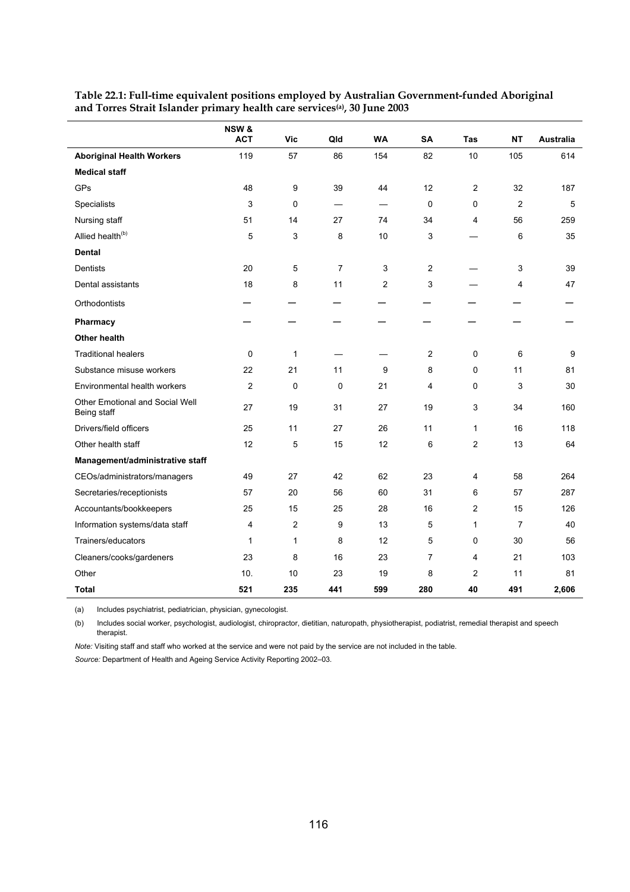**Table 22.1: Full-time equivalent positions employed by Australian Government-funded Aboriginal and Torres Strait Islander primary health care services[(a)], 30 June 2003**

| | NSW & ACT | Vic | Qld | WA | SA | Tas | NT | Australia |
|---|---|---|---|---|---|---|---|---|
| **Aboriginal Health Workers** | 119 | 57 | 86 | 154 | 82 | 10 | 105 | 614 |
| **Medical staff** | | | | | | | | |
| GPs | 48 | 9 | 39 | 44 | 12 | 2 | 32 | 187 |
| Specialists | 3 | 0 | — | — | 0 | 0 | 2 | 5 |
| Nursing staff | 51 | 14 | 27 | 74 | 34 | 4 | 56 | 259 |
| Allied health[(b)] | 5 | 3 | 8 | 10 | 3 | — | 6 | 35 |
| **Dental** | | | | | | | | |
| Dentists | 20 | 5 | 7 | 3 | 2 | — | 3 | 39 |
| Dental assistants | 18 | 8 | 11 | 2 | 3 | — | 4 | 47 |
| Orthodontists | — | — | — | — | — | — | — | — |
| **Pharmacy** | — | — | — | — | — | — | — | — |
| **Other health** | | | | | | | | |
| Traditional healers | 0 | 1 | — | — | 2 | 0 | 6 | 9 |
| Substance misuse workers | 22 | 21 | 11 | 9 | 8 | 0 | 11 | 81 |
| Environmental health workers | 2 | 0 | 0 | 21 | 4 | 0 | 3 | 30 |
| Other Emotional and Social Well Being staff | 27 | 19 | 31 | 27 | 19 | 3 | 34 | 160 |
| Drivers/field officers | 25 | 11 | 27 | 26 | 11 | 1 | 16 | 118 |
| Other health staff | 12 | 5 | 15 | 12 | 6 | 2 | 13 | 64 |
| **Management/administrative staff** | | | | | | | | |
| CEOs/administrators/managers | 49 | 27 | 42 | 62 | 23 | 4 | 58 | 264 |
| Secretaries/receptionists | 57 | 20 | 56 | 60 | 31 | 6 | 57 | 287 |
| Accountants/bookkeepers | 25 | 15 | 25 | 28 | 16 | 2 | 15 | 126 |
| Information systems/data staff | 4 | 2 | 9 | 13 | 5 | 1 | 7 | 40 |
| Trainers/educators | 1 | 1 | 8 | 12 | 5 | 0 | 30 | 56 |
| Cleaners/cooks/gardeners | 23 | 8 | 16 | 23 | 7 | 4 | 21 | 103 |
| Other | 10. | 10 | 23 | 19 | 8 | 2 | 11 | 81 |
| **Total** | **521** | **235** | **441** | **599** | **280** | **40** | **491** | **2,606** |

(a) Includes psychiatrist, pediatrician, physician, gynecologist.

(b) Includes social worker, psychologist, audiologist, chiropractor, dietitian, naturopath, physiotherapist, podiatrist, remedial therapist and speech therapist.

*Note:* Visiting staff and staff who worked at the service and were not paid by the service are not included in the table.

*Source:* Department of Health and Ageing Service Activity Reporting 2002–03.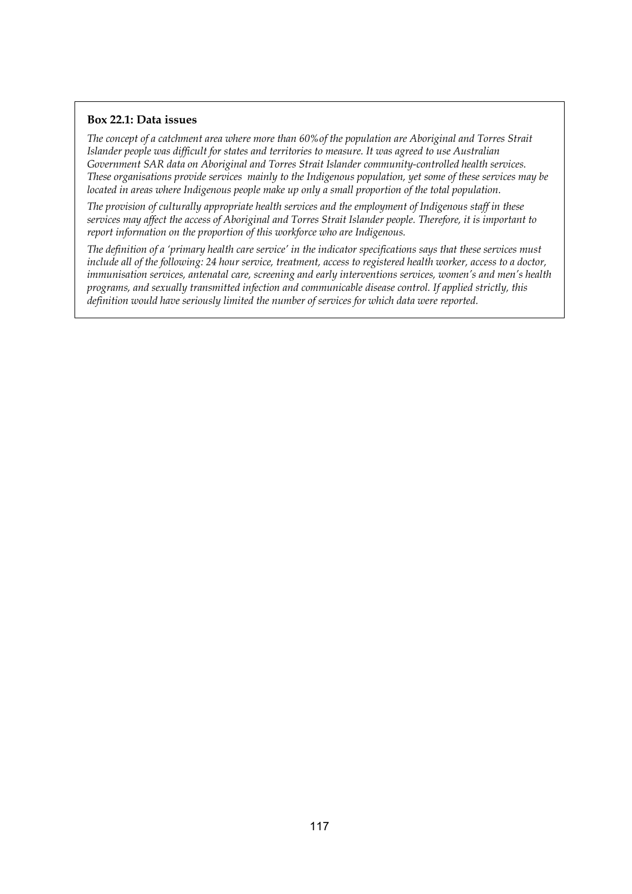**Box 22.1: Data issues**

*The concept of a catchment area where more than 60%of the population are Aboriginal and Torres Strait Islander people was difficult for states and territories to measure. It was agreed to use Australian Government SAR data on Aboriginal and Torres Strait Islander community-controlled health services. These organisations provide services mainly to the Indigenous population, yet some of these services may be located in areas where Indigenous people make up only a small proportion of the total population.*

*The provision of culturally appropriate health services and the employment of Indigenous staff in these services may affect the access of Aboriginal and Torres Strait Islander people. Therefore, it is important to report information on the proportion of this workforce who are Indigenous.*

*The definition of a 'primary health care service' in the indicator specifications says that these services must include all of the following: 24 hour service, treatment, access to registered health worker, access to a doctor, immunisation services, antenatal care, screening and early interventions services, women's and men's health programs, and sexually transmitted infection and communicable disease control. If applied strictly, this definition would have seriously limited the number of services for which data were reported.*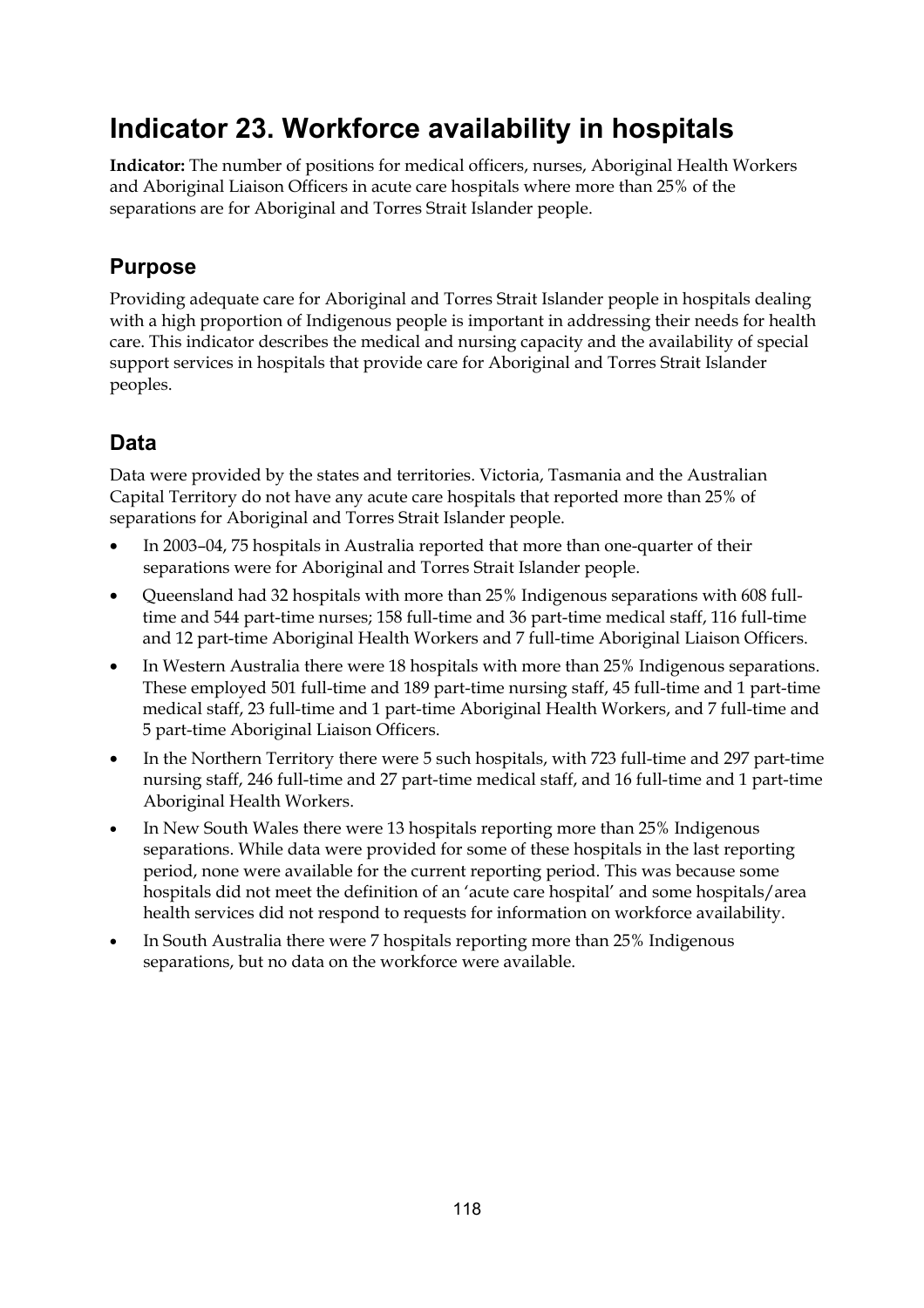# Indicator 23. Workforce availability in hospitals

**Indicator:** The number of positions for medical officers, nurses, Aboriginal Health Workers and Aboriginal Liaison Officers in acute care hospitals where more than 25% of the separations are for Aboriginal and Torres Strait Islander people.

## Purpose

Providing adequate care for Aboriginal and Torres Strait Islander people in hospitals dealing with a high proportion of Indigenous people is important in addressing their needs for health care. This indicator describes the medical and nursing capacity and the availability of special support services in hospitals that provide care for Aboriginal and Torres Strait Islander peoples.

## Data

Data were provided by the states and territories. Victoria, Tasmania and the Australian Capital Territory do not have any acute care hospitals that reported more than 25% of separations for Aboriginal and Torres Strait Islander people.

- In 2003–04, 75 hospitals in Australia reported that more than one-quarter of their separations were for Aboriginal and Torres Strait Islander people.
- Queensland had 32 hospitals with more than 25% Indigenous separations with 608 full-time and 544 part-time nurses; 158 full-time and 36 part-time medical staff, 116 full-time and 12 part-time Aboriginal Health Workers and 7 full-time Aboriginal Liaison Officers.
- In Western Australia there were 18 hospitals with more than 25% Indigenous separations. These employed 501 full-time and 189 part-time nursing staff, 45 full-time and 1 part-time medical staff, 23 full-time and 1 part-time Aboriginal Health Workers, and 7 full-time and 5 part-time Aboriginal Liaison Officers.
- In the Northern Territory there were 5 such hospitals, with 723 full-time and 297 part-time nursing staff, 246 full-time and 27 part-time medical staff, and 16 full-time and 1 part-time Aboriginal Health Workers.
- In New South Wales there were 13 hospitals reporting more than 25% Indigenous separations. While data were provided for some of these hospitals in the last reporting period, none were available for the current reporting period. This was because some hospitals did not meet the definition of an 'acute care hospital' and some hospitals/area health services did not respond to requests for information on workforce availability.
- In South Australia there were 7 hospitals reporting more than 25% Indigenous separations, but no data on the workforce were available.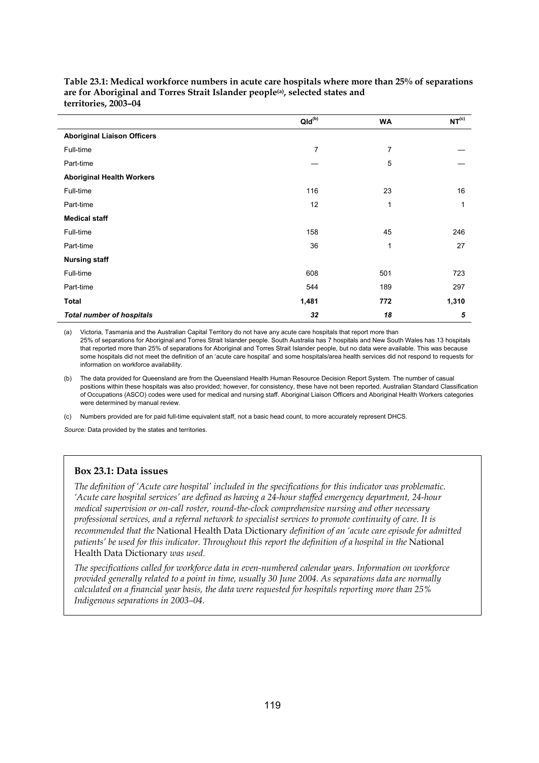**Table 23.1: Medical workforce numbers in acute care hospitals where more than 25% of separations are for Aboriginal and Torres Strait Islander people[(a)], selected states and territories, 2003–04**

| | Qld[(b)] | WA | NT[(c)] |
|---|---|---|---|
| **Aboriginal Liaison Officers** | | | |
| Full-time | 7 | 7 | — |
| Part-time | — | 5 | — |
| **Aboriginal Health Workers** | | | |
| Full-time | 116 | 23 | 16 |
| Part-time | 12 | 1 | 1 |
| **Medical staff** | | | |
| Full-time | 158 | 45 | 246 |
| Part-time | 36 | 1 | 27 |
| **Nursing staff** | | | |
| Full-time | 608 | 501 | 723 |
| Part-time | 544 | 189 | 297 |
| **Total** | **1,481** | **772** | **1,310** |
| ***Total number of hospitals*** | ***32*** | ***18*** | ***5*** |

(a) Victoria, Tasmania and the Australian Capital Territory do not have any acute care hospitals that report more than 25% of separations for Aboriginal and Torres Strait Islander people. South Australia has 7 hospitals and New South Wales has 13 hospitals that reported more than 25% of separations for Aboriginal and Torres Strait Islander people, but no data were available. This was because some hospitals did not meet the definition of an 'acute care hospital' and some hospitals/area health services did not respond to requests for information on workforce availability.

(b) The data provided for Queensland are from the Queensland Health Human Resource Decision Report System. The number of casual positions within these hospitals was also provided; however, for consistency, these have not been reported. Australian Standard Classification of Occupations (ASCO) codes were used for medical and nursing staff. Aboriginal Liaison Officers and Aboriginal Health Workers categories were determined by manual review.

(c) Numbers provided are for paid full-time equivalent staff, not a basic head count, to more accurately represent DHCS.

*Source:* Data provided by the states and territories.

**Box 23.1: Data issues**

*The definition of 'Acute care hospital' included in the specifications for this indicator was problematic. 'Acute care hospital services' are defined as having a 24-hour staffed emergency department, 24-hour medical supervision or on-call roster, round-the-clock comprehensive nursing and other necessary professional services, and a referral network to specialist services to promote continuity of care. It is recommended that the* National Health Data Dictionary *definition of an 'acute care episode for admitted patients' be used for this indicator. Throughout this report the definition of a hospital in the* National Health Data Dictionary *was used.*

*The specifications called for workforce data in even-numbered calendar years. Information on workforce provided generally related to a point in time, usually 30 June 2004. As separations data are normally calculated on a financial year basis, the data were requested for hospitals reporting more than 25% Indigenous separations in 2003–04.*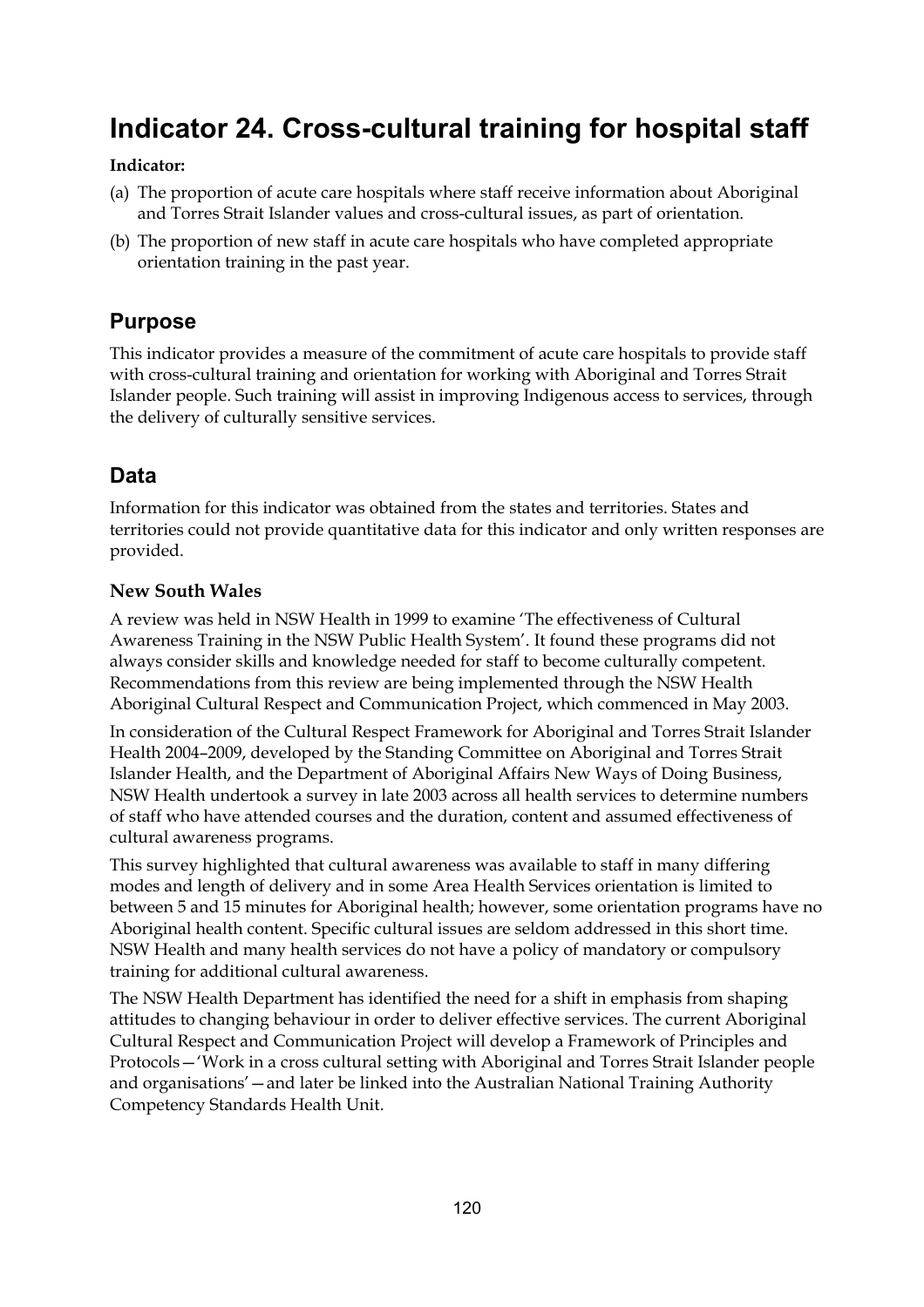# Indicator 24. Cross-cultural training for hospital staff

**Indicator:**

(a) The proportion of acute care hospitals where staff receive information about Aboriginal and Torres Strait Islander values and cross-cultural issues, as part of orientation.

(b) The proportion of new staff in acute care hospitals who have completed appropriate orientation training in the past year.

## Purpose

This indicator provides a measure of the commitment of acute care hospitals to provide staff with cross-cultural training and orientation for working with Aboriginal and Torres Strait Islander people. Such training will assist in improving Indigenous access to services, through the delivery of culturally sensitive services.

## Data

Information for this indicator was obtained from the states and territories. States and territories could not provide quantitative data for this indicator and only written responses are provided.

### New South Wales

A review was held in NSW Health in 1999 to examine 'The effectiveness of Cultural Awareness Training in the NSW Public Health System'. It found these programs did not always consider skills and knowledge needed for staff to become culturally competent. Recommendations from this review are being implemented through the NSW Health Aboriginal Cultural Respect and Communication Project, which commenced in May 2003.

In consideration of the Cultural Respect Framework for Aboriginal and Torres Strait Islander Health 2004–2009, developed by the Standing Committee on Aboriginal and Torres Strait Islander Health, and the Department of Aboriginal Affairs New Ways of Doing Business, NSW Health undertook a survey in late 2003 across all health services to determine numbers of staff who have attended courses and the duration, content and assumed effectiveness of cultural awareness programs.

This survey highlighted that cultural awareness was available to staff in many differing modes and length of delivery and in some Area Health Services orientation is limited to between 5 and 15 minutes for Aboriginal health; however, some orientation programs have no Aboriginal health content. Specific cultural issues are seldom addressed in this short time. NSW Health and many health services do not have a policy of mandatory or compulsory training for additional cultural awareness.

The NSW Health Department has identified the need for a shift in emphasis from shaping attitudes to changing behaviour in order to deliver effective services. The current Aboriginal Cultural Respect and Communication Project will develop a Framework of Principles and Protocols—'Work in a cross cultural setting with Aboriginal and Torres Strait Islander people and organisations'—and later be linked into the Australian National Training Authority Competency Standards Health Unit.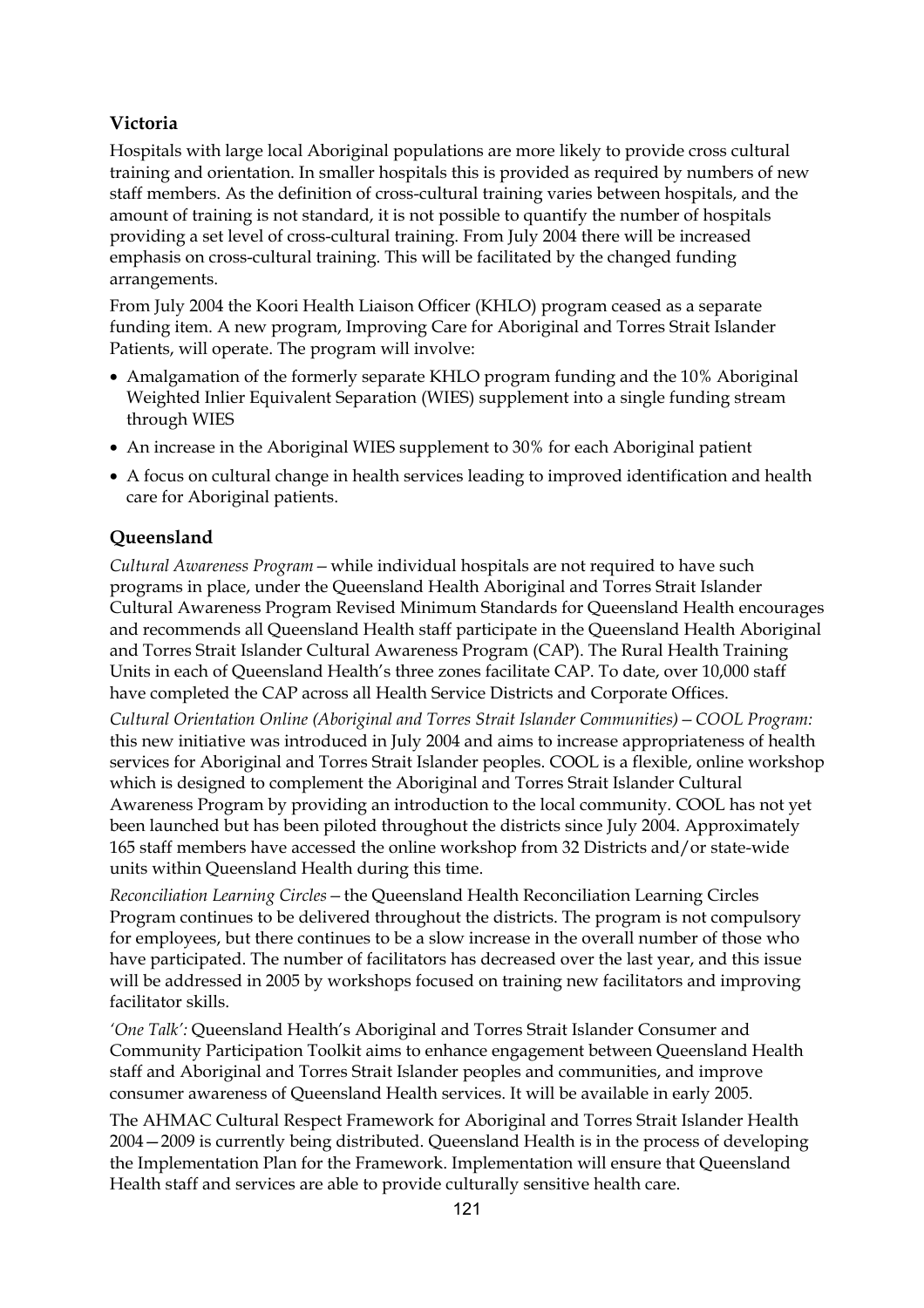### Victoria

Hospitals with large local Aboriginal populations are more likely to provide cross cultural training and orientation. In smaller hospitals this is provided as required by numbers of new staff members. As the definition of cross-cultural training varies between hospitals, and the amount of training is not standard, it is not possible to quantify the number of hospitals providing a set level of cross-cultural training. From July 2004 there will be increased emphasis on cross-cultural training. This will be facilitated by the changed funding arrangements.

From July 2004 the Koori Health Liaison Officer (KHLO) program ceased as a separate funding item. A new program, Improving Care for Aboriginal and Torres Strait Islander Patients, will operate. The program will involve:

- Amalgamation of the formerly separate KHLO program funding and the 10% Aboriginal Weighted Inlier Equivalent Separation (WIES) supplement into a single funding stream through WIES
- An increase in the Aboriginal WIES supplement to 30% for each Aboriginal patient
- A focus on cultural change in health services leading to improved identification and health care for Aboriginal patients.

### Queensland

*Cultural Awareness Program*—while individual hospitals are not required to have such programs in place, under the Queensland Health Aboriginal and Torres Strait Islander Cultural Awareness Program Revised Minimum Standards for Queensland Health encourages and recommends all Queensland Health staff participate in the Queensland Health Aboriginal and Torres Strait Islander Cultural Awareness Program (CAP). The Rural Health Training Units in each of Queensland Health's three zones facilitate CAP. To date, over 10,000 staff have completed the CAP across all Health Service Districts and Corporate Offices.

*Cultural Orientation Online (Aboriginal and Torres Strait Islander Communities)—COOL Program:* this new initiative was introduced in July 2004 and aims to increase appropriateness of health services for Aboriginal and Torres Strait Islander peoples. COOL is a flexible, online workshop which is designed to complement the Aboriginal and Torres Strait Islander Cultural Awareness Program by providing an introduction to the local community. COOL has not yet been launched but has been piloted throughout the districts since July 2004. Approximately 165 staff members have accessed the online workshop from 32 Districts and/or state-wide units within Queensland Health during this time.

*Reconciliation Learning Circles*—the Queensland Health Reconciliation Learning Circles Program continues to be delivered throughout the districts. The program is not compulsory for employees, but there continues to be a slow increase in the overall number of those who have participated. The number of facilitators has decreased over the last year, and this issue will be addressed in 2005 by workshops focused on training new facilitators and improving facilitator skills.

*'One Talk':* Queensland Health's Aboriginal and Torres Strait Islander Consumer and Community Participation Toolkit aims to enhance engagement between Queensland Health staff and Aboriginal and Torres Strait Islander peoples and communities, and improve consumer awareness of Queensland Health services. It will be available in early 2005.

The AHMAC Cultural Respect Framework for Aboriginal and Torres Strait Islander Health 2004—2009 is currently being distributed. Queensland Health is in the process of developing the Implementation Plan for the Framework. Implementation will ensure that Queensland Health staff and services are able to provide culturally sensitive health care.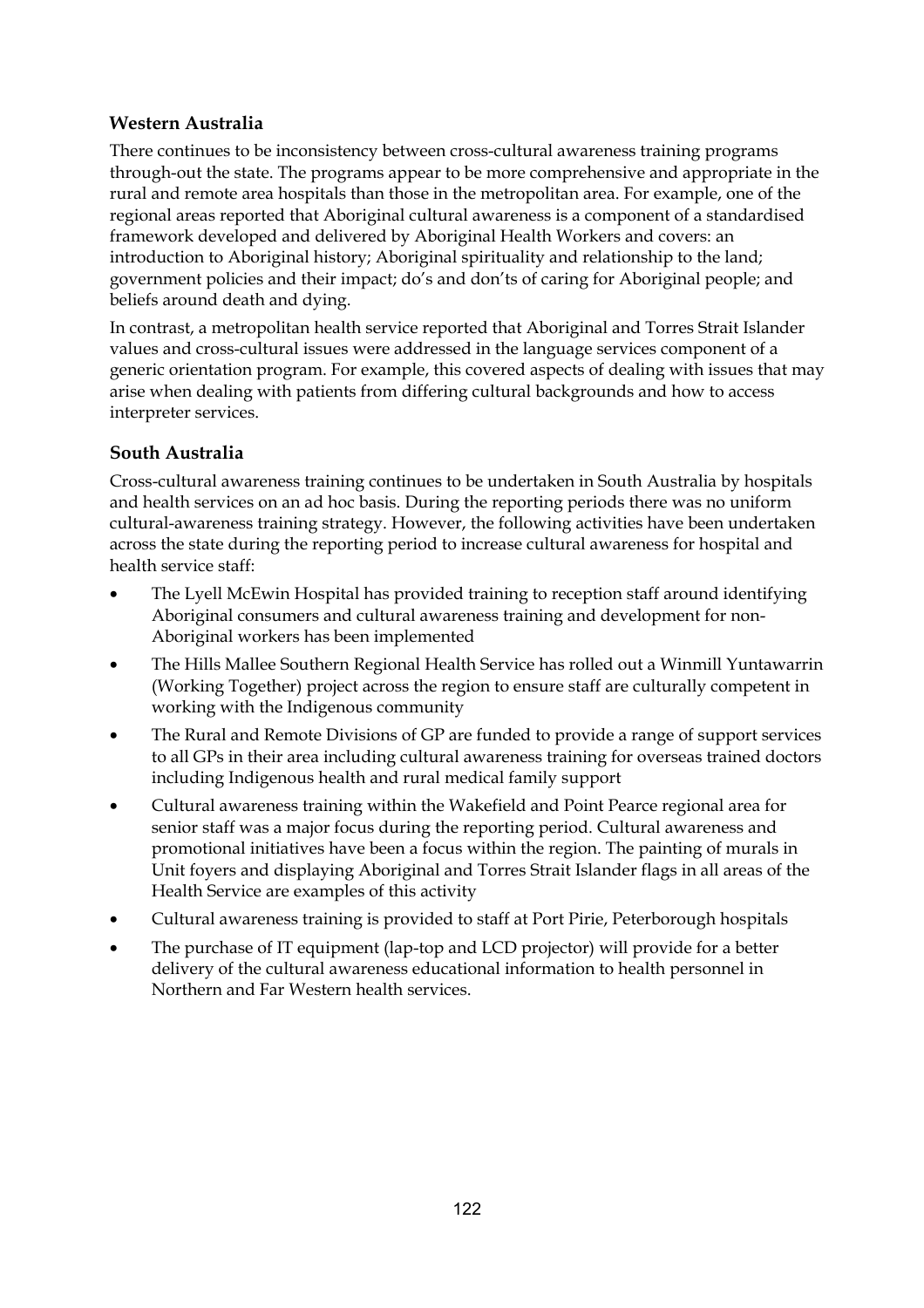### Western Australia

There continues to be inconsistency between cross-cultural awareness training programs through-out the state. The programs appear to be more comprehensive and appropriate in the rural and remote area hospitals than those in the metropolitan area. For example, one of the regional areas reported that Aboriginal cultural awareness is a component of a standardised framework developed and delivered by Aboriginal Health Workers and covers: an introduction to Aboriginal history; Aboriginal spirituality and relationship to the land; government policies and their impact; do's and don'ts of caring for Aboriginal people; and beliefs around death and dying.

In contrast, a metropolitan health service reported that Aboriginal and Torres Strait Islander values and cross-cultural issues were addressed in the language services component of a generic orientation program. For example, this covered aspects of dealing with issues that may arise when dealing with patients from differing cultural backgrounds and how to access interpreter services.

### South Australia

Cross-cultural awareness training continues to be undertaken in South Australia by hospitals and health services on an ad hoc basis. During the reporting periods there was no uniform cultural-awareness training strategy. However, the following activities have been undertaken across the state during the reporting period to increase cultural awareness for hospital and health service staff:

- The Lyell McEwin Hospital has provided training to reception staff around identifying Aboriginal consumers and cultural awareness training and development for non-Aboriginal workers has been implemented
- The Hills Mallee Southern Regional Health Service has rolled out a Winmill Yuntawarrin (Working Together) project across the region to ensure staff are culturally competent in working with the Indigenous community
- The Rural and Remote Divisions of GP are funded to provide a range of support services to all GPs in their area including cultural awareness training for overseas trained doctors including Indigenous health and rural medical family support
- Cultural awareness training within the Wakefield and Point Pearce regional area for senior staff was a major focus during the reporting period. Cultural awareness and promotional initiatives have been a focus within the region. The painting of murals in Unit foyers and displaying Aboriginal and Torres Strait Islander flags in all areas of the Health Service are examples of this activity
- Cultural awareness training is provided to staff at Port Pirie, Peterborough hospitals
- The purchase of IT equipment (lap-top and LCD projector) will provide for a better delivery of the cultural awareness educational information to health personnel in Northern and Far Western health services.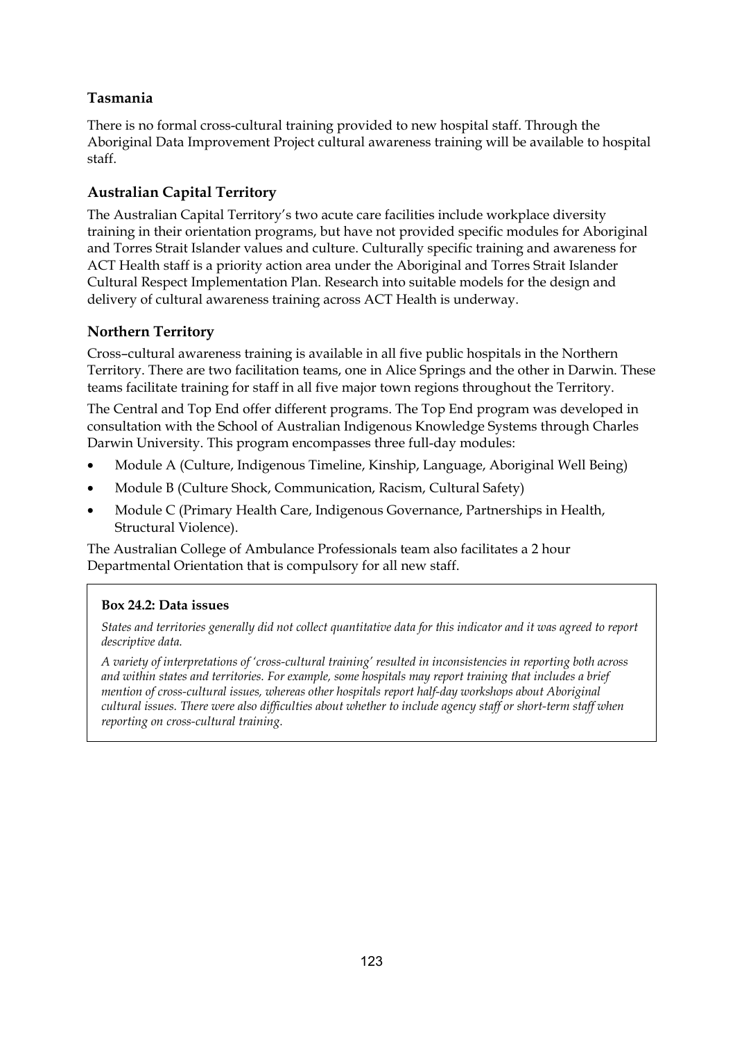### Tasmania

There is no formal cross-cultural training provided to new hospital staff. Through the Aboriginal Data Improvement Project cultural awareness training will be available to hospital staff.

### Australian Capital Territory

The Australian Capital Territory's two acute care facilities include workplace diversity training in their orientation programs, but have not provided specific modules for Aboriginal and Torres Strait Islander values and culture. Culturally specific training and awareness for ACT Health staff is a priority action area under the Aboriginal and Torres Strait Islander Cultural Respect Implementation Plan. Research into suitable models for the design and delivery of cultural awareness training across ACT Health is underway.

### Northern Territory

Cross–cultural awareness training is available in all five public hospitals in the Northern Territory. There are two facilitation teams, one in Alice Springs and the other in Darwin. These teams facilitate training for staff in all five major town regions throughout the Territory.

The Central and Top End offer different programs. The Top End program was developed in consultation with the School of Australian Indigenous Knowledge Systems through Charles Darwin University. This program encompasses three full-day modules:

- Module A (Culture, Indigenous Timeline, Kinship, Language, Aboriginal Well Being)
- Module B (Culture Shock, Communication, Racism, Cultural Safety)
- Module C (Primary Health Care, Indigenous Governance, Partnerships in Health, Structural Violence).

The Australian College of Ambulance Professionals team also facilitates a 2 hour Departmental Orientation that is compulsory for all new staff.

**Box 24.2: Data issues**

*States and territories generally did not collect quantitative data for this indicator and it was agreed to report descriptive data.*

*A variety of interpretations of 'cross-cultural training' resulted in inconsistencies in reporting both across and within states and territories. For example, some hospitals may report training that includes a brief mention of cross-cultural issues, whereas other hospitals report half-day workshops about Aboriginal cultural issues. There were also difficulties about whether to include agency staff or short-term staff when reporting on cross-cultural training.*